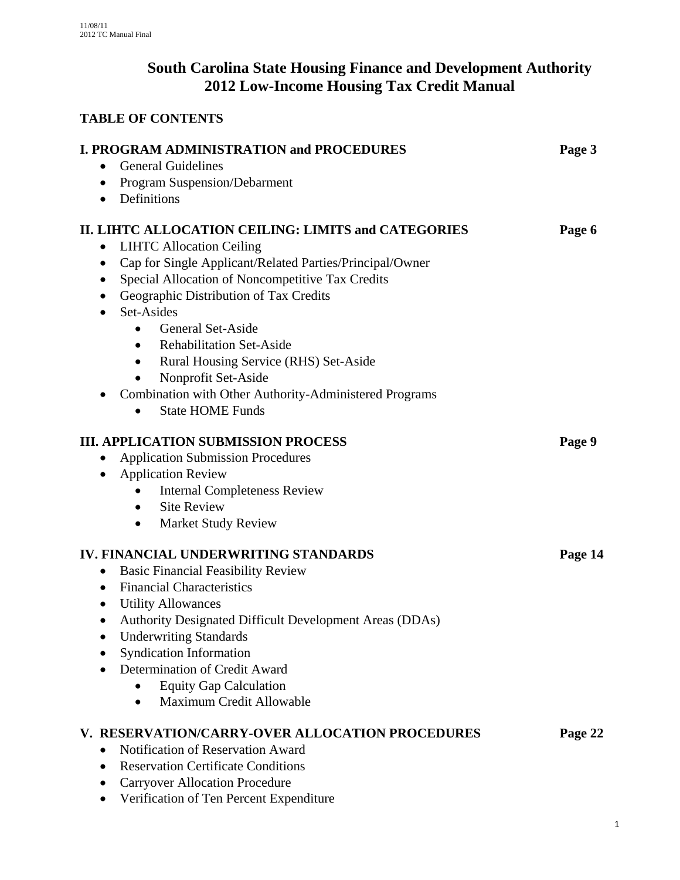# South Carolina State Housing Finance and Development Authority
# 2012 Low-Income Housing Tax Credit Manual

## TABLE OF CONTENTS

**I. PROGRAM ADMINISTRATION and PROCEDURES** **Page 3**

- General Guidelines
- Program Suspension/Debarment
- Definitions

**II. LIHTC ALLOCATION CEILING: LIMITS and CATEGORIES** **Page 6**

- LIHTC Allocation Ceiling
- Cap for Single Applicant/Related Parties/Principal/Owner
- Special Allocation of Noncompetitive Tax Credits
- Geographic Distribution of Tax Credits
- Set-Asides
  - General Set-Aside
  - Rehabilitation Set-Aside
  - Rural Housing Service (RHS) Set-Aside
  - Nonprofit Set-Aside
- Combination with Other Authority-Administered Programs
  - State HOME Funds

**III. APPLICATION SUBMISSION PROCESS** **Page 9**

- Application Submission Procedures
- Application Review
  - Internal Completeness Review
  - Site Review
  - Market Study Review

**IV. FINANCIAL UNDERWRITING STANDARDS** **Page 14**

- Basic Financial Feasibility Review
- Financial Characteristics
- Utility Allowances
- Authority Designated Difficult Development Areas (DDAs)
- Underwriting Standards
- Syndication Information
- Determination of Credit Award
  - Equity Gap Calculation
  - Maximum Credit Allowable

**V. RESERVATION/CARRY-OVER ALLOCATION PROCEDURES** **Page 22**

- Notification of Reservation Award
- Reservation Certificate Conditions
- Carryover Allocation Procedure
- Verification of Ten Percent Expenditure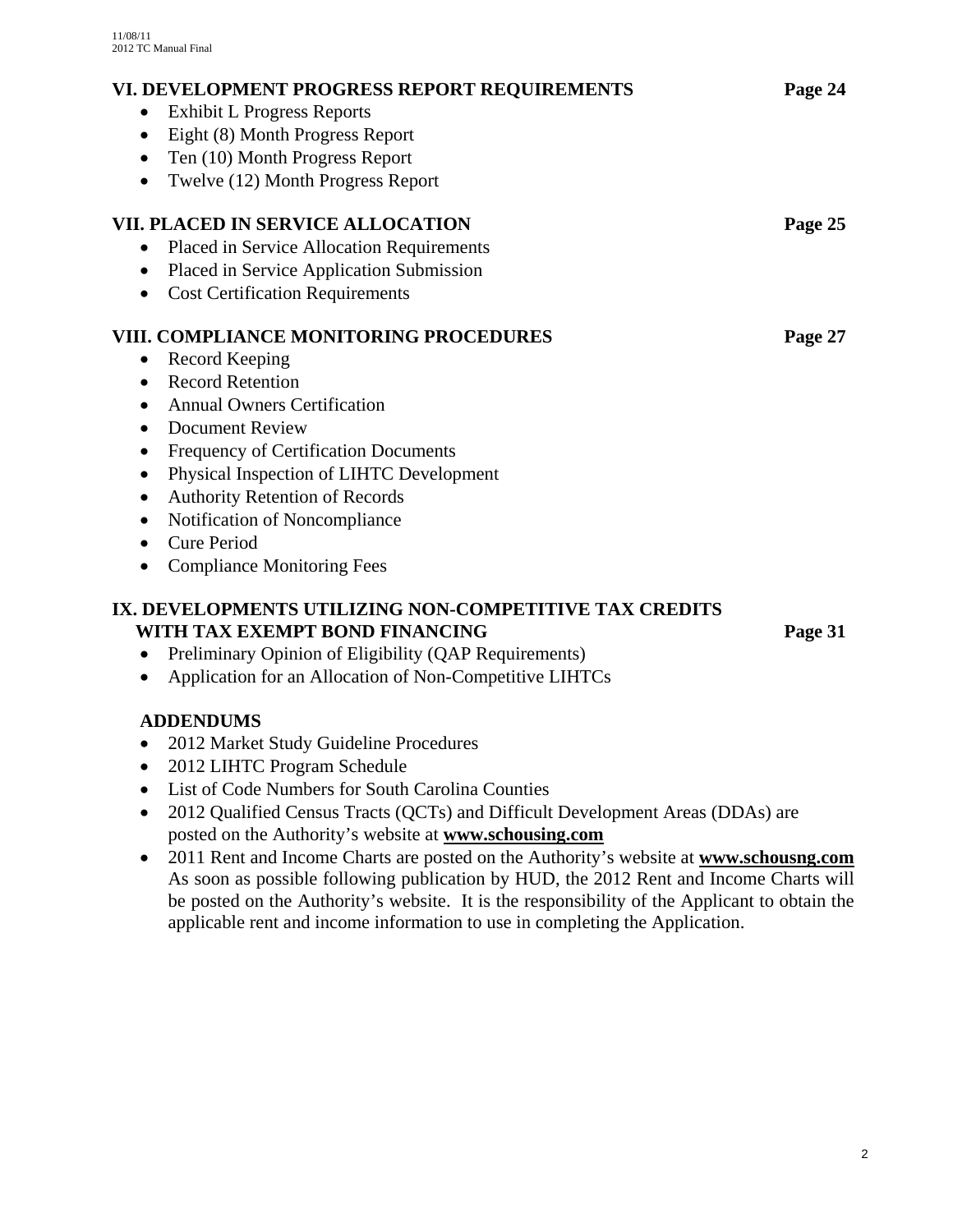**VI. DEVELOPMENT PROGRESS REPORT REQUIREMENTS** **Page 24**

- Exhibit L Progress Reports
- Eight (8) Month Progress Report
- Ten (10) Month Progress Report
- Twelve (12) Month Progress Report

**VII. PLACED IN SERVICE ALLOCATION** **Page 25**

- Placed in Service Allocation Requirements
- Placed in Service Application Submission
- Cost Certification Requirements

**VIII. COMPLIANCE MONITORING PROCEDURES** **Page 27**

- Record Keeping
- Record Retention
- Annual Owners Certification
- Document Review
- Frequency of Certification Documents
- Physical Inspection of LIHTC Development
- Authority Retention of Records
- Notification of Noncompliance
- Cure Period
- Compliance Monitoring Fees

**IX. DEVELOPMENTS UTILIZING NON-COMPETITIVE TAX CREDITS WITH TAX EXEMPT BOND FINANCING** **Page 31**

- Preliminary Opinion of Eligibility (QAP Requirements)
- Application for an Allocation of Non-Competitive LIHTCs

**ADDENDUMS**

- 2012 Market Study Guideline Procedures
- 2012 LIHTC Program Schedule
- List of Code Numbers for South Carolina Counties
- 2012 Qualified Census Tracts (QCTs) and Difficult Development Areas (DDAs) are posted on the Authority's website at **www.schousing.com**
- 2011 Rent and Income Charts are posted on the Authority's website at **www.schousng.com** As soon as possible following publication by HUD, the 2012 Rent and Income Charts will be posted on the Authority's website. It is the responsibility of the Applicant to obtain the applicable rent and income information to use in completing the Application.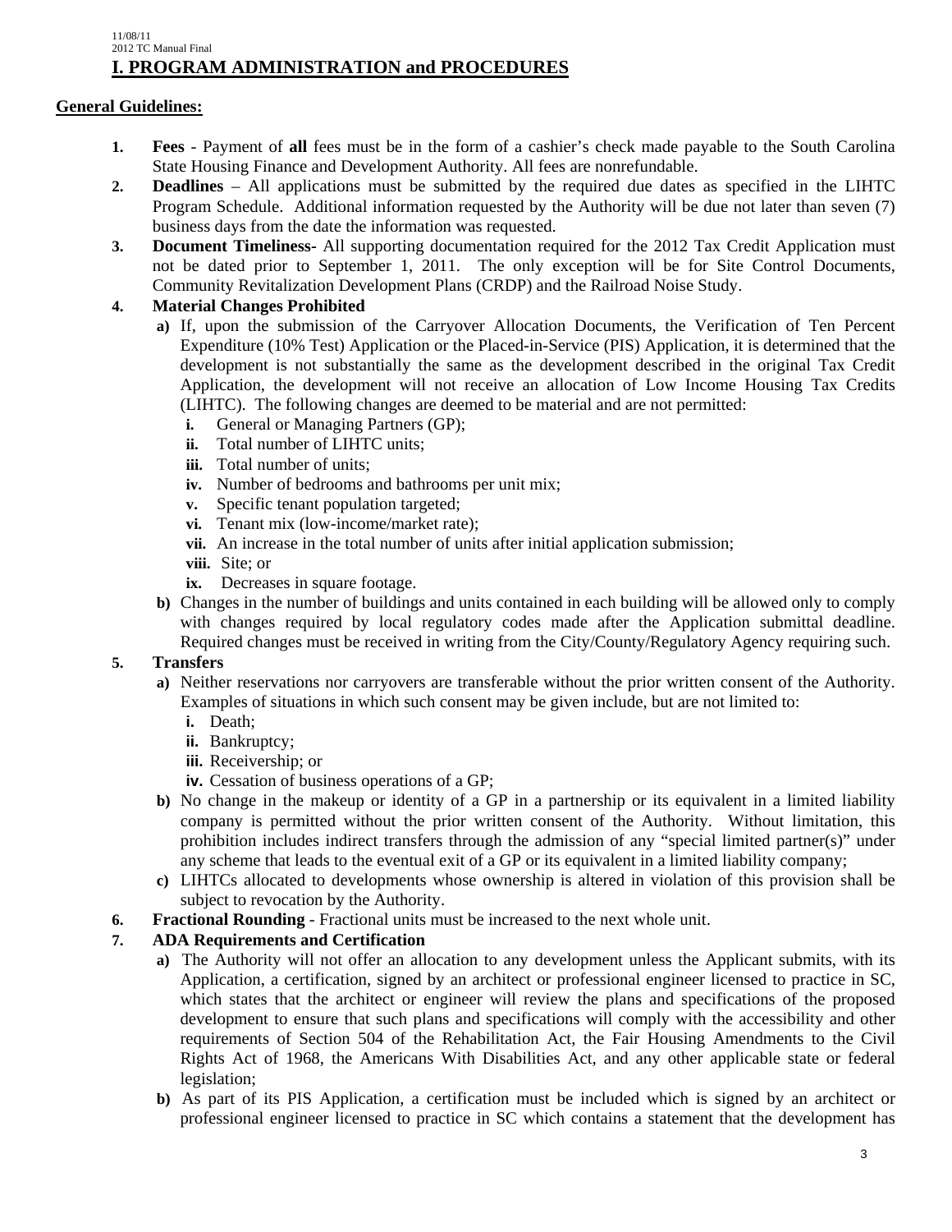# I. PROGRAM ADMINISTRATION and PROCEDURES

## General Guidelines:

1. **Fees** - Payment of **all** fees must be in the form of a cashier's check made payable to the South Carolina State Housing Finance and Development Authority. All fees are nonrefundable.
2. **Deadlines** – All applications must be submitted by the required due dates as specified in the LIHTC Program Schedule. Additional information requested by the Authority will be due not later than seven (7) business days from the date the information was requested.
3. **Document Timeliness-** All supporting documentation required for the 2012 Tax Credit Application must not be dated prior to September 1, 2011. The only exception will be for Site Control Documents, Community Revitalization Development Plans (CRDP) and the Railroad Noise Study.
4. **Material Changes Prohibited**
   - **a)** If, upon the submission of the Carryover Allocation Documents, the Verification of Ten Percent Expenditure (10% Test) Application or the Placed-in-Service (PIS) Application, it is determined that the development is not substantially the same as the development described in the original Tax Credit Application, the development will not receive an allocation of Low Income Housing Tax Credits (LIHTC). The following changes are deemed to be material and are not permitted:
     - **i.** General or Managing Partners (GP);
     - **ii.** Total number of LIHTC units;
     - **iii.** Total number of units;
     - **iv.** Number of bedrooms and bathrooms per unit mix;
     - **v.** Specific tenant population targeted;
     - **vi.** Tenant mix (low-income/market rate);
     - **vii.** An increase in the total number of units after initial application submission;
     - **viii.** Site; or
     - **ix.** Decreases in square footage.
   - **b)** Changes in the number of buildings and units contained in each building will be allowed only to comply with changes required by local regulatory codes made after the Application submittal deadline. Required changes must be received in writing from the City/County/Regulatory Agency requiring such.
5. **Transfers**
   - **a)** Neither reservations nor carryovers are transferable without the prior written consent of the Authority. Examples of situations in which such consent may be given include, but are not limited to:
     - **i.** Death;
     - **ii.** Bankruptcy;
     - **iii.** Receivership; or
     - **iv.** Cessation of business operations of a GP;
   - **b)** No change in the makeup or identity of a GP in a partnership or its equivalent in a limited liability company is permitted without the prior written consent of the Authority. Without limitation, this prohibition includes indirect transfers through the admission of any "special limited partner(s)" under any scheme that leads to the eventual exit of a GP or its equivalent in a limited liability company;
   - **c)** LIHTCs allocated to developments whose ownership is altered in violation of this provision shall be subject to revocation by the Authority.
6. **Fractional Rounding** - Fractional units must be increased to the next whole unit.
7. **ADA Requirements and Certification**
   - **a)** The Authority will not offer an allocation to any development unless the Applicant submits, with its Application, a certification, signed by an architect or professional engineer licensed to practice in SC, which states that the architect or engineer will review the plans and specifications of the proposed development to ensure that such plans and specifications will comply with the accessibility and other requirements of Section 504 of the Rehabilitation Act, the Fair Housing Amendments to the Civil Rights Act of 1968, the Americans With Disabilities Act, and any other applicable state or federal legislation;
   - **b)** As part of its PIS Application, a certification must be included which is signed by an architect or professional engineer licensed to practice in SC which contains a statement that the development has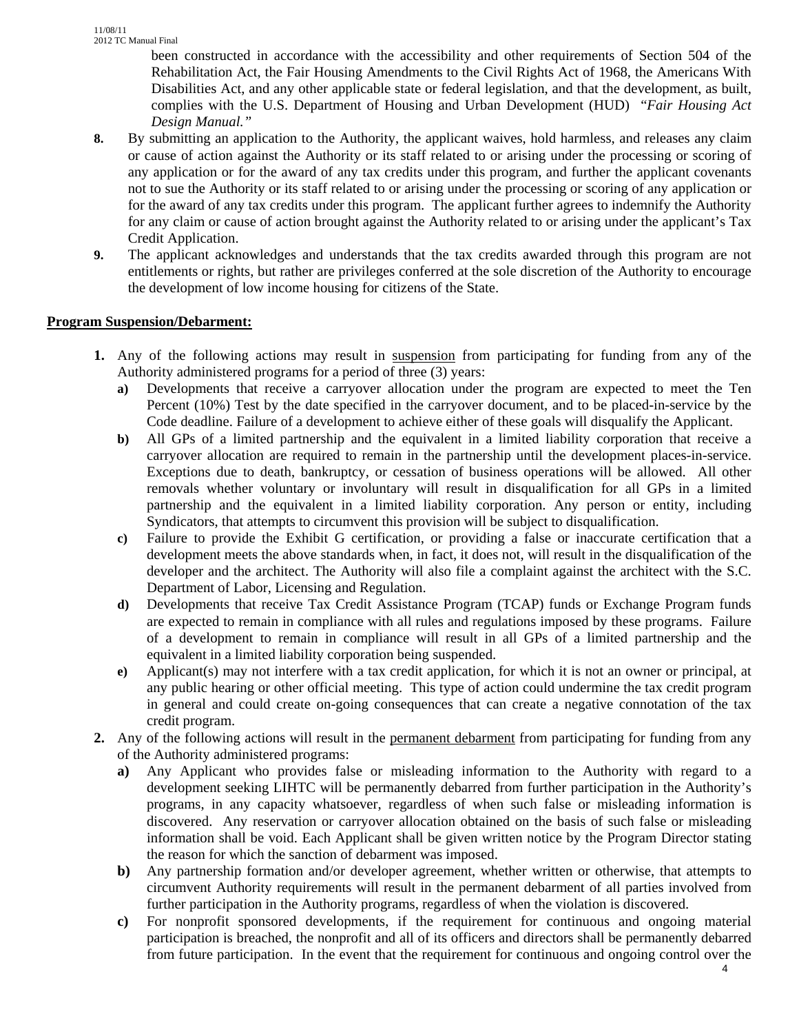been constructed in accordance with the accessibility and other requirements of Section 504 of the Rehabilitation Act, the Fair Housing Amendments to the Civil Rights Act of 1968, the Americans With Disabilities Act, and any other applicable state or federal legislation, and that the development, as built, complies with the U.S. Department of Housing and Urban Development (HUD) *"Fair Housing Act Design Manual."*

**8.** By submitting an application to the Authority, the applicant waives, hold harmless, and releases any claim or cause of action against the Authority or its staff related to or arising under the processing or scoring of any application or for the award of any tax credits under this program, and further the applicant covenants not to sue the Authority or its staff related to or arising under the processing or scoring of any application or for the award of any tax credits under this program. The applicant further agrees to indemnify the Authority for any claim or cause of action brought against the Authority related to or arising under the applicant's Tax Credit Application.

**9.** The applicant acknowledges and understands that the tax credits awarded through this program are not entitlements or rights, but rather are privileges conferred at the sole discretion of the Authority to encourage the development of low income housing for citizens of the State.

**Program Suspension/Debarment:**

**1.** Any of the following actions may result in suspension from participating for funding from any of the Authority administered programs for a period of three (3) years:

   **a)** Developments that receive a carryover allocation under the program are expected to meet the Ten Percent (10%) Test by the date specified in the carryover document, and to be placed-in-service by the Code deadline. Failure of a development to achieve either of these goals will disqualify the Applicant.

   **b)** All GPs of a limited partnership and the equivalent in a limited liability corporation that receive a carryover allocation are required to remain in the partnership until the development places-in-service. Exceptions due to death, bankruptcy, or cessation of business operations will be allowed. All other removals whether voluntary or involuntary will result in disqualification for all GPs in a limited partnership and the equivalent in a limited liability corporation. Any person or entity, including Syndicators, that attempts to circumvent this provision will be subject to disqualification.

   **c)** Failure to provide the Exhibit G certification, or providing a false or inaccurate certification that a development meets the above standards when, in fact, it does not, will result in the disqualification of the developer and the architect. The Authority will also file a complaint against the architect with the S.C. Department of Labor, Licensing and Regulation.

   **d)** Developments that receive Tax Credit Assistance Program (TCAP) funds or Exchange Program funds are expected to remain in compliance with all rules and regulations imposed by these programs. Failure of a development to remain in compliance will result in all GPs of a limited partnership and the equivalent in a limited liability corporation being suspended.

   **e)** Applicant(s) may not interfere with a tax credit application, for which it is not an owner or principal, at any public hearing or other official meeting. This type of action could undermine the tax credit program in general and could create on-going consequences that can create a negative connotation of the tax credit program.

**2.** Any of the following actions will result in the permanent debarment from participating for funding from any of the Authority administered programs:

   **a)** Any Applicant who provides false or misleading information to the Authority with regard to a development seeking LIHTC will be permanently debarred from further participation in the Authority's programs, in any capacity whatsoever, regardless of when such false or misleading information is discovered. Any reservation or carryover allocation obtained on the basis of such false or misleading information shall be void. Each Applicant shall be given written notice by the Program Director stating the reason for which the sanction of debarment was imposed.

   **b)** Any partnership formation and/or developer agreement, whether written or otherwise, that attempts to circumvent Authority requirements will result in the permanent debarment of all parties involved from further participation in the Authority programs, regardless of when the violation is discovered.

   **c)** For nonprofit sponsored developments, if the requirement for continuous and ongoing material participation is breached, the nonprofit and all of its officers and directors shall be permanently debarred from future participation. In the event that the requirement for continuous and ongoing control over the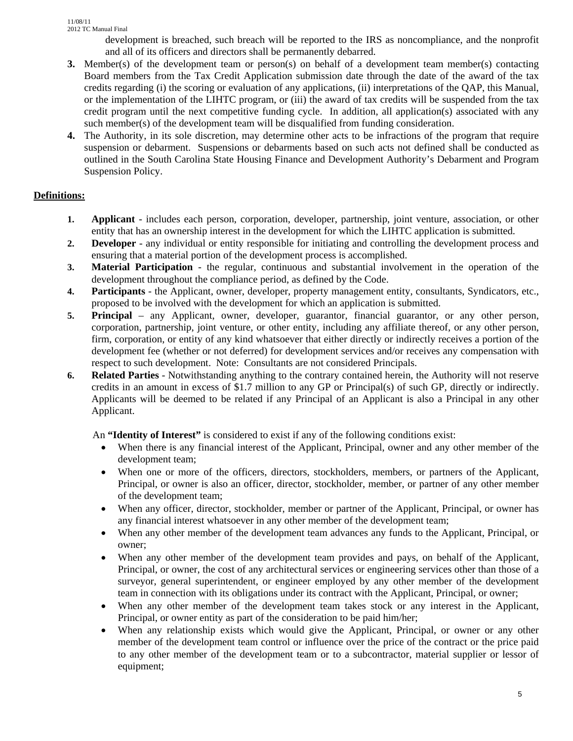development is breached, such breach will be reported to the IRS as noncompliance, and the nonprofit and all of its officers and directors shall be permanently debarred.

3. Member(s) of the development team or person(s) on behalf of a development team member(s) contacting Board members from the Tax Credit Application submission date through the date of the award of the tax credits regarding (i) the scoring or evaluation of any applications, (ii) interpretations of the QAP, this Manual, or the implementation of the LIHTC program, or (iii) the award of tax credits will be suspended from the tax credit program until the next competitive funding cycle. In addition, all application(s) associated with any such member(s) of the development team will be disqualified from funding consideration.
4. The Authority, in its sole discretion, may determine other acts to be infractions of the program that require suspension or debarment. Suspensions or debarments based on such acts not defined shall be conducted as outlined in the South Carolina State Housing Finance and Development Authority's Debarment and Program Suspension Policy.

## Definitions:

1. **Applicant** - includes each person, corporation, developer, partnership, joint venture, association, or other entity that has an ownership interest in the development for which the LIHTC application is submitted.
2. **Developer** - any individual or entity responsible for initiating and controlling the development process and ensuring that a material portion of the development process is accomplished.
3. **Material Participation** - the regular, continuous and substantial involvement in the operation of the development throughout the compliance period, as defined by the Code.
4. **Participants** - the Applicant, owner, developer, property management entity, consultants, Syndicators, etc., proposed to be involved with the development for which an application is submitted.
5. **Principal** – any Applicant, owner, developer, guarantor, financial guarantor, or any other person, corporation, partnership, joint venture, or other entity, including any affiliate thereof, or any other person, firm, corporation, or entity of any kind whatsoever that either directly or indirectly receives a portion of the development fee (whether or not deferred) for development services and/or receives any compensation with respect to such development. Note: Consultants are not considered Principals.
6. **Related Parties** - Notwithstanding anything to the contrary contained herein, the Authority will not reserve credits in an amount in excess of $1.7 million to any GP or Principal(s) of such GP, directly or indirectly. Applicants will be deemed to be related if any Principal of an Applicant is also a Principal in any other Applicant.

   An **"Identity of Interest"** is considered to exist if any of the following conditions exist:

   - When there is any financial interest of the Applicant, Principal, owner and any other member of the development team;
   - When one or more of the officers, directors, stockholders, members, or partners of the Applicant, Principal, or owner is also an officer, director, stockholder, member, or partner of any other member of the development team;
   - When any officer, director, stockholder, member or partner of the Applicant, Principal, or owner has any financial interest whatsoever in any other member of the development team;
   - When any other member of the development team advances any funds to the Applicant, Principal, or owner;
   - When any other member of the development team provides and pays, on behalf of the Applicant, Principal, or owner, the cost of any architectural services or engineering services other than those of a surveyor, general superintendent, or engineer employed by any other member of the development team in connection with its obligations under its contract with the Applicant, Principal, or owner;
   - When any other member of the development team takes stock or any interest in the Applicant, Principal, or owner entity as part of the consideration to be paid him/her;
   - When any relationship exists which would give the Applicant, Principal, or owner or any other member of the development team control or influence over the price of the contract or the price paid to any other member of the development team or to a subcontractor, material supplier or lessor of equipment;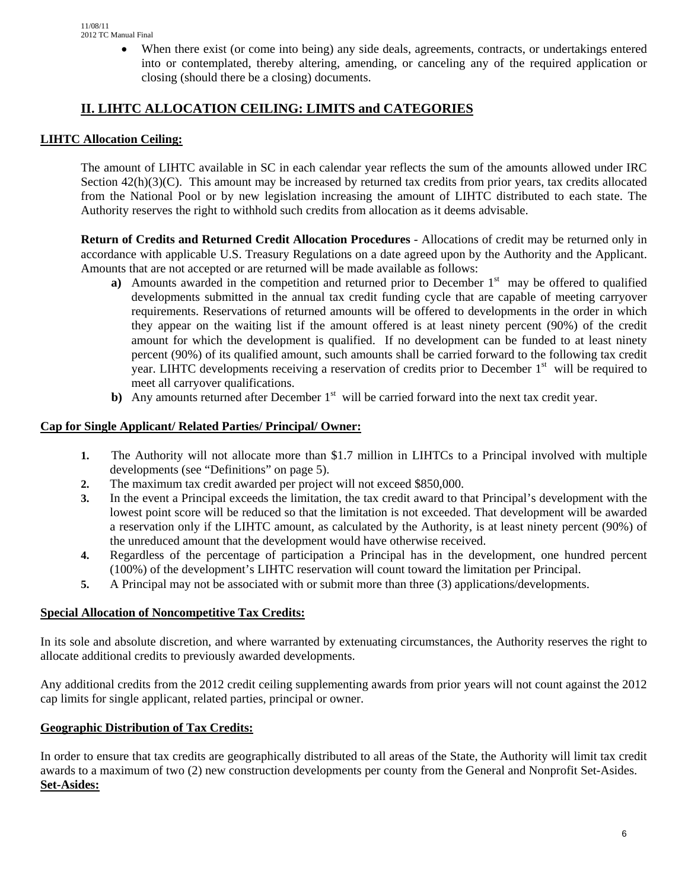- When there exist (or come into being) any side deals, agreements, contracts, or undertakings entered into or contemplated, thereby altering, amending, or canceling any of the required application or closing (should there be a closing) documents.

## II. LIHTC ALLOCATION CEILING: LIMITS and CATEGORIES

**LIHTC Allocation Ceiling:**

The amount of LIHTC available in SC in each calendar year reflects the sum of the amounts allowed under IRC Section 42(h)(3)(C). This amount may be increased by returned tax credits from prior years, tax credits allocated from the National Pool or by new legislation increasing the amount of LIHTC distributed to each state. The Authority reserves the right to withhold such credits from allocation as it deems advisable.

**Return of Credits and Returned Credit Allocation Procedures** - Allocations of credit may be returned only in accordance with applicable U.S. Treasury Regulations on a date agreed upon by the Authority and the Applicant. Amounts that are not accepted or are returned will be made available as follows:

**a)** Amounts awarded in the competition and returned prior to December 1st may be offered to qualified developments submitted in the annual tax credit funding cycle that are capable of meeting carryover requirements. Reservations of returned amounts will be offered to developments in the order in which they appear on the waiting list if the amount offered is at least ninety percent (90%) of the credit amount for which the development is qualified. If no development can be funded to at least ninety percent (90%) of its qualified amount, such amounts shall be carried forward to the following tax credit year. LIHTC developments receiving a reservation of credits prior to December 1st will be required to meet all carryover qualifications.

**b)** Any amounts returned after December 1st will be carried forward into the next tax credit year.

**Cap for Single Applicant/ Related Parties/ Principal/ Owner:**

1. The Authority will not allocate more than $1.7 million in LIHTCs to a Principal involved with multiple developments (see "Definitions" on page 5).
2. The maximum tax credit awarded per project will not exceed $850,000.
3. In the event a Principal exceeds the limitation, the tax credit award to that Principal's development with the lowest point score will be reduced so that the limitation is not exceeded. That development will be awarded a reservation only if the LIHTC amount, as calculated by the Authority, is at least ninety percent (90%) of the unreduced amount that the development would have otherwise received.
4. Regardless of the percentage of participation a Principal has in the development, one hundred percent (100%) of the development's LIHTC reservation will count toward the limitation per Principal.
5. A Principal may not be associated with or submit more than three (3) applications/developments.

**Special Allocation of Noncompetitive Tax Credits:**

In its sole and absolute discretion, and where warranted by extenuating circumstances, the Authority reserves the right to allocate additional credits to previously awarded developments.

Any additional credits from the 2012 credit ceiling supplementing awards from prior years will not count against the 2012 cap limits for single applicant, related parties, principal or owner.

**Geographic Distribution of Tax Credits:**

In order to ensure that tax credits are geographically distributed to all areas of the State, the Authority will limit tax credit awards to a maximum of two (2) new construction developments per county from the General and Nonprofit Set-Asides.

**Set-Asides:**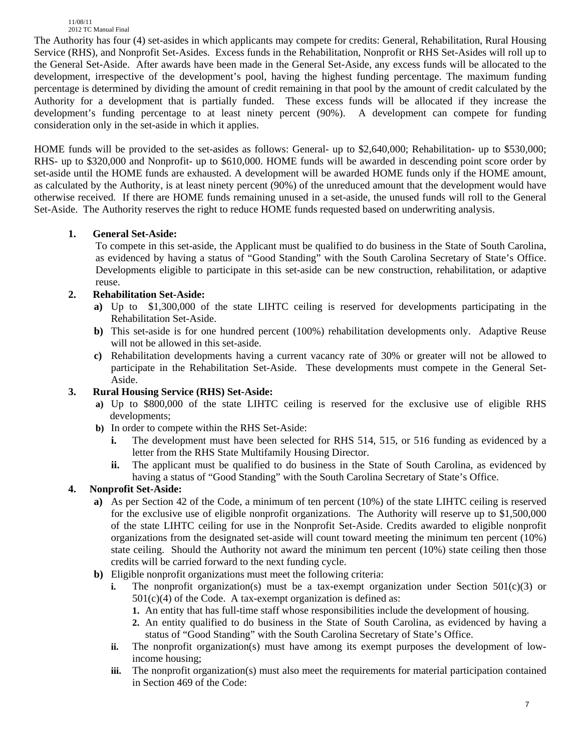The Authority has four (4) set-asides in which applicants may compete for credits: General, Rehabilitation, Rural Housing Service (RHS), and Nonprofit Set-Asides. Excess funds in the Rehabilitation, Nonprofit or RHS Set-Asides will roll up to the General Set-Aside. After awards have been made in the General Set-Aside, any excess funds will be allocated to the development, irrespective of the development's pool, having the highest funding percentage. The maximum funding percentage is determined by dividing the amount of credit remaining in that pool by the amount of credit calculated by the Authority for a development that is partially funded. These excess funds will be allocated if they increase the development's funding percentage to at least ninety percent (90%). A development can compete for funding consideration only in the set-aside in which it applies.

HOME funds will be provided to the set-asides as follows: General- up to $2,640,000; Rehabilitation- up to $530,000; RHS- up to $320,000 and Nonprofit- up to $610,000. HOME funds will be awarded in descending point score order by set-aside until the HOME funds are exhausted. A development will be awarded HOME funds only if the HOME amount, as calculated by the Authority, is at least ninety percent (90%) of the unreduced amount that the development would have otherwise received. If there are HOME funds remaining unused in a set-aside, the unused funds will roll to the General Set-Aside. The Authority reserves the right to reduce HOME funds requested based on underwriting analysis.

1. **General Set-Aside:**
   To compete in this set-aside, the Applicant must be qualified to do business in the State of South Carolina, as evidenced by having a status of "Good Standing" with the South Carolina Secretary of State's Office. Developments eligible to participate in this set-aside can be new construction, rehabilitation, or adaptive reuse.

2. **Rehabilitation Set-Aside:**
   - **a)** Up to $1,300,000 of the state LIHTC ceiling is reserved for developments participating in the Rehabilitation Set-Aside.
   - **b)** This set-aside is for one hundred percent (100%) rehabilitation developments only. Adaptive Reuse will not be allowed in this set-aside.
   - **c)** Rehabilitation developments having a current vacancy rate of 30% or greater will not be allowed to participate in the Rehabilitation Set-Aside. These developments must compete in the General Set-Aside.

3. **Rural Housing Service (RHS) Set-Aside:**
   - **a)** Up to $800,000 of the state LIHTC ceiling is reserved for the exclusive use of eligible RHS developments;
   - **b)** In order to compete within the RHS Set-Aside:
     - **i.** The development must have been selected for RHS 514, 515, or 516 funding as evidenced by a letter from the RHS State Multifamily Housing Director.
     - **ii.** The applicant must be qualified to do business in the State of South Carolina, as evidenced by having a status of "Good Standing" with the South Carolina Secretary of State's Office.

4. **Nonprofit Set-Aside:**
   - **a)** As per Section 42 of the Code, a minimum of ten percent (10%) of the state LIHTC ceiling is reserved for the exclusive use of eligible nonprofit organizations. The Authority will reserve up to $1,500,000 of the state LIHTC ceiling for use in the Nonprofit Set-Aside. Credits awarded to eligible nonprofit organizations from the designated set-aside will count toward meeting the minimum ten percent (10%) state ceiling. Should the Authority not award the minimum ten percent (10%) state ceiling then those credits will be carried forward to the next funding cycle.
   - **b)** Eligible nonprofit organizations must meet the following criteria:
     - **i.** The nonprofit organization(s) must be a tax-exempt organization under Section 501(c)(3) or 501(c)(4) of the Code. A tax-exempt organization is defined as:
       1. An entity that has full-time staff whose responsibilities include the development of housing.
       2. An entity qualified to do business in the State of South Carolina, as evidenced by having a status of "Good Standing" with the South Carolina Secretary of State's Office.
     - **ii.** The nonprofit organization(s) must have among its exempt purposes the development of low-income housing;
     - **iii.** The nonprofit organization(s) must also meet the requirements for material participation contained in Section 469 of the Code: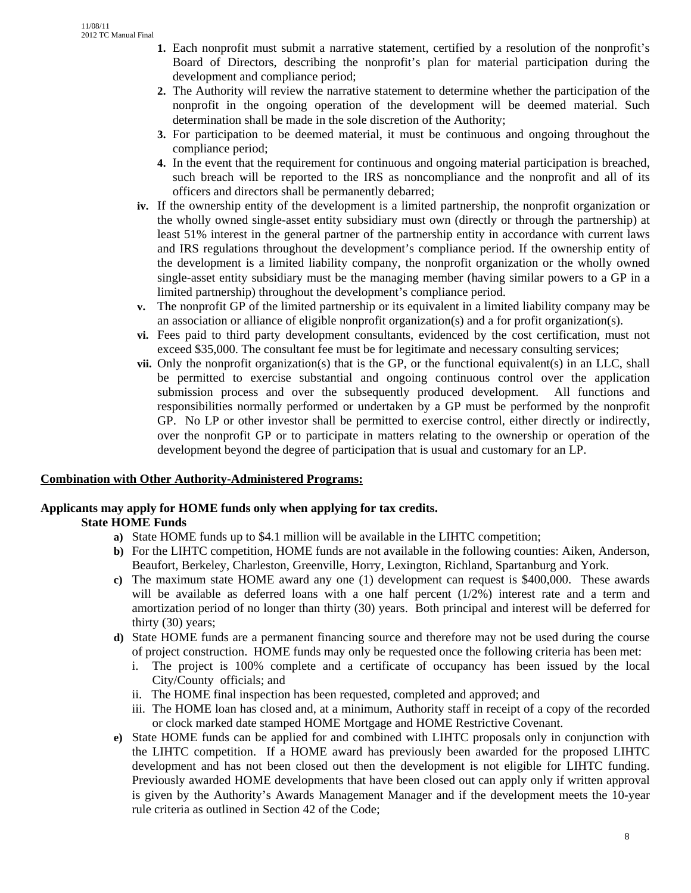1. Each nonprofit must submit a narrative statement, certified by a resolution of the nonprofit's Board of Directors, describing the nonprofit's plan for material participation during the development and compliance period;
2. The Authority will review the narrative statement to determine whether the participation of the nonprofit in the ongoing operation of the development will be deemed material. Such determination shall be made in the sole discretion of the Authority;
3. For participation to be deemed material, it must be continuous and ongoing throughout the compliance period;
4. In the event that the requirement for continuous and ongoing material participation is breached, such breach will be reported to the IRS as noncompliance and the nonprofit and all of its officers and directors shall be permanently debarred;

**iv.** If the ownership entity of the development is a limited partnership, the nonprofit organization or the wholly owned single-asset entity subsidiary must own (directly or through the partnership) at least 51% interest in the general partner of the partnership entity in accordance with current laws and IRS regulations throughout the development's compliance period. If the ownership entity of the development is a limited liability company, the nonprofit organization or the wholly owned single-asset entity subsidiary must be the managing member (having similar powers to a GP in a limited partnership) throughout the development's compliance period.

**v.** The nonprofit GP of the limited partnership or its equivalent in a limited liability company may be an association or alliance of eligible nonprofit organization(s) and a for profit organization(s).

**vi.** Fees paid to third party development consultants, evidenced by the cost certification, must not exceed $35,000. The consultant fee must be for legitimate and necessary consulting services;

**vii.** Only the nonprofit organization(s) that is the GP, or the functional equivalent(s) in an LLC, shall be permitted to exercise substantial and ongoing continuous control over the application submission process and over the subsequently produced development. All functions and responsibilities normally performed or undertaken by a GP must be performed by the nonprofit GP. No LP or other investor shall be permitted to exercise control, either directly or indirectly, over the nonprofit GP or to participate in matters relating to the ownership or operation of the development beyond the degree of participation that is usual and customary for an LP.

**Combination with Other Authority-Administered Programs:**

**Applicants may apply for HOME funds only when applying for tax credits.**

**State HOME Funds**

**a)** State HOME funds up to $4.1 million will be available in the LIHTC competition;

**b)** For the LIHTC competition, HOME funds are not available in the following counties: Aiken, Anderson, Beaufort, Berkeley, Charleston, Greenville, Horry, Lexington, Richland, Spartanburg and York.

**c)** The maximum state HOME award any one (1) development can request is $400,000. These awards will be available as deferred loans with a one half percent (1/2%) interest rate and a term and amortization period of no longer than thirty (30) years. Both principal and interest will be deferred for thirty (30) years;

**d)** State HOME funds are a permanent financing source and therefore may not be used during the course of project construction. HOME funds may only be requested once the following criteria has been met:

i. The project is 100% complete and a certificate of occupancy has been issued by the local City/County officials; and

ii. The HOME final inspection has been requested, completed and approved; and

iii. The HOME loan has closed and, at a minimum, Authority staff in receipt of a copy of the recorded or clock marked date stamped HOME Mortgage and HOME Restrictive Covenant.

**e)** State HOME funds can be applied for and combined with LIHTC proposals only in conjunction with the LIHTC competition. If a HOME award has previously been awarded for the proposed LIHTC development and has not been closed out then the development is not eligible for LIHTC funding. Previously awarded HOME developments that have been closed out can apply only if written approval is given by the Authority's Awards Management Manager and if the development meets the 10-year rule criteria as outlined in Section 42 of the Code;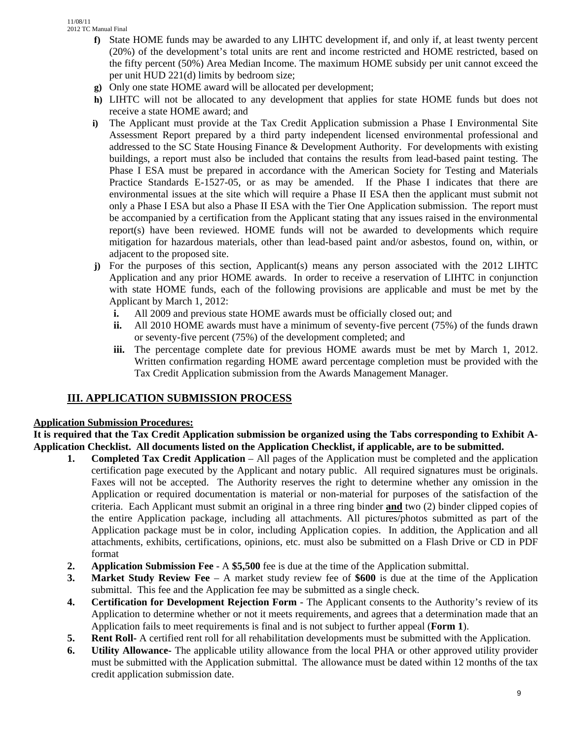- **f)** State HOME funds may be awarded to any LIHTC development if, and only if, at least twenty percent (20%) of the development's total units are rent and income restricted and HOME restricted, based on the fifty percent (50%) Area Median Income. The maximum HOME subsidy per unit cannot exceed the per unit HUD 221(d) limits by bedroom size;
- **g)** Only one state HOME award will be allocated per development;
- **h)** LIHTC will not be allocated to any development that applies for state HOME funds but does not receive a state HOME award; and
- **i)** The Applicant must provide at the Tax Credit Application submission a Phase I Environmental Site Assessment Report prepared by a third party independent licensed environmental professional and addressed to the SC State Housing Finance & Development Authority. For developments with existing buildings, a report must also be included that contains the results from lead-based paint testing. The Phase I ESA must be prepared in accordance with the American Society for Testing and Materials Practice Standards E-1527-05, or as may be amended. If the Phase I indicates that there are environmental issues at the site which will require a Phase II ESA then the applicant must submit not only a Phase I ESA but also a Phase II ESA with the Tier One Application submission. The report must be accompanied by a certification from the Applicant stating that any issues raised in the environmental report(s) have been reviewed. HOME funds will not be awarded to developments which require mitigation for hazardous materials, other than lead-based paint and/or asbestos, found on, within, or adjacent to the proposed site.
- **j)** For the purposes of this section, Applicant(s) means any person associated with the 2012 LIHTC Application and any prior HOME awards. In order to receive a reservation of LIHTC in conjunction with state HOME funds, each of the following provisions are applicable and must be met by the Applicant by March 1, 2012:
  - **i.** All 2009 and previous state HOME awards must be officially closed out; and
  - **ii.** All 2010 HOME awards must have a minimum of seventy-five percent (75%) of the funds drawn or seventy-five percent (75%) of the development completed; and
  - **iii.** The percentage complete date for previous HOME awards must be met by March 1, 2012. Written confirmation regarding HOME award percentage completion must be provided with the Tax Credit Application submission from the Awards Management Manager.

## III. APPLICATION SUBMISSION PROCESS

**Application Submission Procedures:**

**It is required that the Tax Credit Application submission be organized using the Tabs corresponding to Exhibit A-Application Checklist. All documents listed on the Application Checklist, if applicable, are to be submitted.**

1. **Completed Tax Credit Application** – All pages of the Application must be completed and the application certification page executed by the Applicant and notary public. All required signatures must be originals. Faxes will not be accepted. The Authority reserves the right to determine whether any omission in the Application or required documentation is material or non-material for purposes of the satisfaction of the criteria. Each Applicant must submit an original in a three ring binder **and** two (2) binder clipped copies of the entire Application package, including all attachments. All pictures/photos submitted as part of the Application package must be in color, including Application copies. In addition, the Application and all attachments, exhibits, certifications, opinions, etc. must also be submitted on a Flash Drive or CD in PDF format
2. **Application Submission Fee** - A **$5,500** fee is due at the time of the Application submittal.
3. **Market Study Review Fee** – A market study review fee of **$600** is due at the time of the Application submittal. This fee and the Application fee may be submitted as a single check.
4. **Certification for Development Rejection Form** - The Applicant consents to the Authority's review of its Application to determine whether or not it meets requirements, and agrees that a determination made that an Application fails to meet requirements is final and is not subject to further appeal (**Form 1**).
5. **Rent Roll**- A certified rent roll for all rehabilitation developments must be submitted with the Application.
6. **Utility Allowance**- The applicable utility allowance from the local PHA or other approved utility provider must be submitted with the Application submittal. The allowance must be dated within 12 months of the tax credit application submission date.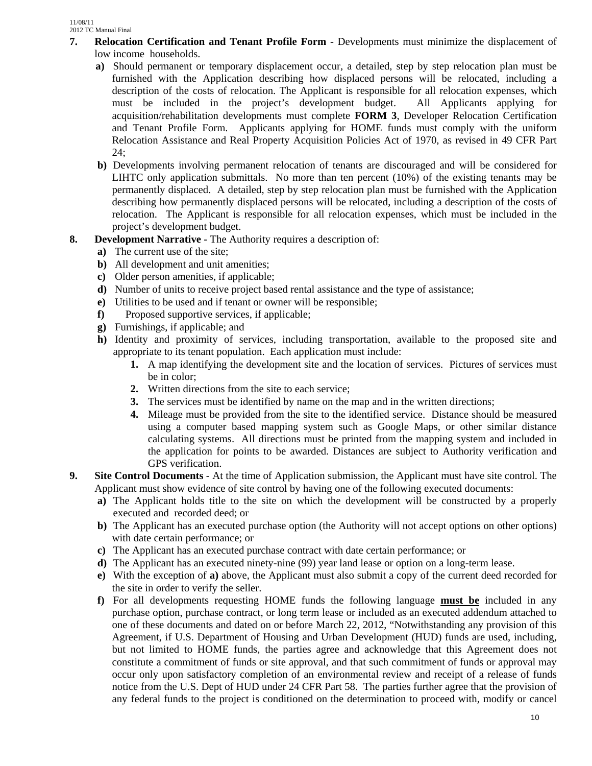**7. Relocation Certification and Tenant Profile Form** - Developments must minimize the displacement of low income households.

- **a)** Should permanent or temporary displacement occur, a detailed, step by step relocation plan must be furnished with the Application describing how displaced persons will be relocated, including a description of the costs of relocation. The Applicant is responsible for all relocation expenses, which must be included in the project's development budget. All Applicants applying for acquisition/rehabilitation developments must complete **FORM 3**, Developer Relocation Certification and Tenant Profile Form. Applicants applying for HOME funds must comply with the uniform Relocation Assistance and Real Property Acquisition Policies Act of 1970, as revised in 49 CFR Part 24;
- **b)** Developments involving permanent relocation of tenants are discouraged and will be considered for LIHTC only application submittals. No more than ten percent (10%) of the existing tenants may be permanently displaced. A detailed, step by step relocation plan must be furnished with the Application describing how permanently displaced persons will be relocated, including a description of the costs of relocation. The Applicant is responsible for all relocation expenses, which must be included in the project's development budget.

**8. Development Narrative** - The Authority requires a description of:

- **a)** The current use of the site;
- **b)** All development and unit amenities;
- **c)** Older person amenities, if applicable;
- **d)** Number of units to receive project based rental assistance and the type of assistance;
- **e)** Utilities to be used and if tenant or owner will be responsible;
- **f)** Proposed supportive services, if applicable;
- **g)** Furnishings, if applicable; and
- **h)** Identity and proximity of services, including transportation, available to the proposed site and appropriate to its tenant population. Each application must include:
  1. A map identifying the development site and the location of services. Pictures of services must be in color;
  2. Written directions from the site to each service;
  3. The services must be identified by name on the map and in the written directions;
  4. Mileage must be provided from the site to the identified service. Distance should be measured using a computer based mapping system such as Google Maps, or other similar distance calculating systems. All directions must be printed from the mapping system and included in the application for points to be awarded. Distances are subject to Authority verification and GPS verification.

**9. Site Control Documents** - At the time of Application submission, the Applicant must have site control. The Applicant must show evidence of site control by having one of the following executed documents:

- **a)** The Applicant holds title to the site on which the development will be constructed by a properly executed and recorded deed; or
- **b)** The Applicant has an executed purchase option (the Authority will not accept options on other options) with date certain performance; or
- **c)** The Applicant has an executed purchase contract with date certain performance; or
- **d)** The Applicant has an executed ninety-nine (99) year land lease or option on a long-term lease.
- **e)** With the exception of **a)** above, the Applicant must also submit a copy of the current deed recorded for the site in order to verify the seller.
- **f)** For all developments requesting HOME funds the following language **must be** included in any purchase option, purchase contract, or long term lease or included as an executed addendum attached to one of these documents and dated on or before March 22, 2012, "Notwithstanding any provision of this Agreement, if U.S. Department of Housing and Urban Development (HUD) funds are used, including, but not limited to HOME funds, the parties agree and acknowledge that this Agreement does not constitute a commitment of funds or site approval, and that such commitment of funds or approval may occur only upon satisfactory completion of an environmental review and receipt of a release of funds notice from the U.S. Dept of HUD under 24 CFR Part 58. The parties further agree that the provision of any federal funds to the project is conditioned on the determination to proceed with, modify or cancel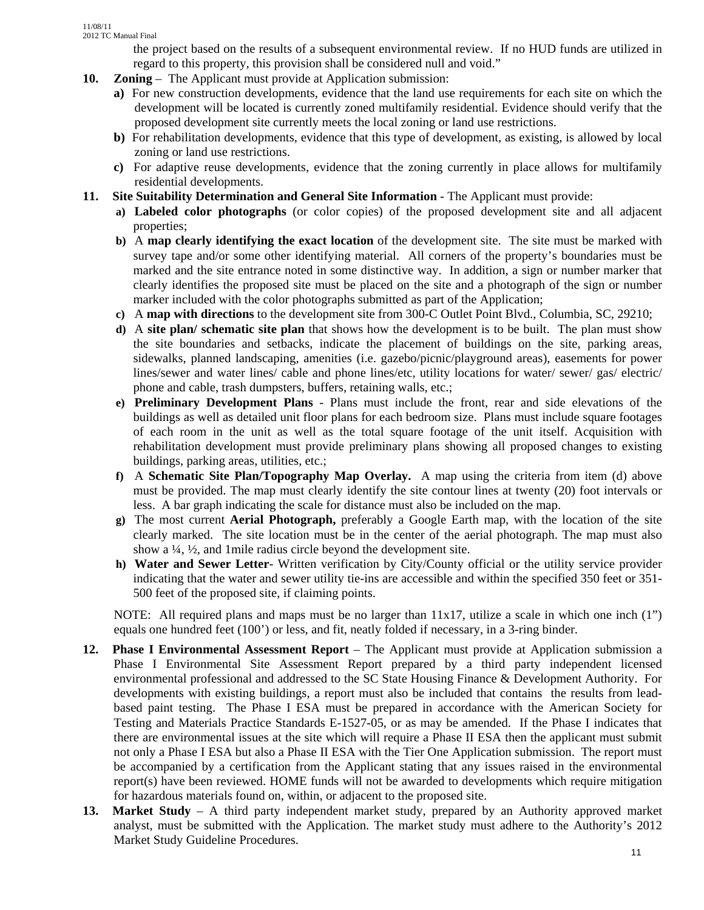the project based on the results of a subsequent environmental review. If no HUD funds are utilized in regard to this property, this provision shall be considered null and void."

10. **Zoning** – The Applicant must provide at Application submission:
    - **a)** For new construction developments, evidence that the land use requirements for each site on which the development will be located is currently zoned multifamily residential. Evidence should verify that the proposed development site currently meets the local zoning or land use restrictions.
    - **b)** For rehabilitation developments, evidence that this type of development, as existing, is allowed by local zoning or land use restrictions.
    - **c)** For adaptive reuse developments, evidence that the zoning currently in place allows for multifamily residential developments.

11. **Site Suitability Determination and General Site Information** - The Applicant must provide:
    - **a) Labeled color photographs** (or color copies) of the proposed development site and all adjacent properties;
    - **b)** A **map clearly identifying the exact location** of the development site. The site must be marked with survey tape and/or some other identifying material. All corners of the property's boundaries must be marked and the site entrance noted in some distinctive way. In addition, a sign or number marker that clearly identifies the proposed site must be placed on the site and a photograph of the sign or number marker included with the color photographs submitted as part of the Application;
    - **c)** A **map with directions** to the development site from 300-C Outlet Point Blvd., Columbia, SC, 29210;
    - **d)** A **site plan/ schematic site plan** that shows how the development is to be built. The plan must show the site boundaries and setbacks, indicate the placement of buildings on the site, parking areas, sidewalks, planned landscaping, amenities (i.e. gazebo/picnic/playground areas), easements for power lines/sewer and water lines/ cable and phone lines/etc, utility locations for water/ sewer/ gas/ electric/ phone and cable, trash dumpsters, buffers, retaining walls, etc.;
    - **e) Preliminary Development Plans** - Plans must include the front, rear and side elevations of the buildings as well as detailed unit floor plans for each bedroom size. Plans must include square footages of each room in the unit as well as the total square footage of the unit itself. Acquisition with rehabilitation development must provide preliminary plans showing all proposed changes to existing buildings, parking areas, utilities, etc.;
    - **f)** A **Schematic Site Plan/Topography Map Overlay.** A map using the criteria from item (d) above must be provided. The map must clearly identify the site contour lines at twenty (20) foot intervals or less. A bar graph indicating the scale for distance must also be included on the map.
    - **g)** The most current **Aerial Photograph,** preferably a Google Earth map, with the location of the site clearly marked. The site location must be in the center of the aerial photograph. The map must also show a ¼, ½, and 1mile radius circle beyond the development site.
    - **h) Water and Sewer Letter**- Written verification by City/County official or the utility service provider indicating that the water and sewer utility tie-ins are accessible and within the specified 350 feet or 351-500 feet of the proposed site, if claiming points.

    NOTE: All required plans and maps must be no larger than 11x17, utilize a scale in which one inch (1") equals one hundred feet (100') or less, and fit, neatly folded if necessary, in a 3-ring binder.

12. **Phase I Environmental Assessment Report** – The Applicant must provide at Application submission a Phase I Environmental Site Assessment Report prepared by a third party independent licensed environmental professional and addressed to the SC State Housing Finance & Development Authority. For developments with existing buildings, a report must also be included that contains the results from lead-based paint testing. The Phase I ESA must be prepared in accordance with the American Society for Testing and Materials Practice Standards E-1527-05, or as may be amended. If the Phase I indicates that there are environmental issues at the site which will require a Phase II ESA then the applicant must submit not only a Phase I ESA but also a Phase II ESA with the Tier One Application submission. The report must be accompanied by a certification from the Applicant stating that any issues raised in the environmental report(s) have been reviewed. HOME funds will not be awarded to developments which require mitigation for hazardous materials found on, within, or adjacent to the proposed site.

13. **Market Study** – A third party independent market study, prepared by an Authority approved market analyst, must be submitted with the Application. The market study must adhere to the Authority's 2012 Market Study Guideline Procedures.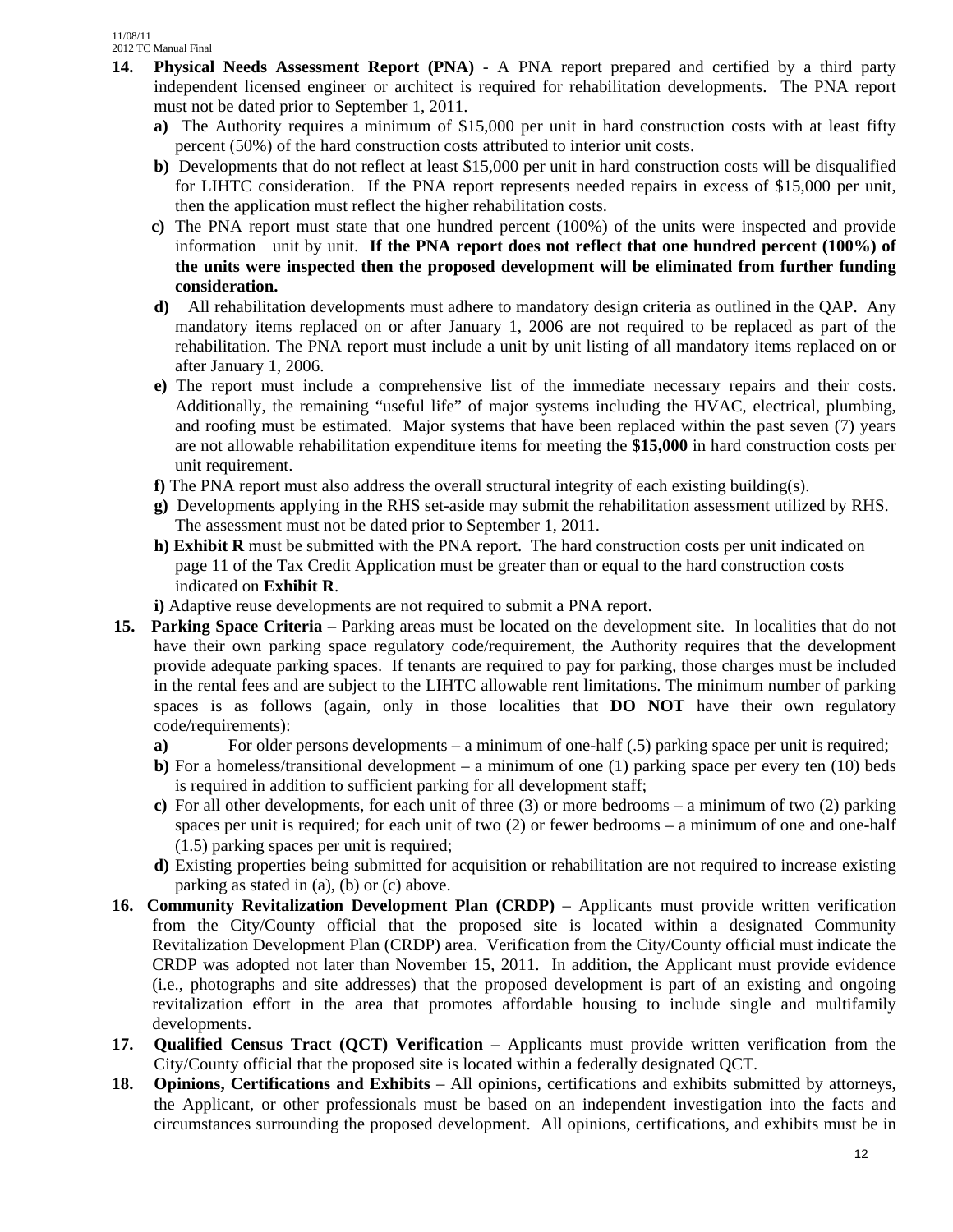14. **Physical Needs Assessment Report (PNA)** - A PNA report prepared and certified by a third party independent licensed engineer or architect is required for rehabilitation developments. The PNA report must not be dated prior to September 1, 2011.
   - **a)** The Authority requires a minimum of $15,000 per unit in hard construction costs with at least fifty percent (50%) of the hard construction costs attributed to interior unit costs.
   - **b)** Developments that do not reflect at least $15,000 per unit in hard construction costs will be disqualified for LIHTC consideration. If the PNA report represents needed repairs in excess of $15,000 per unit, then the application must reflect the higher rehabilitation costs.
   - **c)** The PNA report must state that one hundred percent (100%) of the units were inspected and provide information unit by unit. **If the PNA report does not reflect that one hundred percent (100%) of the units were inspected then the proposed development will be eliminated from further funding consideration.**
   - **d)** All rehabilitation developments must adhere to mandatory design criteria as outlined in the QAP. Any mandatory items replaced on or after January 1, 2006 are not required to be replaced as part of the rehabilitation. The PNA report must include a unit by unit listing of all mandatory items replaced on or after January 1, 2006.
   - **e)** The report must include a comprehensive list of the immediate necessary repairs and their costs. Additionally, the remaining "useful life" of major systems including the HVAC, electrical, plumbing, and roofing must be estimated. Major systems that have been replaced within the past seven (7) years are not allowable rehabilitation expenditure items for meeting the **$15,000** in hard construction costs per unit requirement.
   - **f)** The PNA report must also address the overall structural integrity of each existing building(s).
   - **g)** Developments applying in the RHS set-aside may submit the rehabilitation assessment utilized by RHS. The assessment must not be dated prior to September 1, 2011.
   - **h) Exhibit R** must be submitted with the PNA report. The hard construction costs per unit indicated on page 11 of the Tax Credit Application must be greater than or equal to the hard construction costs indicated on **Exhibit R**.
   - **i)** Adaptive reuse developments are not required to submit a PNA report.
15. **Parking Space Criteria** – Parking areas must be located on the development site. In localities that do not have their own parking space regulatory code/requirement, the Authority requires that the development provide adequate parking spaces. If tenants are required to pay for parking, those charges must be included in the rental fees and are subject to the LIHTC allowable rent limitations. The minimum number of parking spaces is as follows (again, only in those localities that **DO NOT** have their own regulatory code/requirements):
   - **a)** For older persons developments – a minimum of one-half (.5) parking space per unit is required;
   - **b)** For a homeless/transitional development – a minimum of one (1) parking space per every ten (10) beds is required in addition to sufficient parking for all development staff;
   - **c)** For all other developments, for each unit of three (3) or more bedrooms – a minimum of two (2) parking spaces per unit is required; for each unit of two (2) or fewer bedrooms – a minimum of one and one-half (1.5) parking spaces per unit is required;
   - **d)** Existing properties being submitted for acquisition or rehabilitation are not required to increase existing parking as stated in (a), (b) or (c) above.
16. **Community Revitalization Development Plan (CRDP)** – Applicants must provide written verification from the City/County official that the proposed site is located within a designated Community Revitalization Development Plan (CRDP) area. Verification from the City/County official must indicate the CRDP was adopted not later than November 15, 2011. In addition, the Applicant must provide evidence (i.e., photographs and site addresses) that the proposed development is part of an existing and ongoing revitalization effort in the area that promotes affordable housing to include single and multifamily developments.
17. **Qualified Census Tract (QCT) Verification –** Applicants must provide written verification from the City/County official that the proposed site is located within a federally designated QCT.
18. **Opinions, Certifications and Exhibits** – All opinions, certifications and exhibits submitted by attorneys, the Applicant, or other professionals must be based on an independent investigation into the facts and circumstances surrounding the proposed development. All opinions, certifications, and exhibits must be in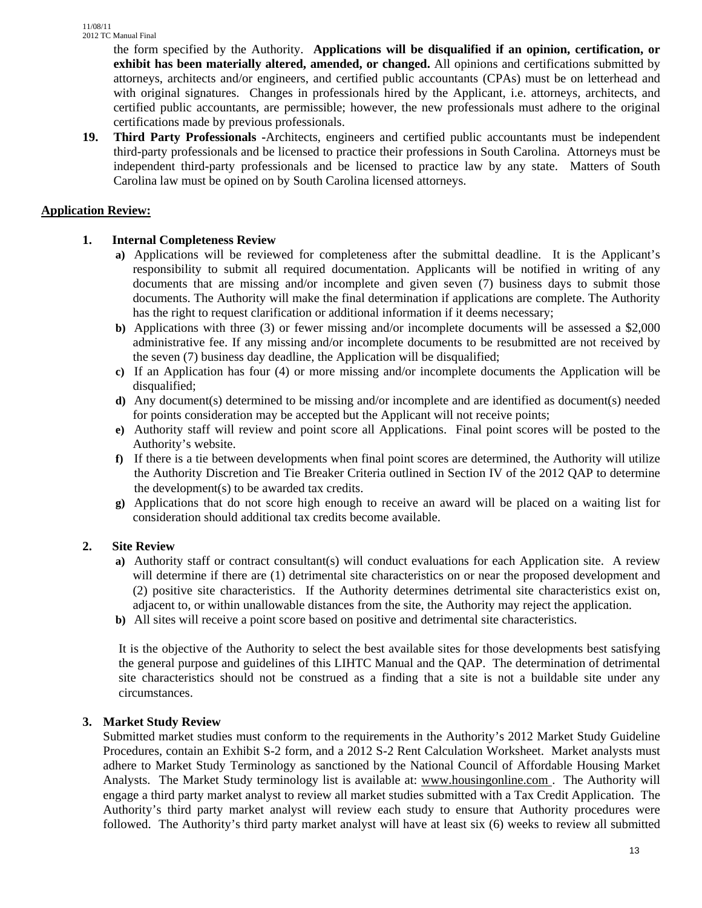the form specified by the Authority. **Applications will be disqualified if an opinion, certification, or exhibit has been materially altered, amended, or changed.** All opinions and certifications submitted by attorneys, architects and/or engineers, and certified public accountants (CPAs) must be on letterhead and with original signatures. Changes in professionals hired by the Applicant, i.e. attorneys, architects, and certified public accountants, are permissible; however, the new professionals must adhere to the original certifications made by previous professionals.

19. **Third Party Professionals -**Architects, engineers and certified public accountants must be independent third-party professionals and be licensed to practice their professions in South Carolina. Attorneys must be independent third-party professionals and be licensed to practice law by any state. Matters of South Carolina law must be opined on by South Carolina licensed attorneys.

## Application Review:

**1. Internal Completeness Review**

- **a)** Applications will be reviewed for completeness after the submittal deadline. It is the Applicant's responsibility to submit all required documentation. Applicants will be notified in writing of any documents that are missing and/or incomplete and given seven (7) business days to submit those documents. The Authority will make the final determination if applications are complete. The Authority has the right to request clarification or additional information if it deems necessary;
- **b)** Applications with three (3) or fewer missing and/or incomplete documents will be assessed a $2,000 administrative fee. If any missing and/or incomplete documents to be resubmitted are not received by the seven (7) business day deadline, the Application will be disqualified;
- **c)** If an Application has four (4) or more missing and/or incomplete documents the Application will be disqualified;
- **d)** Any document(s) determined to be missing and/or incomplete and are identified as document(s) needed for points consideration may be accepted but the Applicant will not receive points;
- **e)** Authority staff will review and point score all Applications. Final point scores will be posted to the Authority's website.
- **f)** If there is a tie between developments when final point scores are determined, the Authority will utilize the Authority Discretion and Tie Breaker Criteria outlined in Section IV of the 2012 QAP to determine the development(s) to be awarded tax credits.
- **g)** Applications that do not score high enough to receive an award will be placed on a waiting list for consideration should additional tax credits become available.

**2. Site Review**

- **a)** Authority staff or contract consultant(s) will conduct evaluations for each Application site. A review will determine if there are (1) detrimental site characteristics on or near the proposed development and (2) positive site characteristics. If the Authority determines detrimental site characteristics exist on, adjacent to, or within unallowable distances from the site, the Authority may reject the application.
- **b)** All sites will receive a point score based on positive and detrimental site characteristics.

It is the objective of the Authority to select the best available sites for those developments best satisfying the general purpose and guidelines of this LIHTC Manual and the QAP. The determination of detrimental site characteristics should not be construed as a finding that a site is not a buildable site under any circumstances.

**3. Market Study Review**

Submitted market studies must conform to the requirements in the Authority's 2012 Market Study Guideline Procedures, contain an Exhibit S-2 form, and a 2012 S-2 Rent Calculation Worksheet. Market analysts must adhere to Market Study Terminology as sanctioned by the National Council of Affordable Housing Market Analysts. The Market Study terminology list is available at: www.housingonline.com . The Authority will engage a third party market analyst to review all market studies submitted with a Tax Credit Application. The Authority's third party market analyst will review each study to ensure that Authority procedures were followed. The Authority's third party market analyst will have at least six (6) weeks to review all submitted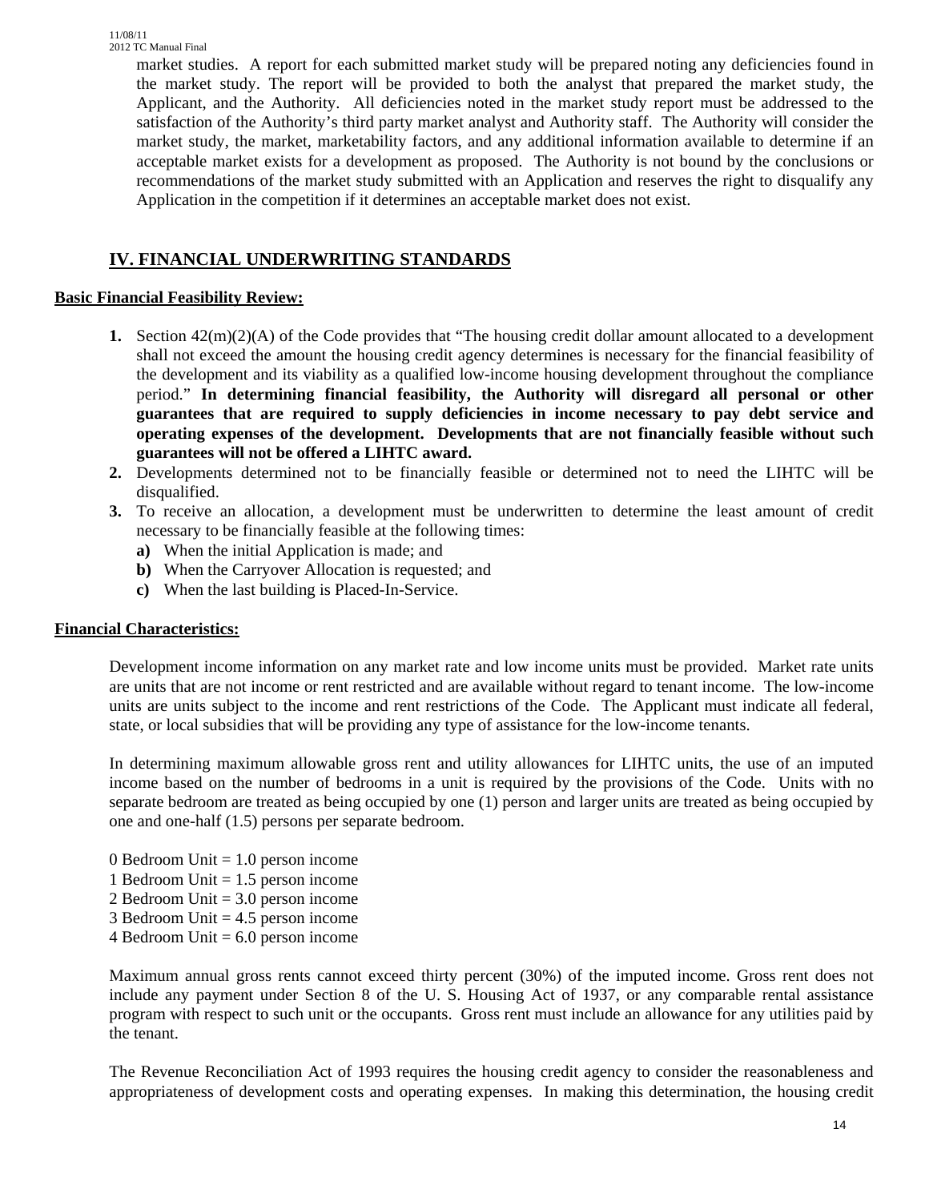market studies. A report for each submitted market study will be prepared noting any deficiencies found in the market study. The report will be provided to both the analyst that prepared the market study, the Applicant, and the Authority. All deficiencies noted in the market study report must be addressed to the satisfaction of the Authority's third party market analyst and Authority staff. The Authority will consider the market study, the market, marketability factors, and any additional information available to determine if an acceptable market exists for a development as proposed. The Authority is not bound by the conclusions or recommendations of the market study submitted with an Application and reserves the right to disqualify any Application in the competition if it determines an acceptable market does not exist.

## IV. FINANCIAL UNDERWRITING STANDARDS

**Basic Financial Feasibility Review:**

1. Section 42(m)(2)(A) of the Code provides that "The housing credit dollar amount allocated to a development shall not exceed the amount the housing credit agency determines is necessary for the financial feasibility of the development and its viability as a qualified low-income housing development throughout the compliance period." **In determining financial feasibility, the Authority will disregard all personal or other guarantees that are required to supply deficiencies in income necessary to pay debt service and operating expenses of the development. Developments that are not financially feasible without such guarantees will not be offered a LIHTC award.**
2. Developments determined not to be financially feasible or determined not to need the LIHTC will be disqualified.
3. To receive an allocation, a development must be underwritten to determine the least amount of credit necessary to be financially feasible at the following times:
   a) When the initial Application is made; and
   b) When the Carryover Allocation is requested; and
   c) When the last building is Placed-In-Service.

**Financial Characteristics:**

Development income information on any market rate and low income units must be provided. Market rate units are units that are not income or rent restricted and are available without regard to tenant income. The low-income units are units subject to the income and rent restrictions of the Code. The Applicant must indicate all federal, state, or local subsidies that will be providing any type of assistance for the low-income tenants.

In determining maximum allowable gross rent and utility allowances for LIHTC units, the use of an imputed income based on the number of bedrooms in a unit is required by the provisions of the Code. Units with no separate bedroom are treated as being occupied by one (1) person and larger units are treated as being occupied by one and one-half (1.5) persons per separate bedroom.

0 Bedroom Unit = 1.0 person income
1 Bedroom Unit = 1.5 person income
2 Bedroom Unit = 3.0 person income
3 Bedroom Unit = 4.5 person income
4 Bedroom Unit = 6.0 person income

Maximum annual gross rents cannot exceed thirty percent (30%) of the imputed income. Gross rent does not include any payment under Section 8 of the U. S. Housing Act of 1937, or any comparable rental assistance program with respect to such unit or the occupants. Gross rent must include an allowance for any utilities paid by the tenant.

The Revenue Reconciliation Act of 1993 requires the housing credit agency to consider the reasonableness and appropriateness of development costs and operating expenses. In making this determination, the housing credit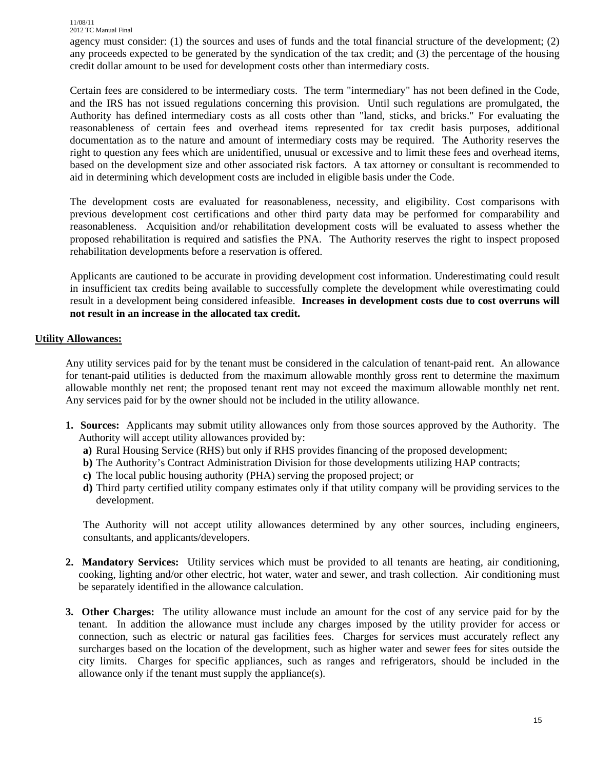agency must consider: (1) the sources and uses of funds and the total financial structure of the development; (2) any proceeds expected to be generated by the syndication of the tax credit; and (3) the percentage of the housing credit dollar amount to be used for development costs other than intermediary costs.

Certain fees are considered to be intermediary costs. The term "intermediary" has not been defined in the Code, and the IRS has not issued regulations concerning this provision. Until such regulations are promulgated, the Authority has defined intermediary costs as all costs other than "land, sticks, and bricks." For evaluating the reasonableness of certain fees and overhead items represented for tax credit basis purposes, additional documentation as to the nature and amount of intermediary costs may be required. The Authority reserves the right to question any fees which are unidentified, unusual or excessive and to limit these fees and overhead items, based on the development size and other associated risk factors. A tax attorney or consultant is recommended to aid in determining which development costs are included in eligible basis under the Code.

The development costs are evaluated for reasonableness, necessity, and eligibility. Cost comparisons with previous development cost certifications and other third party data may be performed for comparability and reasonableness. Acquisition and/or rehabilitation development costs will be evaluated to assess whether the proposed rehabilitation is required and satisfies the PNA. The Authority reserves the right to inspect proposed rehabilitation developments before a reservation is offered.

Applicants are cautioned to be accurate in providing development cost information. Underestimating could result in insufficient tax credits being available to successfully complete the development while overestimating could result in a development being considered infeasible. **Increases in development costs due to cost overruns will not result in an increase in the allocated tax credit.**

## Utility Allowances:

Any utility services paid for by the tenant must be considered in the calculation of tenant-paid rent. An allowance for tenant-paid utilities is deducted from the maximum allowable monthly gross rent to determine the maximum allowable monthly net rent; the proposed tenant rent may not exceed the maximum allowable monthly net rent. Any services paid for by the owner should not be included in the utility allowance.

1. **Sources:** Applicants may submit utility allowances only from those sources approved by the Authority. The Authority will accept utility allowances provided by:
   - **a)** Rural Housing Service (RHS) but only if RHS provides financing of the proposed development;
   - **b)** The Authority's Contract Administration Division for those developments utilizing HAP contracts;
   - **c)** The local public housing authority (PHA) serving the proposed project; or
   - **d)** Third party certified utility company estimates only if that utility company will be providing services to the development.

   The Authority will not accept utility allowances determined by any other sources, including engineers, consultants, and applicants/developers.

2. **Mandatory Services:** Utility services which must be provided to all tenants are heating, air conditioning, cooking, lighting and/or other electric, hot water, water and sewer, and trash collection. Air conditioning must be separately identified in the allowance calculation.

3. **Other Charges:** The utility allowance must include an amount for the cost of any service paid for by the tenant. In addition the allowance must include any charges imposed by the utility provider for access or connection, such as electric or natural gas facilities fees. Charges for services must accurately reflect any surcharges based on the location of the development, such as higher water and sewer fees for sites outside the city limits. Charges for specific appliances, such as ranges and refrigerators, should be included in the allowance only if the tenant must supply the appliance(s).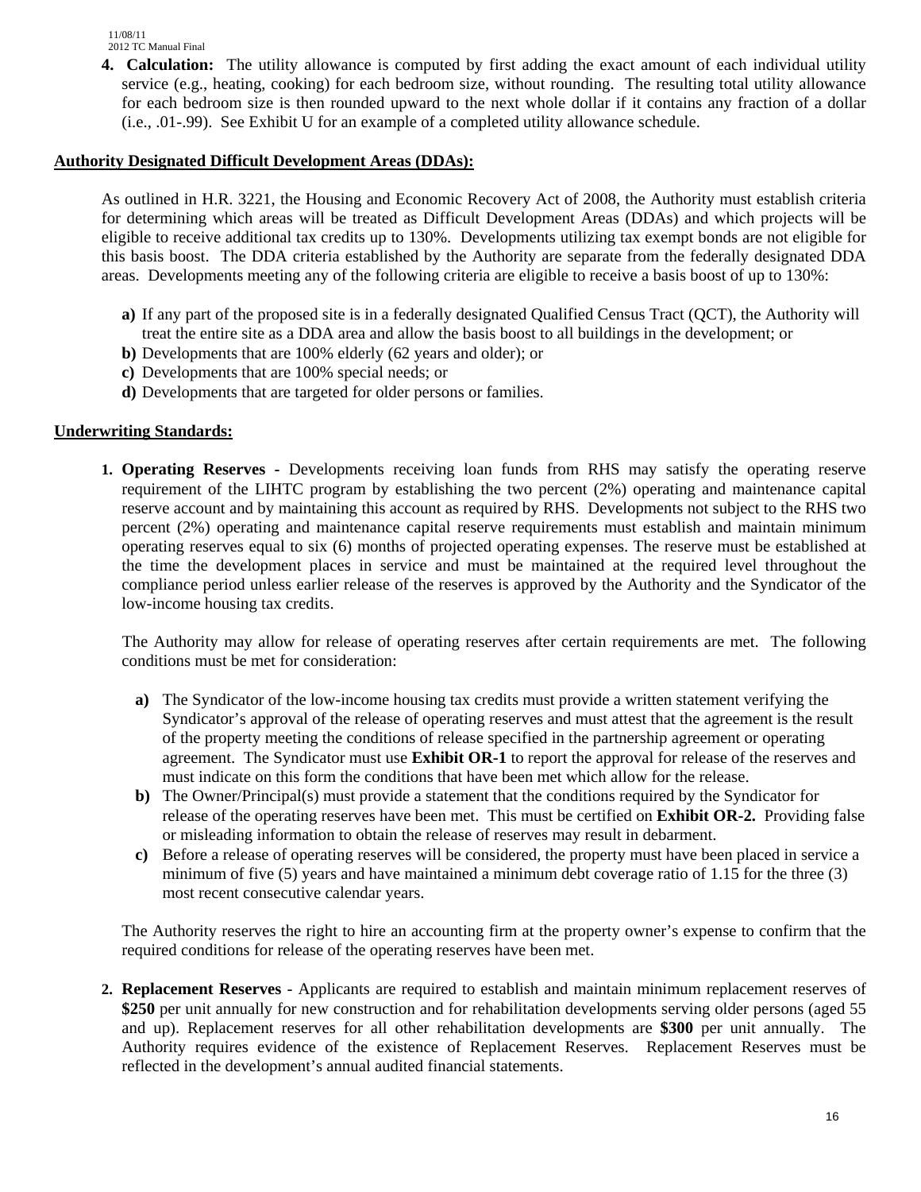4. **Calculation:** The utility allowance is computed by first adding the exact amount of each individual utility service (e.g., heating, cooking) for each bedroom size, without rounding. The resulting total utility allowance for each bedroom size is then rounded upward to the next whole dollar if it contains any fraction of a dollar (i.e., .01-.99). See Exhibit U for an example of a completed utility allowance schedule.

**Authority Designated Difficult Development Areas (DDAs):**

As outlined in H.R. 3221, the Housing and Economic Recovery Act of 2008, the Authority must establish criteria for determining which areas will be treated as Difficult Development Areas (DDAs) and which projects will be eligible to receive additional tax credits up to 130%. Developments utilizing tax exempt bonds are not eligible for this basis boost. The DDA criteria established by the Authority are separate from the federally designated DDA areas. Developments meeting any of the following criteria are eligible to receive a basis boost of up to 130%:

- **a)** If any part of the proposed site is in a federally designated Qualified Census Tract (QCT), the Authority will treat the entire site as a DDA area and allow the basis boost to all buildings in the development; or
- **b)** Developments that are 100% elderly (62 years and older); or
- **c)** Developments that are 100% special needs; or
- **d)** Developments that are targeted for older persons or families.

**Underwriting Standards:**

1. **Operating Reserves -** Developments receiving loan funds from RHS may satisfy the operating reserve requirement of the LIHTC program by establishing the two percent (2%) operating and maintenance capital reserve account and by maintaining this account as required by RHS. Developments not subject to the RHS two percent (2%) operating and maintenance capital reserve requirements must establish and maintain minimum operating reserves equal to six (6) months of projected operating expenses. The reserve must be established at the time the development places in service and must be maintained at the required level throughout the compliance period unless earlier release of the reserves is approved by the Authority and the Syndicator of the low-income housing tax credits.

   The Authority may allow for release of operating reserves after certain requirements are met. The following conditions must be met for consideration:

   - **a)** The Syndicator of the low-income housing tax credits must provide a written statement verifying the Syndicator's approval of the release of operating reserves and must attest that the agreement is the result of the property meeting the conditions of release specified in the partnership agreement or operating agreement. The Syndicator must use **Exhibit OR-1** to report the approval for release of the reserves and must indicate on this form the conditions that have been met which allow for the release.
   - **b)** The Owner/Principal(s) must provide a statement that the conditions required by the Syndicator for release of the operating reserves have been met. This must be certified on **Exhibit OR-2.** Providing false or misleading information to obtain the release of reserves may result in debarment.
   - **c)** Before a release of operating reserves will be considered, the property must have been placed in service a minimum of five (5) years and have maintained a minimum debt coverage ratio of 1.15 for the three (3) most recent consecutive calendar years.

   The Authority reserves the right to hire an accounting firm at the property owner's expense to confirm that the required conditions for release of the operating reserves have been met.

2. **Replacement Reserves** - Applicants are required to establish and maintain minimum replacement reserves of **$250** per unit annually for new construction and for rehabilitation developments serving older persons (aged 55 and up). Replacement reserves for all other rehabilitation developments are **$300** per unit annually. The Authority requires evidence of the existence of Replacement Reserves. Replacement Reserves must be reflected in the development's annual audited financial statements.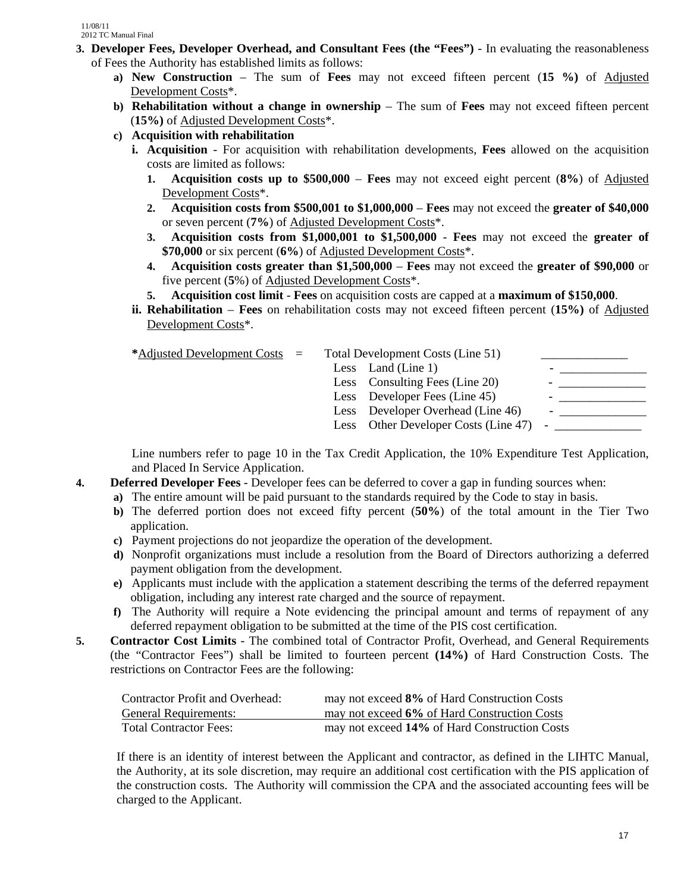3. **Developer Fees, Developer Overhead, and Consultant Fees (the "Fees")** - In evaluating the reasonableness of Fees the Authority has established limits as follows:
   - **a) New Construction** – The sum of **Fees** may not exceed fifteen percent (**15 %)** of Adjusted Development Costs*.
   - **b) Rehabilitation without a change in ownership** – The sum of **Fees** may not exceed fifteen percent (**15%)** of Adjusted Development Costs*.
   - **c) Acquisition with rehabilitation**
     - **i. Acquisition** - For acquisition with rehabilitation developments, **Fees** allowed on the acquisition costs are limited as follows:
       1. **Acquisition costs up to $500,000** – **Fees** may not exceed eight percent (**8%**) of Adjusted Development Costs*.
       2. **Acquisition costs from $500,001 to $1,000,000** – **Fees** may not exceed the **greater of $40,000** or seven percent (**7%**) of Adjusted Development Costs*.
       3. **Acquisition costs from $1,000,001 to $1,500,000** - **Fees** may not exceed the **greater of $70,000** or six percent (**6%**) of Adjusted Development Costs*.
       4. **Acquisition costs greater than $1,500,000** – **Fees** may not exceed the **greater of $90,000** or five percent (**5%**) of Adjusted Development Costs*.
       5. **Acquisition cost limit** - **Fees** on acquisition costs are capped at a **maximum of $150,000**.
     - **ii. Rehabilitation** – **Fees** on rehabilitation costs may not exceed fifteen percent (**15%)** of Adjusted Development Costs*.

| ***Adjusted Development Costs** = | | |
|---|---|---|
| | Total Development Costs (Line 51) | ______________ |
| | Less Land (Line 1) | - ______________ |
| | Less Consulting Fees (Line 20) | - ______________ |
| | Less Developer Fees (Line 45) | - ______________ |
| | Less Developer Overhead (Line 46) | - ______________ |
| | Less Other Developer Costs (Line 47) | - ______________ |

Line numbers refer to page 10 in the Tax Credit Application, the 10% Expenditure Test Application, and Placed In Service Application.

4. **Deferred Developer Fees** - Developer fees can be deferred to cover a gap in funding sources when:
   - **a)** The entire amount will be paid pursuant to the standards required by the Code to stay in basis.
   - **b)** The deferred portion does not exceed fifty percent (**50%**) of the total amount in the Tier Two application.
   - **c)** Payment projections do not jeopardize the operation of the development.
   - **d)** Nonprofit organizations must include a resolution from the Board of Directors authorizing a deferred payment obligation from the development.
   - **e)** Applicants must include with the application a statement describing the terms of the deferred repayment obligation, including any interest rate charged and the source of repayment.
   - **f)** The Authority will require a Note evidencing the principal amount and terms of repayment of any deferred repayment obligation to be submitted at the time of the PIS cost certification.

5. **Contractor Cost Limits** - The combined total of Contractor Profit, Overhead, and General Requirements (the "Contractor Fees") shall be limited to fourteen percent **(14%)** of Hard Construction Costs. The restrictions on Contractor Fees are the following:

| | |
|---|---|
| Contractor Profit and Overhead: | may not exceed **8%** of Hard Construction Costs |
| General Requirements: | may not exceed **6%** of Hard Construction Costs |
| Total Contractor Fees: | may not exceed **14%** of Hard Construction Costs |

If there is an identity of interest between the Applicant and contractor, as defined in the LIHTC Manual, the Authority, at its sole discretion, may require an additional cost certification with the PIS application of the construction costs. The Authority will commission the CPA and the associated accounting fees will be charged to the Applicant.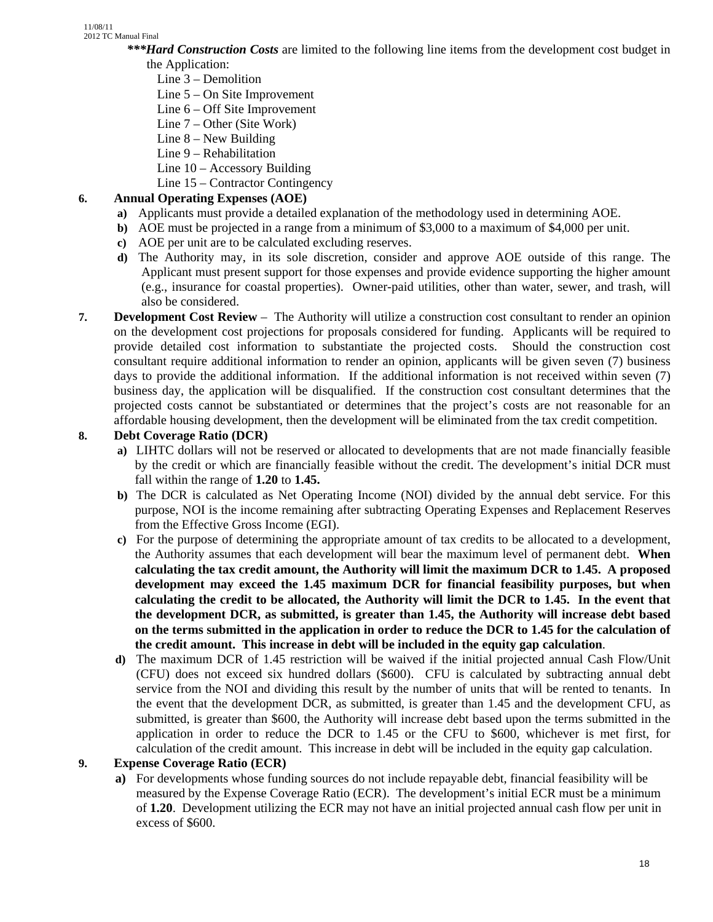***Hard Construction Costs*** are limited to the following line items from the development cost budget in the Application:

Line 3 – Demolition
Line 5 – On Site Improvement
Line 6 – Off Site Improvement
Line 7 – Other (Site Work)
Line 8 – New Building
Line 9 – Rehabilitation
Line 10 – Accessory Building
Line 15 – Contractor Contingency

**6. Annual Operating Expenses (AOE)**

**a)** Applicants must provide a detailed explanation of the methodology used in determining AOE.

**b)** AOE must be projected in a range from a minimum of $3,000 to a maximum of $4,000 per unit.

**c)** AOE per unit are to be calculated excluding reserves.

**d)** The Authority may, in its sole discretion, consider and approve AOE outside of this range. The Applicant must present support for those expenses and provide evidence supporting the higher amount (e.g., insurance for coastal properties). Owner-paid utilities, other than water, sewer, and trash, will also be considered.

**7. Development Cost Review** – The Authority will utilize a construction cost consultant to render an opinion on the development cost projections for proposals considered for funding. Applicants will be required to provide detailed cost information to substantiate the projected costs. Should the construction cost consultant require additional information to render an opinion, applicants will be given seven (7) business days to provide the additional information. If the additional information is not received within seven (7) business day, the application will be disqualified. If the construction cost consultant determines that the projected costs cannot be substantiated or determines that the project's costs are not reasonable for an affordable housing development, then the development will be eliminated from the tax credit competition.

**8. Debt Coverage Ratio (DCR)**

**a)** LIHTC dollars will not be reserved or allocated to developments that are not made financially feasible by the credit or which are financially feasible without the credit. The development's initial DCR must fall within the range of **1.20** to **1.45.**

**b)** The DCR is calculated as Net Operating Income (NOI) divided by the annual debt service. For this purpose, NOI is the income remaining after subtracting Operating Expenses and Replacement Reserves from the Effective Gross Income (EGI).

**c)** For the purpose of determining the appropriate amount of tax credits to be allocated to a development, the Authority assumes that each development will bear the maximum level of permanent debt. **When calculating the tax credit amount, the Authority will limit the maximum DCR to 1.45. A proposed development may exceed the 1.45 maximum DCR for financial feasibility purposes, but when calculating the credit to be allocated, the Authority will limit the DCR to 1.45. In the event that the development DCR, as submitted, is greater than 1.45, the Authority will increase debt based on the terms submitted in the application in order to reduce the DCR to 1.45 for the calculation of the credit amount. This increase in debt will be included in the equity gap calculation**.

**d)** The maximum DCR of 1.45 restriction will be waived if the initial projected annual Cash Flow/Unit (CFU) does not exceed six hundred dollars ($600). CFU is calculated by subtracting annual debt service from the NOI and dividing this result by the number of units that will be rented to tenants. In the event that the development DCR, as submitted, is greater than 1.45 and the development CFU, as submitted, is greater than $600, the Authority will increase debt based upon the terms submitted in the application in order to reduce the DCR to 1.45 or the CFU to $600, whichever is met first, for calculation of the credit amount. This increase in debt will be included in the equity gap calculation.

**9. Expense Coverage Ratio (ECR)**

**a)** For developments whose funding sources do not include repayable debt, financial feasibility will be measured by the Expense Coverage Ratio (ECR). The development's initial ECR must be a minimum of **1.20**. Development utilizing the ECR may not have an initial projected annual cash flow per unit in excess of $600.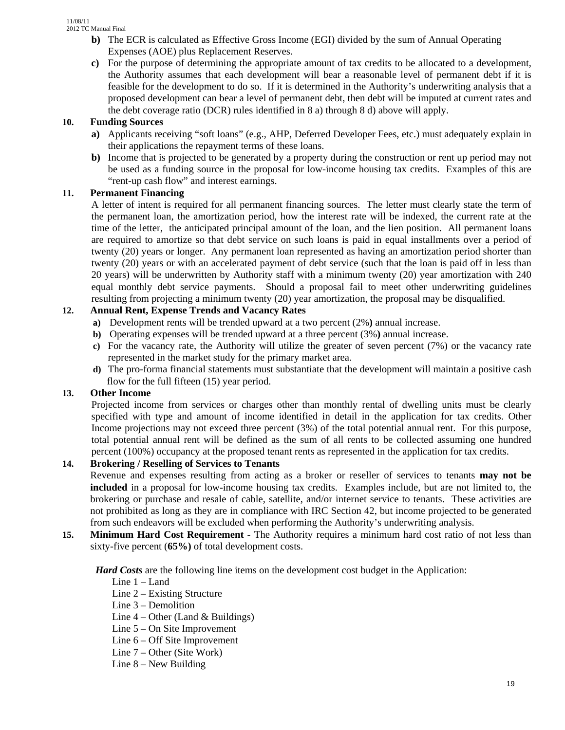**b)** The ECR is calculated as Effective Gross Income (EGI) divided by the sum of Annual Operating Expenses (AOE) plus Replacement Reserves.

**c)** For the purpose of determining the appropriate amount of tax credits to be allocated to a development, the Authority assumes that each development will bear a reasonable level of permanent debt if it is feasible for the development to do so. If it is determined in the Authority's underwriting analysis that a proposed development can bear a level of permanent debt, then debt will be imputed at current rates and the debt coverage ratio (DCR) rules identified in 8 a) through 8 d) above will apply.

**10. Funding Sources**

**a)** Applicants receiving "soft loans" (e.g., AHP, Deferred Developer Fees, etc.) must adequately explain in their applications the repayment terms of these loans.

**b)** Income that is projected to be generated by a property during the construction or rent up period may not be used as a funding source in the proposal for low-income housing tax credits. Examples of this are "rent-up cash flow" and interest earnings.

**11. Permanent Financing**

A letter of intent is required for all permanent financing sources. The letter must clearly state the term of the permanent loan, the amortization period, how the interest rate will be indexed, the current rate at the time of the letter, the anticipated principal amount of the loan, and the lien position. All permanent loans are required to amortize so that debt service on such loans is paid in equal installments over a period of twenty (20) years or longer. Any permanent loan represented as having an amortization period shorter than twenty (20) years or with an accelerated payment of debt service (such that the loan is paid off in less than 20 years) will be underwritten by Authority staff with a minimum twenty (20) year amortization with 240 equal monthly debt service payments. Should a proposal fail to meet other underwriting guidelines resulting from projecting a minimum twenty (20) year amortization, the proposal may be disqualified.

**12. Annual Rent, Expense Trends and Vacancy Rates**

**a)** Development rents will be trended upward at a two percent (2%**)** annual increase.

**b)** Operating expenses will be trended upward at a three percent (3%**)** annual increase.

**c)** For the vacancy rate, the Authority will utilize the greater of seven percent (7%) or the vacancy rate represented in the market study for the primary market area.

**d)** The pro-forma financial statements must substantiate that the development will maintain a positive cash flow for the full fifteen (15) year period.

**13. Other Income**

Projected income from services or charges other than monthly rental of dwelling units must be clearly specified with type and amount of income identified in detail in the application for tax credits. Other Income projections may not exceed three percent (3%) of the total potential annual rent. For this purpose, total potential annual rent will be defined as the sum of all rents to be collected assuming one hundred percent (100%) occupancy at the proposed tenant rents as represented in the application for tax credits.

**14. Brokering / Reselling of Services to Tenants**

Revenue and expenses resulting from acting as a broker or reseller of services to tenants **may not be included** in a proposal for low-income housing tax credits. Examples include, but are not limited to, the brokering or purchase and resale of cable, satellite, and/or internet service to tenants. These activities are not prohibited as long as they are in compliance with IRC Section 42, but income projected to be generated from such endeavors will be excluded when performing the Authority's underwriting analysis.

**15. Minimum Hard Cost Requirement** - The Authority requires a minimum hard cost ratio of not less than sixty-five percent (**65%)** of total development costs.

***Hard Costs*** are the following line items on the development cost budget in the Application:

Line 1 – Land
Line 2 – Existing Structure
Line 3 – Demolition
Line 4 – Other (Land & Buildings)
Line 5 – On Site Improvement
Line 6 – Off Site Improvement
Line 7 – Other (Site Work)
Line 8 – New Building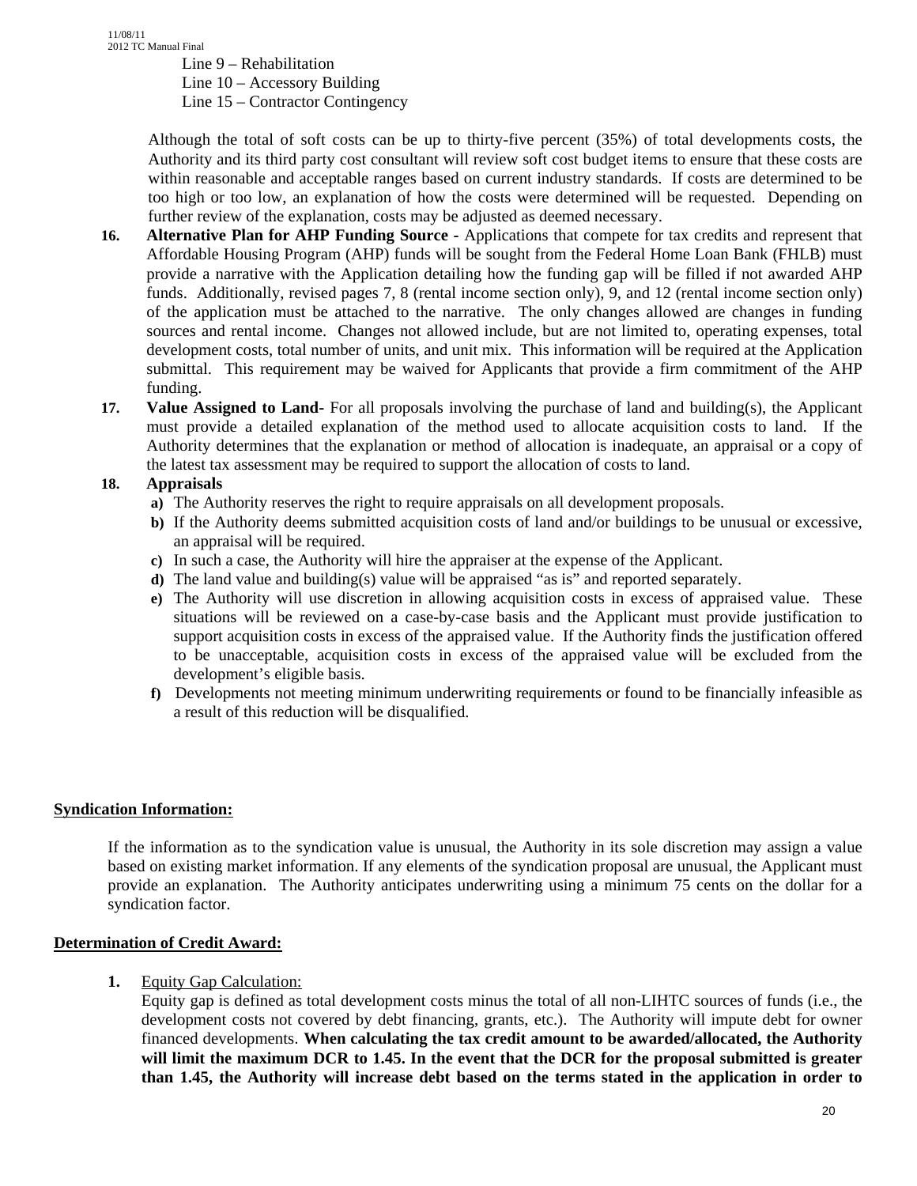Line 9 – Rehabilitation
Line 10 – Accessory Building
Line 15 – Contractor Contingency

Although the total of soft costs can be up to thirty-five percent (35%) of total developments costs, the Authority and its third party cost consultant will review soft cost budget items to ensure that these costs are within reasonable and acceptable ranges based on current industry standards. If costs are determined to be too high or too low, an explanation of how the costs were determined will be requested. Depending on further review of the explanation, costs may be adjusted as deemed necessary.

16. **Alternative Plan for AHP Funding Source -** Applications that compete for tax credits and represent that Affordable Housing Program (AHP) funds will be sought from the Federal Home Loan Bank (FHLB) must provide a narrative with the Application detailing how the funding gap will be filled if not awarded AHP funds. Additionally, revised pages 7, 8 (rental income section only), 9, and 12 (rental income section only) of the application must be attached to the narrative. The only changes allowed are changes in funding sources and rental income. Changes not allowed include, but are not limited to, operating expenses, total development costs, total number of units, and unit mix. This information will be required at the Application submittal. This requirement may be waived for Applicants that provide a firm commitment of the AHP funding.
17. **Value Assigned to Land-** For all proposals involving the purchase of land and building(s), the Applicant must provide a detailed explanation of the method used to allocate acquisition costs to land. If the Authority determines that the explanation or method of allocation is inadequate, an appraisal or a copy of the latest tax assessment may be required to support the allocation of costs to land.
18. **Appraisals**
    - **a)** The Authority reserves the right to require appraisals on all development proposals.
    - **b)** If the Authority deems submitted acquisition costs of land and/or buildings to be unusual or excessive, an appraisal will be required.
    - **c)** In such a case, the Authority will hire the appraiser at the expense of the Applicant.
    - **d)** The land value and building(s) value will be appraised "as is" and reported separately.
    - **e)** The Authority will use discretion in allowing acquisition costs in excess of appraised value. These situations will be reviewed on a case-by-case basis and the Applicant must provide justification to support acquisition costs in excess of the appraised value. If the Authority finds the justification offered to be unacceptable, acquisition costs in excess of the appraised value will be excluded from the development's eligible basis.
    - **f)** Developments not meeting minimum underwriting requirements or found to be financially infeasible as a result of this reduction will be disqualified.

## Syndication Information:

If the information as to the syndication value is unusual, the Authority in its sole discretion may assign a value based on existing market information. If any elements of the syndication proposal are unusual, the Applicant must provide an explanation. The Authority anticipates underwriting using a minimum 75 cents on the dollar for a syndication factor.

## Determination of Credit Award:

1. Equity Gap Calculation:
   Equity gap is defined as total development costs minus the total of all non-LIHTC sources of funds (i.e., the development costs not covered by debt financing, grants, etc.). The Authority will impute debt for owner financed developments. **When calculating the tax credit amount to be awarded/allocated, the Authority will limit the maximum DCR to 1.45. In the event that the DCR for the proposal submitted is greater than 1.45, the Authority will increase debt based on the terms stated in the application in order to**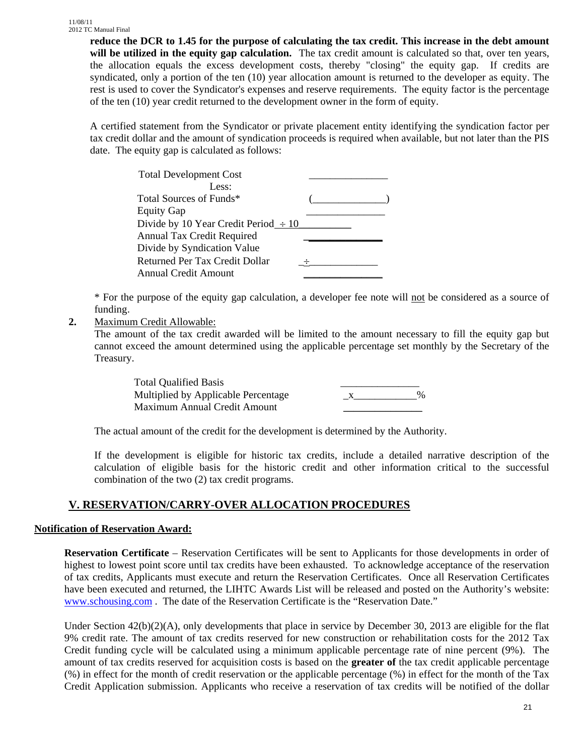**reduce the DCR to 1.45 for the purpose of calculating the tax credit. This increase in the debt amount will be utilized in the equity gap calculation.** The tax credit amount is calculated so that, over ten years, the allocation equals the excess development costs, thereby "closing" the equity gap. If credits are syndicated, only a portion of the ten (10) year allocation amount is returned to the developer as equity. The rest is used to cover the Syndicator's expenses and reserve requirements. The equity factor is the percentage of the ten (10) year credit returned to the development owner in the form of equity.

A certified statement from the Syndicator or private placement entity identifying the syndication factor per tax credit dollar and the amount of syndication proceeds is required when available, but not later than the PIS date. The equity gap is calculated as follows:

| | |
|---|---|
| Total Development Cost | _______________ |
| Less: | |
| Total Sources of Funds* | (______________) |
| Equity Gap | _______________ |
| Divide by 10 Year Credit Period | ÷ 10 |
| Annual Tax Credit Required | _______________ |
| Divide by Syndication Value Returned Per Tax Credit Dollar | ÷_____________ |
| Annual Credit Amount | _______________ |

\* For the purpose of the equity gap calculation, a developer fee note will not be considered as a source of funding.

**2.** Maximum Credit Allowable:

The amount of the tax credit awarded will be limited to the amount necessary to fill the equity gap but cannot exceed the amount determined using the applicable percentage set monthly by the Secretary of the Treasury.

| | |
|---|---|
| Total Qualified Basis | _______________ |
| Multiplied by Applicable Percentage | x____________% |
| Maximum Annual Credit Amount | _______________ |

The actual amount of the credit for the development is determined by the Authority.

If the development is eligible for historic tax credits, include a detailed narrative description of the calculation of eligible basis for the historic credit and other information critical to the successful combination of the two (2) tax credit programs.

## V. RESERVATION/CARRY-OVER ALLOCATION PROCEDURES

### Notification of Reservation Award:

**Reservation Certificate** – Reservation Certificates will be sent to Applicants for those developments in order of highest to lowest point score until tax credits have been exhausted. To acknowledge acceptance of the reservation of tax credits, Applicants must execute and return the Reservation Certificates. Once all Reservation Certificates have been executed and returned, the LIHTC Awards List will be released and posted on the Authority's website: www.schousing.com . The date of the Reservation Certificate is the "Reservation Date."

Under Section 42(b)(2)(A), only developments that place in service by December 30, 2013 are eligible for the flat 9% credit rate. The amount of tax credits reserved for new construction or rehabilitation costs for the 2012 Tax Credit funding cycle will be calculated using a minimum applicable percentage rate of nine percent (9%). The amount of tax credits reserved for acquisition costs is based on the **greater of** the tax credit applicable percentage (%) in effect for the month of credit reservation or the applicable percentage (%) in effect for the month of the Tax Credit Application submission. Applicants who receive a reservation of tax credits will be notified of the dollar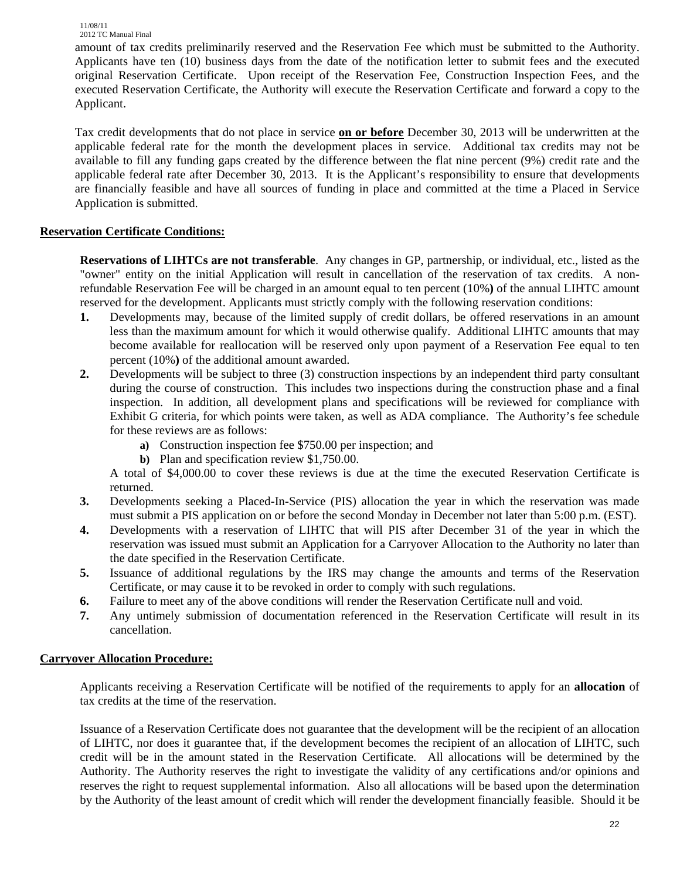amount of tax credits preliminarily reserved and the Reservation Fee which must be submitted to the Authority. Applicants have ten (10) business days from the date of the notification letter to submit fees and the executed original Reservation Certificate. Upon receipt of the Reservation Fee, Construction Inspection Fees, and the executed Reservation Certificate, the Authority will execute the Reservation Certificate and forward a copy to the Applicant.

Tax credit developments that do not place in service **on or before** December 30, 2013 will be underwritten at the applicable federal rate for the month the development places in service. Additional tax credits may not be available to fill any funding gaps created by the difference between the flat nine percent (9%) credit rate and the applicable federal rate after December 30, 2013. It is the Applicant's responsibility to ensure that developments are financially feasible and have all sources of funding in place and committed at the time a Placed in Service Application is submitted.

**Reservation Certificate Conditions:**

**Reservations of LIHTCs are not transferable**. Any changes in GP, partnership, or individual, etc., listed as the "owner" entity on the initial Application will result in cancellation of the reservation of tax credits. A non-refundable Reservation Fee will be charged in an amount equal to ten percent (10%**)** of the annual LIHTC amount reserved for the development. Applicants must strictly comply with the following reservation conditions:

1. Developments may, because of the limited supply of credit dollars, be offered reservations in an amount less than the maximum amount for which it would otherwise qualify. Additional LIHTC amounts that may become available for reallocation will be reserved only upon payment of a Reservation Fee equal to ten percent (10%**)** of the additional amount awarded.
2. Developments will be subject to three (3) construction inspections by an independent third party consultant during the course of construction. This includes two inspections during the construction phase and a final inspection. In addition, all development plans and specifications will be reviewed for compliance with Exhibit G criteria, for which points were taken, as well as ADA compliance. The Authority's fee schedule for these reviews are as follows:
   - **a)** Construction inspection fee $750.00 per inspection; and
   - **b)** Plan and specification review $1,750.00.

   A total of $4,000.00 to cover these reviews is due at the time the executed Reservation Certificate is returned.
3. Developments seeking a Placed-In-Service (PIS) allocation the year in which the reservation was made must submit a PIS application on or before the second Monday in December not later than 5:00 p.m. (EST).
4. Developments with a reservation of LIHTC that will PIS after December 31 of the year in which the reservation was issued must submit an Application for a Carryover Allocation to the Authority no later than the date specified in the Reservation Certificate.
5. Issuance of additional regulations by the IRS may change the amounts and terms of the Reservation Certificate, or may cause it to be revoked in order to comply with such regulations.
6. Failure to meet any of the above conditions will render the Reservation Certificate null and void.
7. Any untimely submission of documentation referenced in the Reservation Certificate will result in its cancellation.

**Carryover Allocation Procedure:**

Applicants receiving a Reservation Certificate will be notified of the requirements to apply for an **allocation** of tax credits at the time of the reservation.

Issuance of a Reservation Certificate does not guarantee that the development will be the recipient of an allocation of LIHTC, nor does it guarantee that, if the development becomes the recipient of an allocation of LIHTC, such credit will be in the amount stated in the Reservation Certificate. All allocations will be determined by the Authority. The Authority reserves the right to investigate the validity of any certifications and/or opinions and reserves the right to request supplemental information. Also all allocations will be based upon the determination by the Authority of the least amount of credit which will render the development financially feasible. Should it be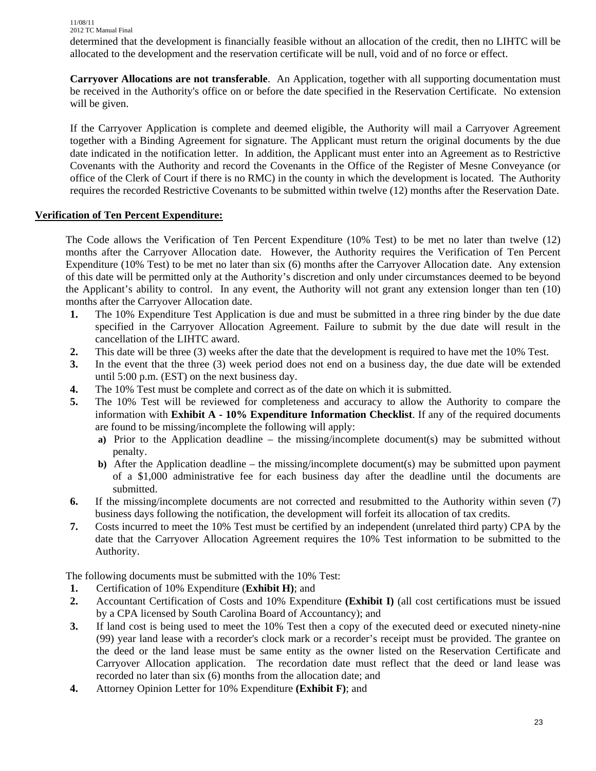determined that the development is financially feasible without an allocation of the credit, then no LIHTC will be allocated to the development and the reservation certificate will be null, void and of no force or effect.

**Carryover Allocations are not transferable**. An Application, together with all supporting documentation must be received in the Authority's office on or before the date specified in the Reservation Certificate. No extension will be given.

If the Carryover Application is complete and deemed eligible, the Authority will mail a Carryover Agreement together with a Binding Agreement for signature. The Applicant must return the original documents by the due date indicated in the notification letter. In addition, the Applicant must enter into an Agreement as to Restrictive Covenants with the Authority and record the Covenants in the Office of the Register of Mesne Conveyance (or office of the Clerk of Court if there is no RMC) in the county in which the development is located. The Authority requires the recorded Restrictive Covenants to be submitted within twelve (12) months after the Reservation Date.

**Verification of Ten Percent Expenditure:**

The Code allows the Verification of Ten Percent Expenditure (10% Test) to be met no later than twelve (12) months after the Carryover Allocation date. However, the Authority requires the Verification of Ten Percent Expenditure (10% Test) to be met no later than six (6) months after the Carryover Allocation date. Any extension of this date will be permitted only at the Authority's discretion and only under circumstances deemed to be beyond the Applicant's ability to control. In any event, the Authority will not grant any extension longer than ten (10) months after the Carryover Allocation date.

1. The 10% Expenditure Test Application is due and must be submitted in a three ring binder by the due date specified in the Carryover Allocation Agreement. Failure to submit by the due date will result in the cancellation of the LIHTC award.
2. This date will be three (3) weeks after the date that the development is required to have met the 10% Test.
3. In the event that the three (3) week period does not end on a business day, the due date will be extended until 5:00 p.m. (EST) on the next business day.
4. The 10% Test must be complete and correct as of the date on which it is submitted.
5. The 10% Test will be reviewed for completeness and accuracy to allow the Authority to compare the information with **Exhibit A - 10% Expenditure Information Checklist**. If any of the required documents are found to be missing/incomplete the following will apply:
   a) Prior to the Application deadline – the missing/incomplete document(s) may be submitted without penalty.
   b) After the Application deadline – the missing/incomplete document(s) may be submitted upon payment of a $1,000 administrative fee for each business day after the deadline until the documents are submitted.
6. If the missing/incomplete documents are not corrected and resubmitted to the Authority within seven (7) business days following the notification, the development will forfeit its allocation of tax credits.
7. Costs incurred to meet the 10% Test must be certified by an independent (unrelated third party) CPA by the date that the Carryover Allocation Agreement requires the 10% Test information to be submitted to the Authority.

The following documents must be submitted with the 10% Test:

1. Certification of 10% Expenditure (**Exhibit H)**; and
2. Accountant Certification of Costs and 10% Expenditure **(Exhibit I)** (all cost certifications must be issued by a CPA licensed by South Carolina Board of Accountancy); and
3. If land cost is being used to meet the 10% Test then a copy of the executed deed or executed ninety-nine (99) year land lease with a recorder's clock mark or a recorder's receipt must be provided. The grantee on the deed or the land lease must be same entity as the owner listed on the Reservation Certificate and Carryover Allocation application. The recordation date must reflect that the deed or land lease was recorded no later than six (6) months from the allocation date; and
4. Attorney Opinion Letter for 10% Expenditure **(Exhibit F)**; and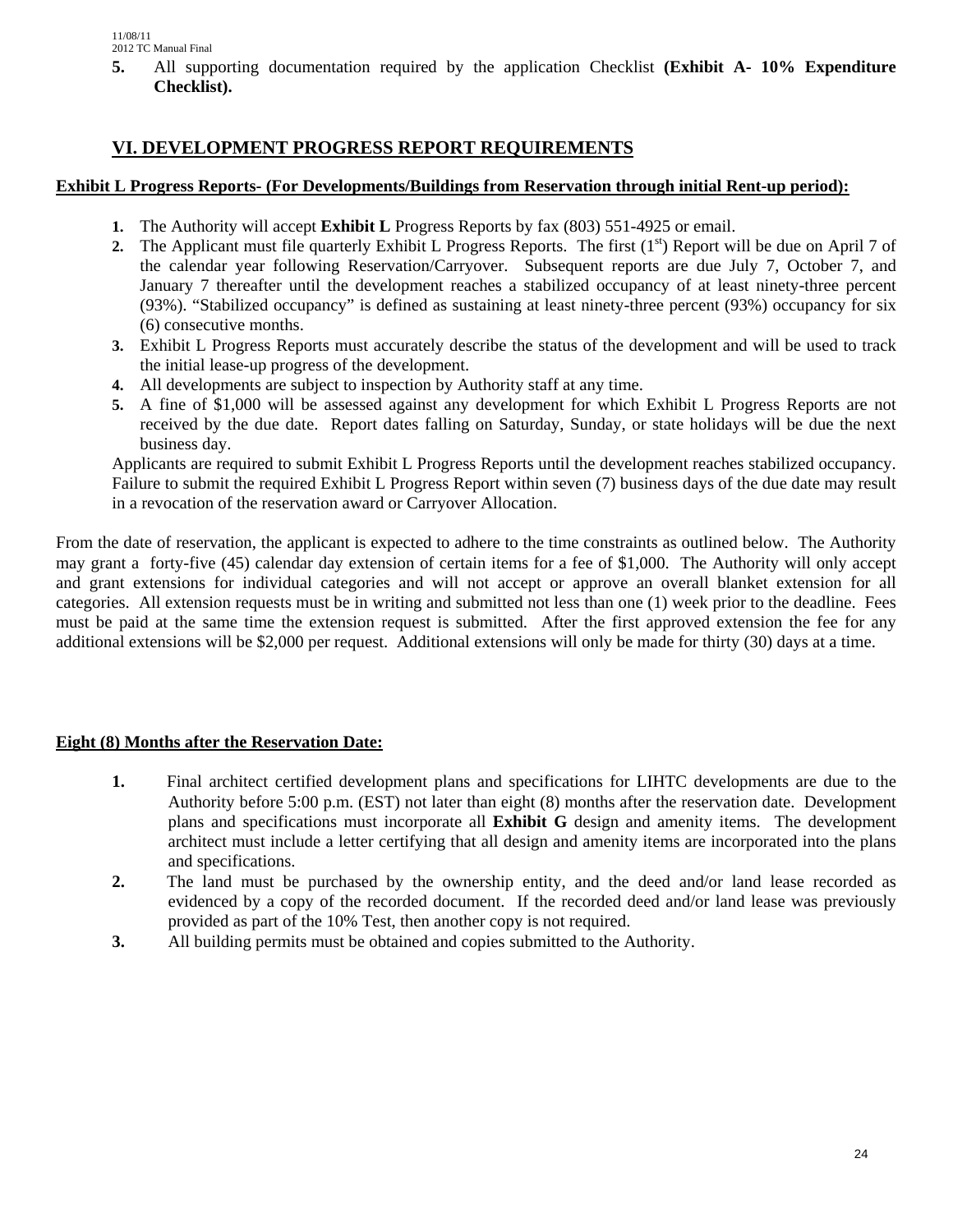5. All supporting documentation required by the application Checklist **(Exhibit A- 10% Expenditure Checklist).**

## VI. DEVELOPMENT PROGRESS REPORT REQUIREMENTS

**Exhibit L Progress Reports- (For Developments/Buildings from Reservation through initial Rent-up period):**

1. The Authority will accept **Exhibit L** Progress Reports by fax (803) 551-4925 or email.
2. The Applicant must file quarterly Exhibit L Progress Reports. The first (1st) Report will be due on April 7 of the calendar year following Reservation/Carryover. Subsequent reports are due July 7, October 7, and January 7 thereafter until the development reaches a stabilized occupancy of at least ninety-three percent (93%). "Stabilized occupancy" is defined as sustaining at least ninety-three percent (93%) occupancy for six (6) consecutive months.
3. Exhibit L Progress Reports must accurately describe the status of the development and will be used to track the initial lease-up progress of the development.
4. All developments are subject to inspection by Authority staff at any time.
5. A fine of $1,000 will be assessed against any development for which Exhibit L Progress Reports are not received by the due date. Report dates falling on Saturday, Sunday, or state holidays will be due the next business day.

Applicants are required to submit Exhibit L Progress Reports until the development reaches stabilized occupancy. Failure to submit the required Exhibit L Progress Report within seven (7) business days of the due date may result in a revocation of the reservation award or Carryover Allocation.

From the date of reservation, the applicant is expected to adhere to the time constraints as outlined below. The Authority may grant a forty-five (45) calendar day extension of certain items for a fee of $1,000. The Authority will only accept and grant extensions for individual categories and will not accept or approve an overall blanket extension for all categories. All extension requests must be in writing and submitted not less than one (1) week prior to the deadline. Fees must be paid at the same time the extension request is submitted. After the first approved extension the fee for any additional extensions will be $2,000 per request. Additional extensions will only be made for thirty (30) days at a time.

**Eight (8) Months after the Reservation Date:**

1. Final architect certified development plans and specifications for LIHTC developments are due to the Authority before 5:00 p.m. (EST) not later than eight (8) months after the reservation date. Development plans and specifications must incorporate all **Exhibit G** design and amenity items. The development architect must include a letter certifying that all design and amenity items are incorporated into the plans and specifications.
2. The land must be purchased by the ownership entity, and the deed and/or land lease recorded as evidenced by a copy of the recorded document. If the recorded deed and/or land lease was previously provided as part of the 10% Test, then another copy is not required.
3. All building permits must be obtained and copies submitted to the Authority.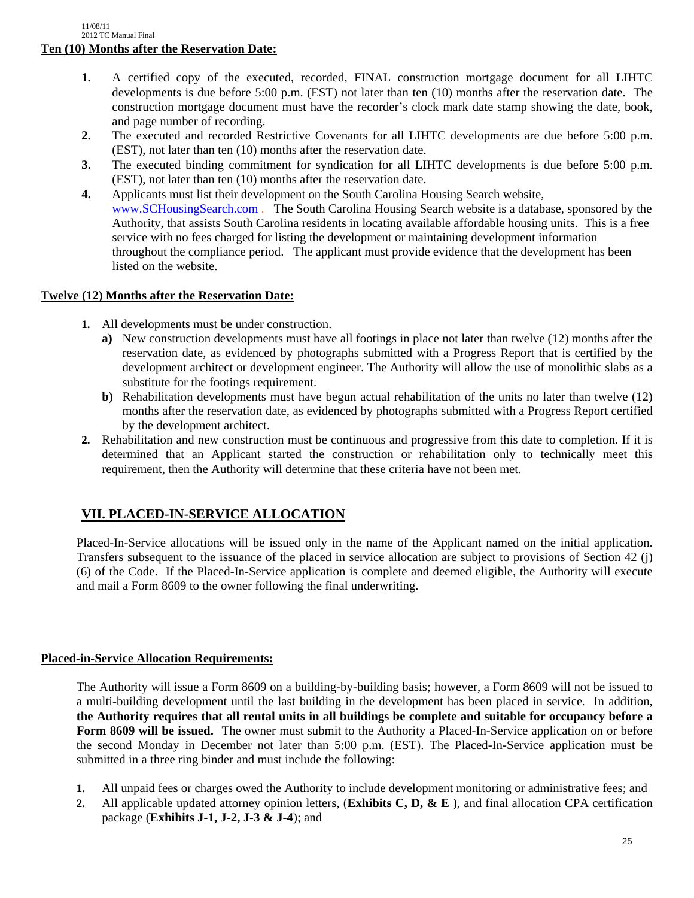**Ten (10) Months after the Reservation Date:**

1. A certified copy of the executed, recorded, FINAL construction mortgage document for all LIHTC developments is due before 5:00 p.m. (EST) not later than ten (10) months after the reservation date. The construction mortgage document must have the recorder's clock mark date stamp showing the date, book, and page number of recording.
2. The executed and recorded Restrictive Covenants for all LIHTC developments are due before 5:00 p.m. (EST), not later than ten (10) months after the reservation date.
3. The executed binding commitment for syndication for all LIHTC developments is due before 5:00 p.m. (EST), not later than ten (10) months after the reservation date.
4. Applicants must list their development on the South Carolina Housing Search website, www.SCHousingSearch.com . The South Carolina Housing Search website is a database, sponsored by the Authority, that assists South Carolina residents in locating available affordable housing units. This is a free service with no fees charged for listing the development or maintaining development information throughout the compliance period. The applicant must provide evidence that the development has been listed on the website.

**Twelve (12) Months after the Reservation Date:**

1. All developments must be under construction.
   - **a)** New construction developments must have all footings in place not later than twelve (12) months after the reservation date, as evidenced by photographs submitted with a Progress Report that is certified by the development architect or development engineer. The Authority will allow the use of monolithic slabs as a substitute for the footings requirement.
   - **b)** Rehabilitation developments must have begun actual rehabilitation of the units no later than twelve (12) months after the reservation date, as evidenced by photographs submitted with a Progress Report certified by the development architect.
2. Rehabilitation and new construction must be continuous and progressive from this date to completion. If it is determined that an Applicant started the construction or rehabilitation only to technically meet this requirement, then the Authority will determine that these criteria have not been met.

## VII. PLACED-IN-SERVICE ALLOCATION

Placed-In-Service allocations will be issued only in the name of the Applicant named on the initial application. Transfers subsequent to the issuance of the placed in service allocation are subject to provisions of Section 42 (j) (6) of the Code. If the Placed-In-Service application is complete and deemed eligible, the Authority will execute and mail a Form 8609 to the owner following the final underwriting.

**Placed-in-Service Allocation Requirements:**

The Authority will issue a Form 8609 on a building-by-building basis; however, a Form 8609 will not be issued to a multi-building development until the last building in the development has been placed in service*.* In addition, **the Authority requires that all rental units in all buildings be complete and suitable for occupancy before a Form 8609 will be issued.** The owner must submit to the Authority a Placed-In-Service application on or before the second Monday in December not later than 5:00 p.m. (EST). The Placed-In-Service application must be submitted in a three ring binder and must include the following:

1. All unpaid fees or charges owed the Authority to include development monitoring or administrative fees; and
2. All applicable updated attorney opinion letters, (**Exhibits C, D, & E** ), and final allocation CPA certification package (**Exhibits J-1, J-2, J-3 & J-4**); and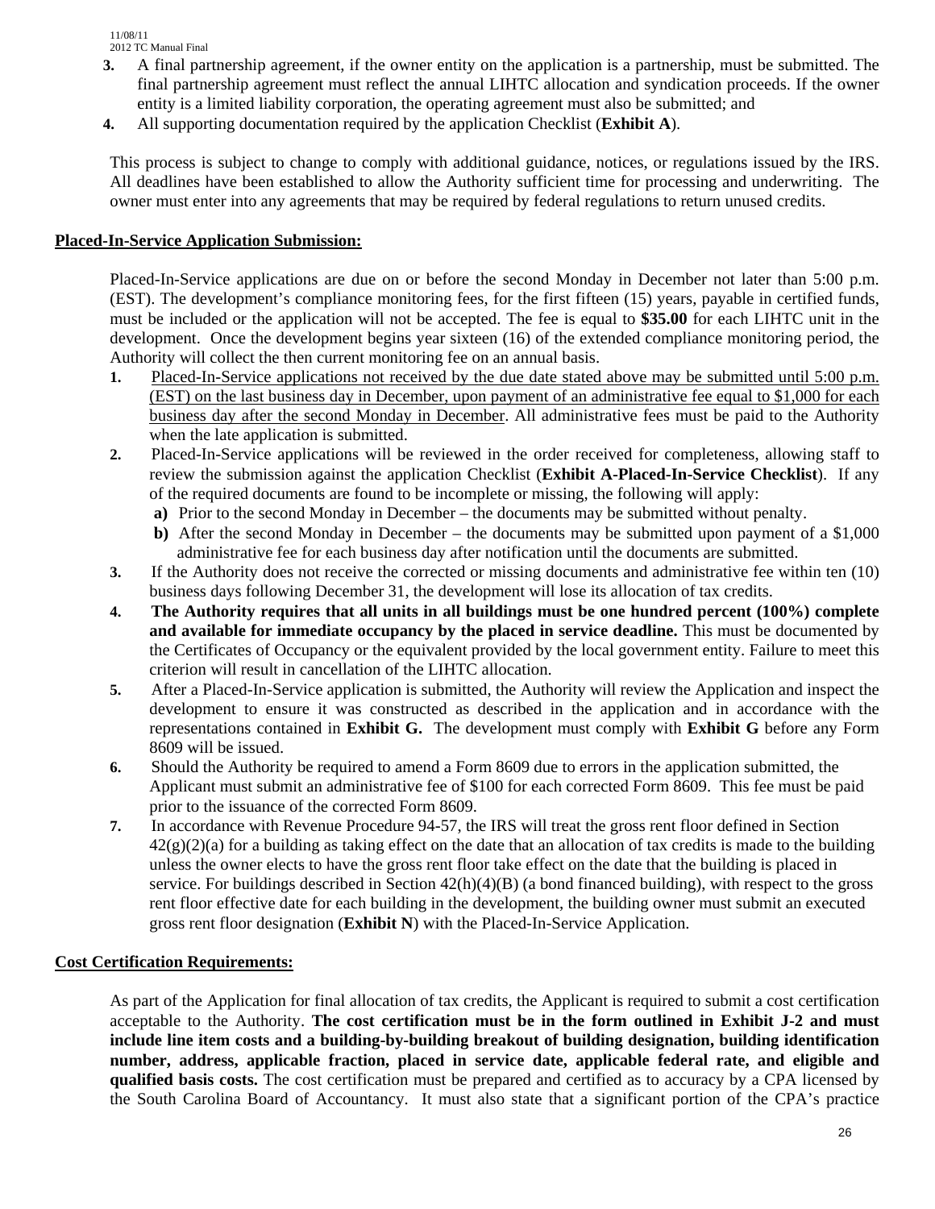3. A final partnership agreement, if the owner entity on the application is a partnership, must be submitted. The final partnership agreement must reflect the annual LIHTC allocation and syndication proceeds. If the owner entity is a limited liability corporation, the operating agreement must also be submitted; and
4. All supporting documentation required by the application Checklist (**Exhibit A**).

This process is subject to change to comply with additional guidance, notices, or regulations issued by the IRS. All deadlines have been established to allow the Authority sufficient time for processing and underwriting. The owner must enter into any agreements that may be required by federal regulations to return unused credits.

## Placed-In-Service Application Submission:

Placed-In-Service applications are due on or before the second Monday in December not later than 5:00 p.m. (EST). The development's compliance monitoring fees, for the first fifteen (15) years, payable in certified funds, must be included or the application will not be accepted. The fee is equal to **$35.00** for each LIHTC unit in the development. Once the development begins year sixteen (16) of the extended compliance monitoring period, the Authority will collect the then current monitoring fee on an annual basis.

1. Placed-In-Service applications not received by the due date stated above may be submitted until 5:00 p.m. (EST) on the last business day in December, upon payment of an administrative fee equal to $1,000 for each business day after the second Monday in December. All administrative fees must be paid to the Authority when the late application is submitted.
2. Placed-In-Service applications will be reviewed in the order received for completeness, allowing staff to review the submission against the application Checklist (**Exhibit A-Placed-In-Service Checklist**). If any of the required documents are found to be incomplete or missing, the following will apply:
   - **a)** Prior to the second Monday in December – the documents may be submitted without penalty.
   - **b)** After the second Monday in December – the documents may be submitted upon payment of a $1,000 administrative fee for each business day after notification until the documents are submitted.
3. If the Authority does not receive the corrected or missing documents and administrative fee within ten (10) business days following December 31, the development will lose its allocation of tax credits.
4. **The Authority requires that all units in all buildings must be one hundred percent (100%) complete and available for immediate occupancy by the placed in service deadline.** This must be documented by the Certificates of Occupancy or the equivalent provided by the local government entity. Failure to meet this criterion will result in cancellation of the LIHTC allocation.
5. After a Placed-In-Service application is submitted, the Authority will review the Application and inspect the development to ensure it was constructed as described in the application and in accordance with the representations contained in **Exhibit G.** The development must comply with **Exhibit G** before any Form 8609 will be issued.
6. Should the Authority be required to amend a Form 8609 due to errors in the application submitted, the Applicant must submit an administrative fee of $100 for each corrected Form 8609. This fee must be paid prior to the issuance of the corrected Form 8609.
7. In accordance with Revenue Procedure 94-57, the IRS will treat the gross rent floor defined in Section 42(g)(2)(a) for a building as taking effect on the date that an allocation of tax credits is made to the building unless the owner elects to have the gross rent floor take effect on the date that the building is placed in service. For buildings described in Section 42(h)(4)(B) (a bond financed building), with respect to the gross rent floor effective date for each building in the development, the building owner must submit an executed gross rent floor designation (**Exhibit N**) with the Placed-In-Service Application.

## Cost Certification Requirements:

As part of the Application for final allocation of tax credits, the Applicant is required to submit a cost certification acceptable to the Authority. **The cost certification must be in the form outlined in Exhibit J-2 and must include line item costs and a building-by-building breakout of building designation, building identification number, address, applicable fraction, placed in service date, applicable federal rate, and eligible and qualified basis costs.** The cost certification must be prepared and certified as to accuracy by a CPA licensed by the South Carolina Board of Accountancy. It must also state that a significant portion of the CPA's practice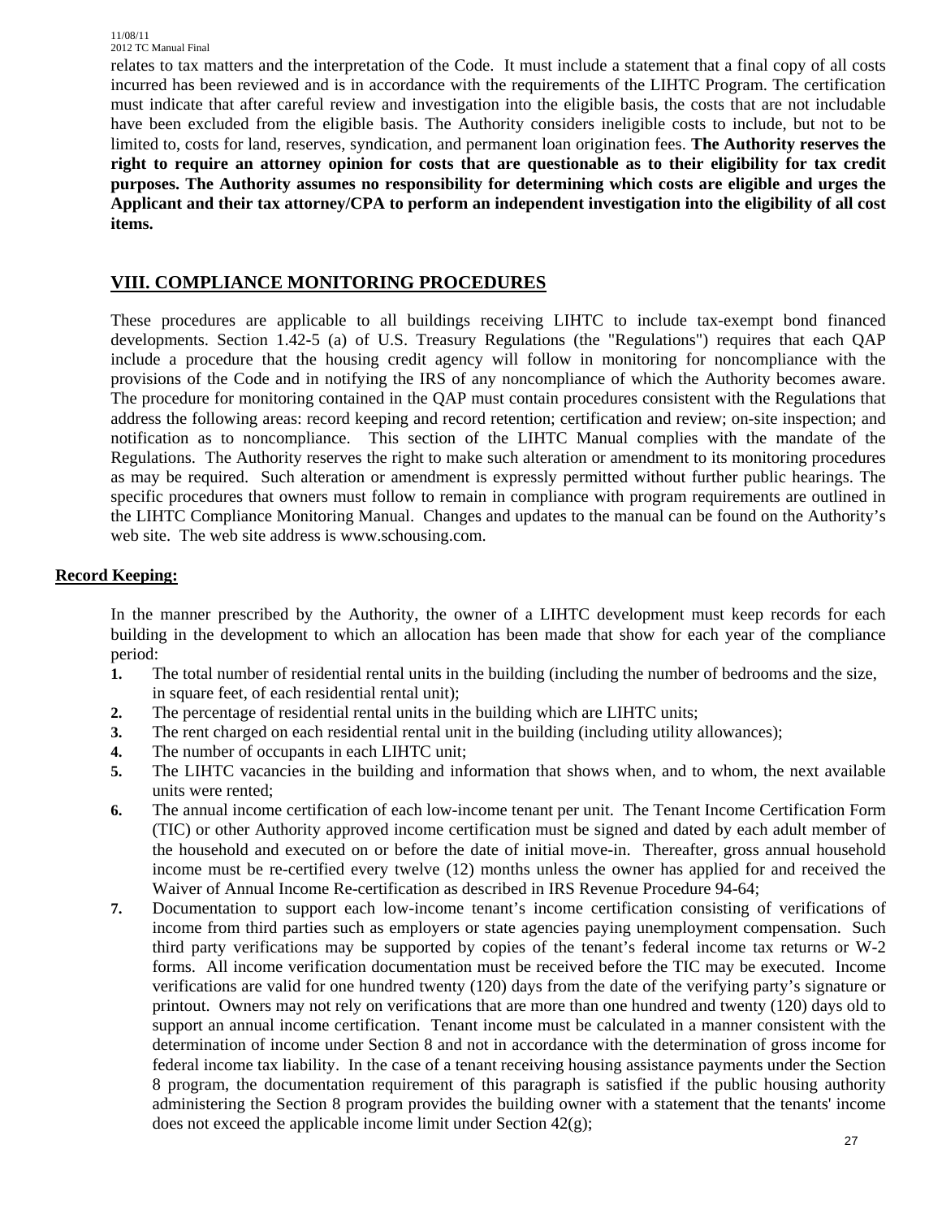relates to tax matters and the interpretation of the Code. It must include a statement that a final copy of all costs incurred has been reviewed and is in accordance with the requirements of the LIHTC Program. The certification must indicate that after careful review and investigation into the eligible basis, the costs that are not includable have been excluded from the eligible basis. The Authority considers ineligible costs to include, but not to be limited to, costs for land, reserves, syndication, and permanent loan origination fees. **The Authority reserves the right to require an attorney opinion for costs that are questionable as to their eligibility for tax credit purposes. The Authority assumes no responsibility for determining which costs are eligible and urges the Applicant and their tax attorney/CPA to perform an independent investigation into the eligibility of all cost items.**

## VIII. COMPLIANCE MONITORING PROCEDURES

These procedures are applicable to all buildings receiving LIHTC to include tax-exempt bond financed developments. Section 1.42-5 (a) of U.S. Treasury Regulations (the "Regulations") requires that each QAP include a procedure that the housing credit agency will follow in monitoring for noncompliance with the provisions of the Code and in notifying the IRS of any noncompliance of which the Authority becomes aware. The procedure for monitoring contained in the QAP must contain procedures consistent with the Regulations that address the following areas: record keeping and record retention; certification and review; on-site inspection; and notification as to noncompliance. This section of the LIHTC Manual complies with the mandate of the Regulations. The Authority reserves the right to make such alteration or amendment to its monitoring procedures as may be required. Such alteration or amendment is expressly permitted without further public hearings. The specific procedures that owners must follow to remain in compliance with program requirements are outlined in the LIHTC Compliance Monitoring Manual. Changes and updates to the manual can be found on the Authority's web site. The web site address is www.schousing.com.

### Record Keeping:

In the manner prescribed by the Authority, the owner of a LIHTC development must keep records for each building in the development to which an allocation has been made that show for each year of the compliance period:

1. The total number of residential rental units in the building (including the number of bedrooms and the size, in square feet, of each residential rental unit);
2. The percentage of residential rental units in the building which are LIHTC units;
3. The rent charged on each residential rental unit in the building (including utility allowances);
4. The number of occupants in each LIHTC unit;
5. The LIHTC vacancies in the building and information that shows when, and to whom, the next available units were rented;
6. The annual income certification of each low-income tenant per unit. The Tenant Income Certification Form (TIC) or other Authority approved income certification must be signed and dated by each adult member of the household and executed on or before the date of initial move-in. Thereafter, gross annual household income must be re-certified every twelve (12) months unless the owner has applied for and received the Waiver of Annual Income Re-certification as described in IRS Revenue Procedure 94-64;
7. Documentation to support each low-income tenant's income certification consisting of verifications of income from third parties such as employers or state agencies paying unemployment compensation. Such third party verifications may be supported by copies of the tenant's federal income tax returns or W-2 forms. All income verification documentation must be received before the TIC may be executed. Income verifications are valid for one hundred twenty (120) days from the date of the verifying party's signature or printout. Owners may not rely on verifications that are more than one hundred and twenty (120) days old to support an annual income certification. Tenant income must be calculated in a manner consistent with the determination of income under Section 8 and not in accordance with the determination of gross income for federal income tax liability. In the case of a tenant receiving housing assistance payments under the Section 8 program, the documentation requirement of this paragraph is satisfied if the public housing authority administering the Section 8 program provides the building owner with a statement that the tenants' income does not exceed the applicable income limit under Section 42(g);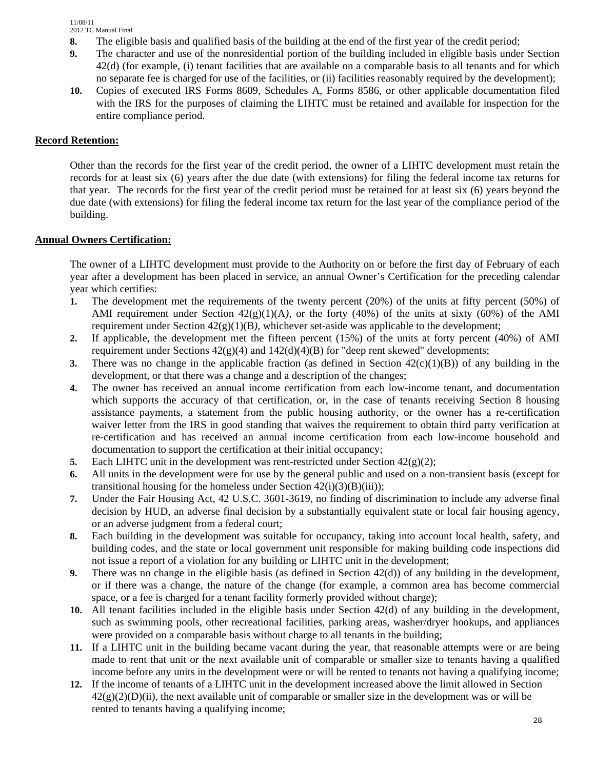8. The eligible basis and qualified basis of the building at the end of the first year of the credit period;
9. The character and use of the nonresidential portion of the building included in eligible basis under Section 42(d) (for example, (i) tenant facilities that are available on a comparable basis to all tenants and for which no separate fee is charged for use of the facilities, or (ii) facilities reasonably required by the development);
10. Copies of executed IRS Forms 8609, Schedules A, Forms 8586, or other applicable documentation filed with the IRS for the purposes of claiming the LIHTC must be retained and available for inspection for the entire compliance period.

**Record Retention:**

Other than the records for the first year of the credit period, the owner of a LIHTC development must retain the records for at least six (6) years after the due date (with extensions) for filing the federal income tax returns for that year. The records for the first year of the credit period must be retained for at least six (6) years beyond the due date (with extensions) for filing the federal income tax return for the last year of the compliance period of the building.

**Annual Owners Certification:**

The owner of a LIHTC development must provide to the Authority on or before the first day of February of each year after a development has been placed in service, an annual Owner's Certification for the preceding calendar year which certifies:

1. The development met the requirements of the twenty percent (20%) of the units at fifty percent (50%) of AMI requirement under Section 42(g)(1)(A*)*, or the forty (40%) of the units at sixty (60%) of the AMI requirement under Section 42(g)(1)(B*)*, whichever set-aside was applicable to the development;
2. If applicable, the development met the fifteen percent (15%) of the units at forty percent (40%) of AMI requirement under Sections 42(g)(4) and 142(d)(4)(B) for "deep rent skewed" developments;
3. There was no change in the applicable fraction (as defined in Section 42(c)(1)(B)) of any building in the development, or that there was a change and a description of the changes;
4. The owner has received an annual income certification from each low-income tenant, and documentation which supports the accuracy of that certification, or, in the case of tenants receiving Section 8 housing assistance payments, a statement from the public housing authority, or the owner has a re-certification waiver letter from the IRS in good standing that waives the requirement to obtain third party verification at re-certification and has received an annual income certification from each low-income household and documentation to support the certification at their initial occupancy;
5. Each LIHTC unit in the development was rent-restricted under Section 42(g)(2);
6. All units in the development were for use by the general public and used on a non-transient basis (except for transitional housing for the homeless under Section 42(i)(3)(B)(iii));
7. Under the Fair Housing Act, 42 U.S.C. 3601-3619, no finding of discrimination to include any adverse final decision by HUD, an adverse final decision by a substantially equivalent state or local fair housing agency, or an adverse judgment from a federal court;
8. Each building in the development was suitable for occupancy, taking into account local health, safety, and building codes, and the state or local government unit responsible for making building code inspections did not issue a report of a violation for any building or LIHTC unit in the development;
9. There was no change in the eligible basis (as defined in Section 42(d)) of any building in the development, or if there was a change, the nature of the change (for example, a common area has become commercial space, or a fee is charged for a tenant facility formerly provided without charge);
10. All tenant facilities included in the eligible basis under Section 42(d) of any building in the development, such as swimming pools, other recreational facilities, parking areas, washer/dryer hookups, and appliances were provided on a comparable basis without charge to all tenants in the building;
11. If a LIHTC unit in the building became vacant during the year, that reasonable attempts were or are being made to rent that unit or the next available unit of comparable or smaller size to tenants having a qualified income before any units in the development were or will be rented to tenants not having a qualifying income;
12. If the income of tenants of a LIHTC unit in the development increased above the limit allowed in Section 42(g)(2)(D)(ii), the next available unit of comparable or smaller size in the development was or will be rented to tenants having a qualifying income;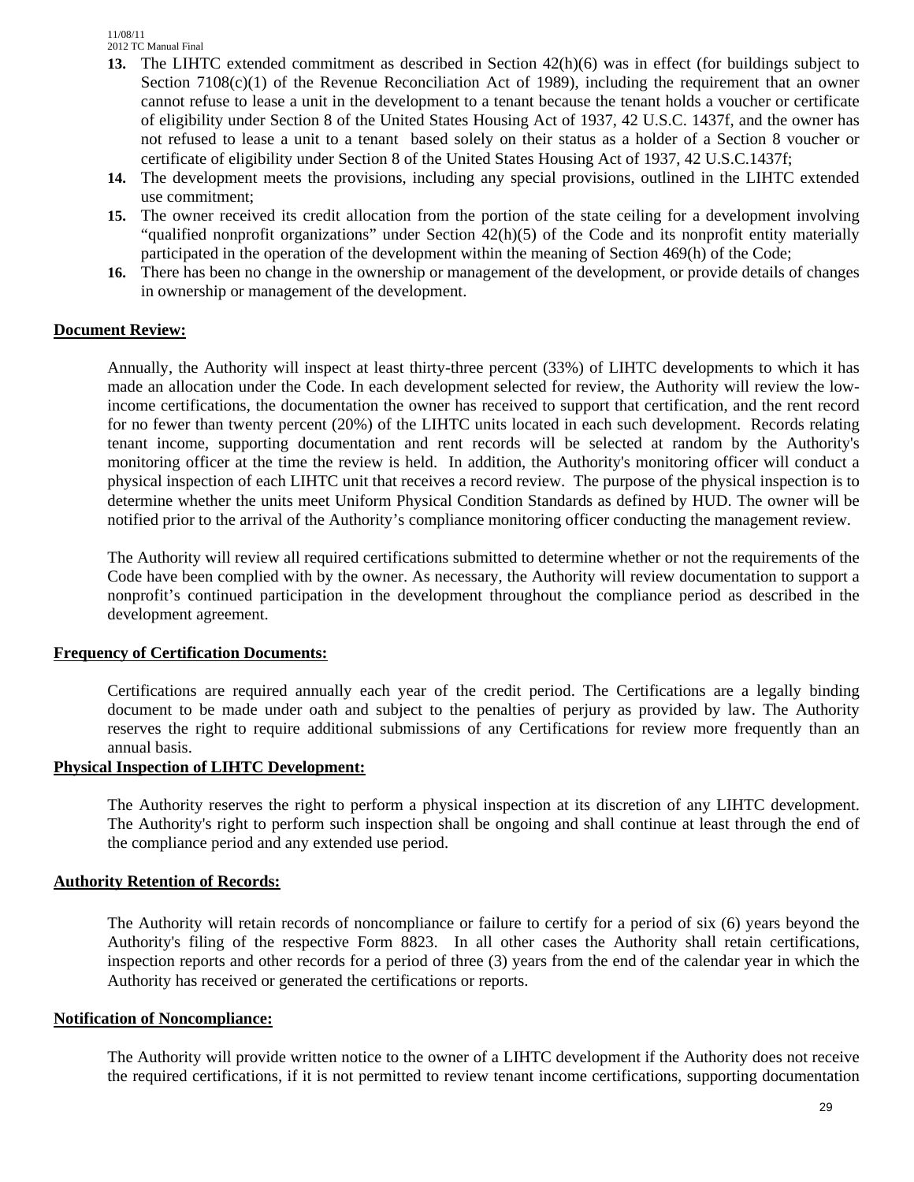13. **13.** The LIHTC extended commitment as described in Section 42(h)(6) was in effect (for buildings subject to Section 7108(c)(1) of the Revenue Reconciliation Act of 1989), including the requirement that an owner cannot refuse to lease a unit in the development to a tenant because the tenant holds a voucher or certificate of eligibility under Section 8 of the United States Housing Act of 1937, 42 U.S.C. 1437f, and the owner has not refused to lease a unit to a tenant based solely on their status as a holder of a Section 8 voucher or certificate of eligibility under Section 8 of the United States Housing Act of 1937, 42 U.S.C.1437f;
14. **14.** The development meets the provisions, including any special provisions, outlined in the LIHTC extended use commitment;
15. **15.** The owner received its credit allocation from the portion of the state ceiling for a development involving "qualified nonprofit organizations" under Section 42(h)(5) of the Code and its nonprofit entity materially participated in the operation of the development within the meaning of Section 469(h) of the Code;
16. **16.** There has been no change in the ownership or management of the development, or provide details of changes in ownership or management of the development.

**Document Review:**

Annually, the Authority will inspect at least thirty-three percent (33%) of LIHTC developments to which it has made an allocation under the Code. In each development selected for review, the Authority will review the low-income certifications, the documentation the owner has received to support that certification, and the rent record for no fewer than twenty percent (20%) of the LIHTC units located in each such development. Records relating tenant income, supporting documentation and rent records will be selected at random by the Authority's monitoring officer at the time the review is held. In addition, the Authority's monitoring officer will conduct a physical inspection of each LIHTC unit that receives a record review. The purpose of the physical inspection is to determine whether the units meet Uniform Physical Condition Standards as defined by HUD. The owner will be notified prior to the arrival of the Authority's compliance monitoring officer conducting the management review.

The Authority will review all required certifications submitted to determine whether or not the requirements of the Code have been complied with by the owner. As necessary, the Authority will review documentation to support a nonprofit's continued participation in the development throughout the compliance period as described in the development agreement.

**Frequency of Certification Documents:**

Certifications are required annually each year of the credit period. The Certifications are a legally binding document to be made under oath and subject to the penalties of perjury as provided by law. The Authority reserves the right to require additional submissions of any Certifications for review more frequently than an annual basis.

**Physical Inspection of LIHTC Development:**

The Authority reserves the right to perform a physical inspection at its discretion of any LIHTC development. The Authority's right to perform such inspection shall be ongoing and shall continue at least through the end of the compliance period and any extended use period.

**Authority Retention of Records:**

The Authority will retain records of noncompliance or failure to certify for a period of six (6) years beyond the Authority's filing of the respective Form 8823. In all other cases the Authority shall retain certifications, inspection reports and other records for a period of three (3) years from the end of the calendar year in which the Authority has received or generated the certifications or reports.

**Notification of Noncompliance:**

The Authority will provide written notice to the owner of a LIHTC development if the Authority does not receive the required certifications, if it is not permitted to review tenant income certifications, supporting documentation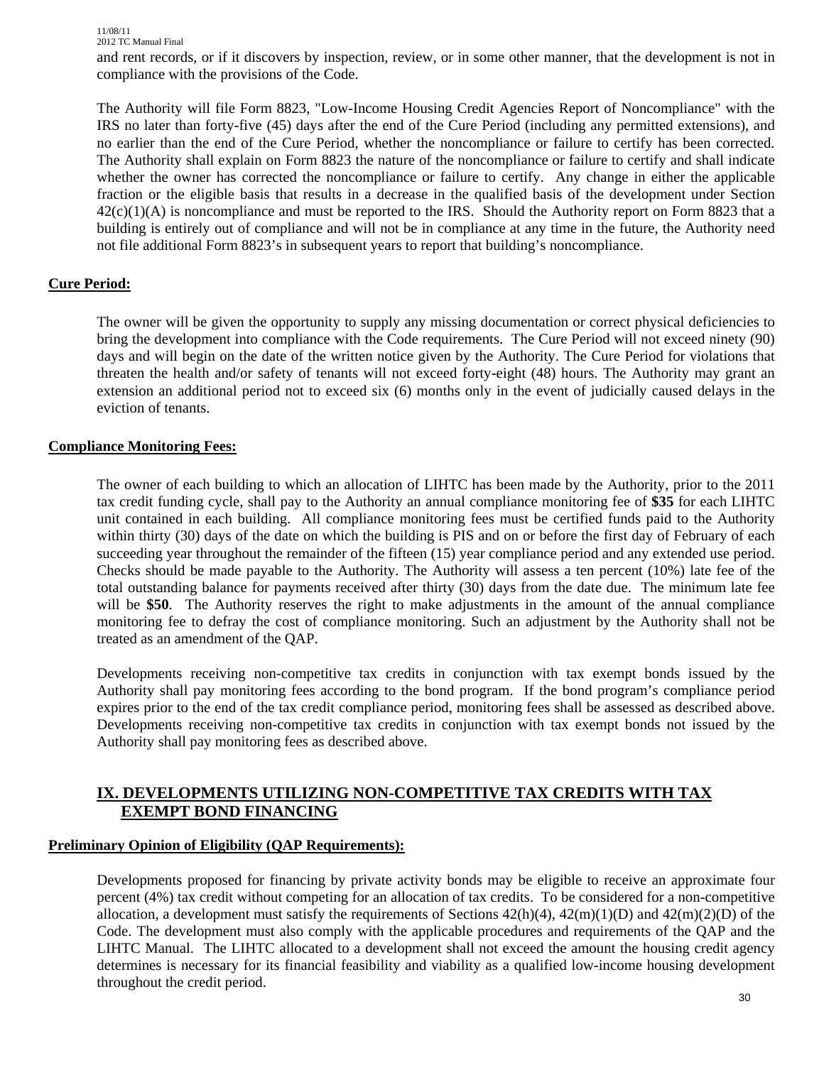and rent records, or if it discovers by inspection, review, or in some other manner, that the development is not in compliance with the provisions of the Code.

The Authority will file Form 8823, "Low-Income Housing Credit Agencies Report of Noncompliance" with the IRS no later than forty-five (45) days after the end of the Cure Period (including any permitted extensions), and no earlier than the end of the Cure Period, whether the noncompliance or failure to certify has been corrected. The Authority shall explain on Form 8823 the nature of the noncompliance or failure to certify and shall indicate whether the owner has corrected the noncompliance or failure to certify. Any change in either the applicable fraction or the eligible basis that results in a decrease in the qualified basis of the development under Section 42(c)(1)(A) is noncompliance and must be reported to the IRS. Should the Authority report on Form 8823 that a building is entirely out of compliance and will not be in compliance at any time in the future, the Authority need not file additional Form 8823's in subsequent years to report that building's noncompliance.

**Cure Period:**

The owner will be given the opportunity to supply any missing documentation or correct physical deficiencies to bring the development into compliance with the Code requirements. The Cure Period will not exceed ninety (90) days and will begin on the date of the written notice given by the Authority. The Cure Period for violations that threaten the health and/or safety of tenants will not exceed forty-eight (48) hours. The Authority may grant an extension an additional period not to exceed six (6) months only in the event of judicially caused delays in the eviction of tenants.

**Compliance Monitoring Fees:**

The owner of each building to which an allocation of LIHTC has been made by the Authority, prior to the 2011 tax credit funding cycle, shall pay to the Authority an annual compliance monitoring fee of **$35** for each LIHTC unit contained in each building. All compliance monitoring fees must be certified funds paid to the Authority within thirty (30) days of the date on which the building is PIS and on or before the first day of February of each succeeding year throughout the remainder of the fifteen (15) year compliance period and any extended use period. Checks should be made payable to the Authority. The Authority will assess a ten percent (10%) late fee of the total outstanding balance for payments received after thirty (30) days from the date due. The minimum late fee will be **$50**. The Authority reserves the right to make adjustments in the amount of the annual compliance monitoring fee to defray the cost of compliance monitoring. Such an adjustment by the Authority shall not be treated as an amendment of the QAP.

Developments receiving non-competitive tax credits in conjunction with tax exempt bonds issued by the Authority shall pay monitoring fees according to the bond program. If the bond program's compliance period expires prior to the end of the tax credit compliance period, monitoring fees shall be assessed as described above. Developments receiving non-competitive tax credits in conjunction with tax exempt bonds not issued by the Authority shall pay monitoring fees as described above.

## IX. DEVELOPMENTS UTILIZING NON-COMPETITIVE TAX CREDITS WITH TAX EXEMPT BOND FINANCING

**Preliminary Opinion of Eligibility (QAP Requirements):**

Developments proposed for financing by private activity bonds may be eligible to receive an approximate four percent (4%) tax credit without competing for an allocation of tax credits. To be considered for a non-competitive allocation, a development must satisfy the requirements of Sections 42(h)(4), 42(m)(1)(D) and 42(m)(2)(D) of the Code. The development must also comply with the applicable procedures and requirements of the QAP and the LIHTC Manual. The LIHTC allocated to a development shall not exceed the amount the housing credit agency determines is necessary for its financial feasibility and viability as a qualified low-income housing development throughout the credit period.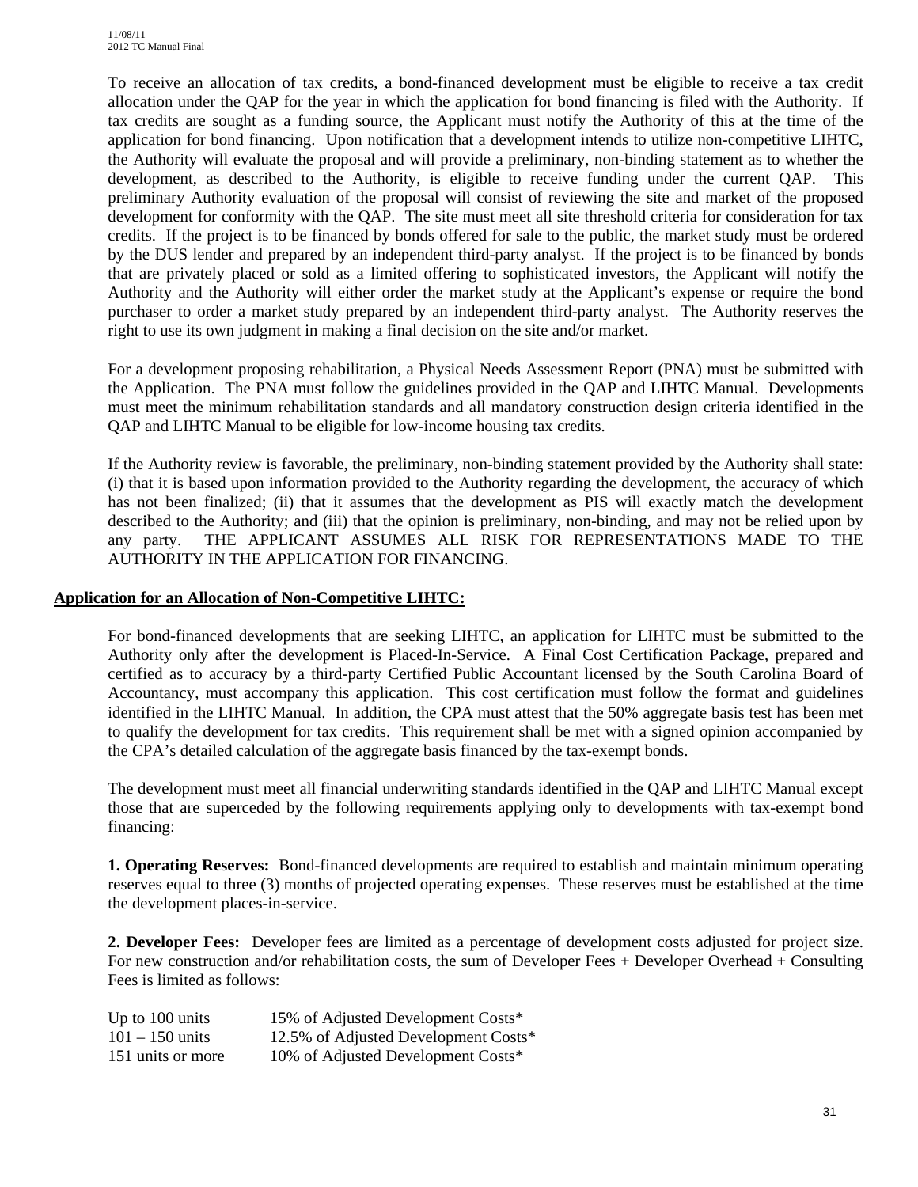To receive an allocation of tax credits, a bond-financed development must be eligible to receive a tax credit allocation under the QAP for the year in which the application for bond financing is filed with the Authority. If tax credits are sought as a funding source, the Applicant must notify the Authority of this at the time of the application for bond financing. Upon notification that a development intends to utilize non-competitive LIHTC, the Authority will evaluate the proposal and will provide a preliminary, non-binding statement as to whether the development, as described to the Authority, is eligible to receive funding under the current QAP. This preliminary Authority evaluation of the proposal will consist of reviewing the site and market of the proposed development for conformity with the QAP. The site must meet all site threshold criteria for consideration for tax credits. If the project is to be financed by bonds offered for sale to the public, the market study must be ordered by the DUS lender and prepared by an independent third-party analyst. If the project is to be financed by bonds that are privately placed or sold as a limited offering to sophisticated investors, the Applicant will notify the Authority and the Authority will either order the market study at the Applicant's expense or require the bond purchaser to order a market study prepared by an independent third-party analyst. The Authority reserves the right to use its own judgment in making a final decision on the site and/or market.

For a development proposing rehabilitation, a Physical Needs Assessment Report (PNA) must be submitted with the Application. The PNA must follow the guidelines provided in the QAP and LIHTC Manual. Developments must meet the minimum rehabilitation standards and all mandatory construction design criteria identified in the QAP and LIHTC Manual to be eligible for low-income housing tax credits.

If the Authority review is favorable, the preliminary, non-binding statement provided by the Authority shall state: (i) that it is based upon information provided to the Authority regarding the development, the accuracy of which has not been finalized; (ii) that it assumes that the development as PIS will exactly match the development described to the Authority; and (iii) that the opinion is preliminary, non-binding, and may not be relied upon by any party. THE APPLICANT ASSUMES ALL RISK FOR REPRESENTATIONS MADE TO THE AUTHORITY IN THE APPLICATION FOR FINANCING.

**Application for an Allocation of Non-Competitive LIHTC:**

For bond-financed developments that are seeking LIHTC, an application for LIHTC must be submitted to the Authority only after the development is Placed-In-Service. A Final Cost Certification Package, prepared and certified as to accuracy by a third-party Certified Public Accountant licensed by the South Carolina Board of Accountancy, must accompany this application. This cost certification must follow the format and guidelines identified in the LIHTC Manual. In addition, the CPA must attest that the 50% aggregate basis test has been met to qualify the development for tax credits. This requirement shall be met with a signed opinion accompanied by the CPA's detailed calculation of the aggregate basis financed by the tax-exempt bonds.

The development must meet all financial underwriting standards identified in the QAP and LIHTC Manual except those that are superceded by the following requirements applying only to developments with tax-exempt bond financing:

**1. Operating Reserves:** Bond-financed developments are required to establish and maintain minimum operating reserves equal to three (3) months of projected operating expenses. These reserves must be established at the time the development places-in-service.

**2. Developer Fees:** Developer fees are limited as a percentage of development costs adjusted for project size. For new construction and/or rehabilitation costs, the sum of Developer Fees + Developer Overhead + Consulting Fees is limited as follows:

| | |
|---|---|
| Up to 100 units | 15% of Adjusted Development Costs* |
| 101 – 150 units | 12.5% of Adjusted Development Costs* |
| 151 units or more | 10% of Adjusted Development Costs* |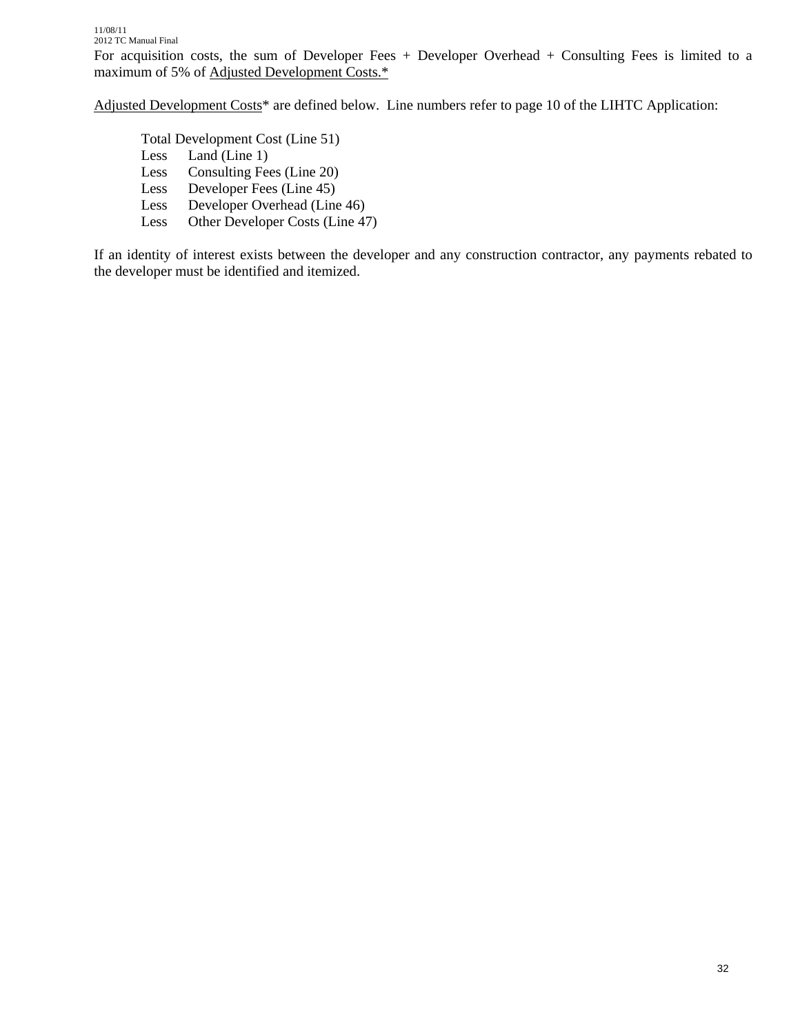For acquisition costs, the sum of Developer Fees + Developer Overhead + Consulting Fees is limited to a maximum of 5% of <u>Adjusted Development Costs.*</u>

<u>Adjusted Development Costs</u>* are defined below. Line numbers refer to page 10 of the LIHTC Application:

Total Development Cost (Line 51)
Less Land (Line 1)
Less Consulting Fees (Line 20)
Less Developer Fees (Line 45)
Less Developer Overhead (Line 46)
Less Other Developer Costs (Line 47)

If an identity of interest exists between the developer and any construction contractor, any payments rebated to the developer must be identified and itemized.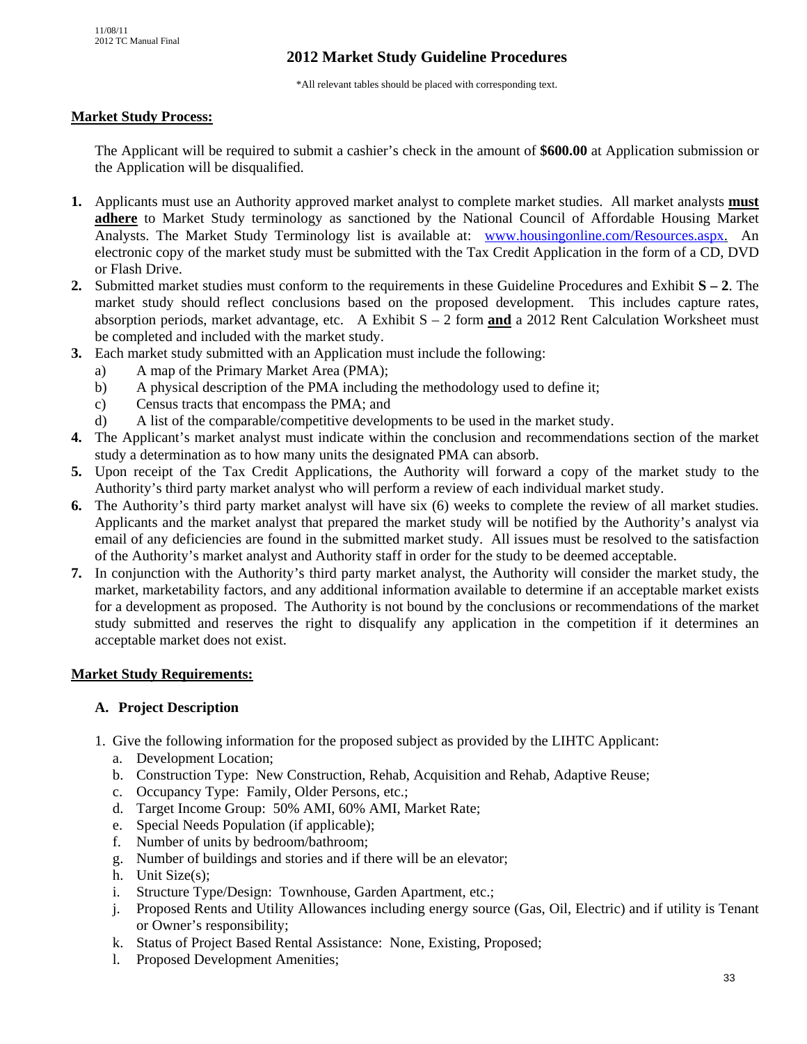## 2012 Market Study Guideline Procedures

*All relevant tables should be placed with corresponding text.

**Market Study Process:**

The Applicant will be required to submit a cashier's check in the amount of **$600.00** at Application submission or the Application will be disqualified.

1. Applicants must use an Authority approved market analyst to complete market studies. All market analysts **must adhere** to Market Study terminology as sanctioned by the National Council of Affordable Housing Market Analysts. The Market Study Terminology list is available at: www.housingonline.com/Resources.aspx. An electronic copy of the market study must be submitted with the Tax Credit Application in the form of a CD, DVD or Flash Drive.
2. Submitted market studies must conform to the requirements in these Guideline Procedures and Exhibit **S – 2**. The market study should reflect conclusions based on the proposed development. This includes capture rates, absorption periods, market advantage, etc. A Exhibit S – 2 form **and** a 2012 Rent Calculation Worksheet must be completed and included with the market study.
3. Each market study submitted with an Application must include the following:
   a) A map of the Primary Market Area (PMA);
   b) A physical description of the PMA including the methodology used to define it;
   c) Census tracts that encompass the PMA; and
   d) A list of the comparable/competitive developments to be used in the market study.
4. The Applicant's market analyst must indicate within the conclusion and recommendations section of the market study a determination as to how many units the designated PMA can absorb.
5. Upon receipt of the Tax Credit Applications, the Authority will forward a copy of the market study to the Authority's third party market analyst who will perform a review of each individual market study.
6. The Authority's third party market analyst will have six (6) weeks to complete the review of all market studies. Applicants and the market analyst that prepared the market study will be notified by the Authority's analyst via email of any deficiencies are found in the submitted market study. All issues must be resolved to the satisfaction of the Authority's market analyst and Authority staff in order for the study to be deemed acceptable.
7. In conjunction with the Authority's third party market analyst, the Authority will consider the market study, the market, marketability factors, and any additional information available to determine if an acceptable market exists for a development as proposed. The Authority is not bound by the conclusions or recommendations of the market study submitted and reserves the right to disqualify any application in the competition if it determines an acceptable market does not exist.

**Market Study Requirements:**

### A. Project Description

1. Give the following information for the proposed subject as provided by the LIHTC Applicant:
   a. Development Location;
   b. Construction Type: New Construction, Rehab, Acquisition and Rehab, Adaptive Reuse;
   c. Occupancy Type: Family, Older Persons, etc.;
   d. Target Income Group: 50% AMI, 60% AMI, Market Rate;
   e. Special Needs Population (if applicable);
   f. Number of units by bedroom/bathroom;
   g. Number of buildings and stories and if there will be an elevator;
   h. Unit Size(s);
   i. Structure Type/Design: Townhouse, Garden Apartment, etc.;
   j. Proposed Rents and Utility Allowances including energy source (Gas, Oil, Electric) and if utility is Tenant or Owner's responsibility;
   k. Status of Project Based Rental Assistance: None, Existing, Proposed;
   l. Proposed Development Amenities;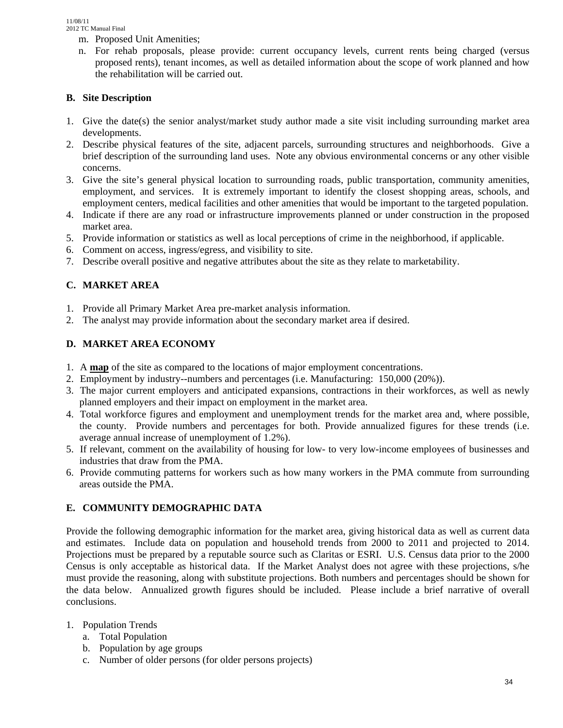m. Proposed Unit Amenities;
n. For rehab proposals, please provide: current occupancy levels, current rents being charged (versus proposed rents), tenant incomes, as well as detailed information about the scope of work planned and how the rehabilitation will be carried out.

### B. Site Description

1. Give the date(s) the senior analyst/market study author made a site visit including surrounding market area developments.
2. Describe physical features of the site, adjacent parcels, surrounding structures and neighborhoods. Give a brief description of the surrounding land uses. Note any obvious environmental concerns or any other visible concerns.
3. Give the site's general physical location to surrounding roads, public transportation, community amenities, employment, and services. It is extremely important to identify the closest shopping areas, schools, and employment centers, medical facilities and other amenities that would be important to the targeted population.
4. Indicate if there are any road or infrastructure improvements planned or under construction in the proposed market area.
5. Provide information or statistics as well as local perceptions of crime in the neighborhood, if applicable.
6. Comment on access, ingress/egress, and visibility to site.
7. Describe overall positive and negative attributes about the site as they relate to marketability.

### C. MARKET AREA

1. Provide all Primary Market Area pre-market analysis information.
2. The analyst may provide information about the secondary market area if desired.

### D. MARKET AREA ECONOMY

1. A **map** of the site as compared to the locations of major employment concentrations.
2. Employment by industry--numbers and percentages (i.e. Manufacturing: 150,000 (20%)).
3. The major current employers and anticipated expansions, contractions in their workforces, as well as newly planned employers and their impact on employment in the market area.
4. Total workforce figures and employment and unemployment trends for the market area and, where possible, the county. Provide numbers and percentages for both. Provide annualized figures for these trends (i.e. average annual increase of unemployment of 1.2%).
5. If relevant, comment on the availability of housing for low- to very low-income employees of businesses and industries that draw from the PMA.
6. Provide commuting patterns for workers such as how many workers in the PMA commute from surrounding areas outside the PMA.

### E. COMMUNITY DEMOGRAPHIC DATA

Provide the following demographic information for the market area, giving historical data as well as current data and estimates. Include data on population and household trends from 2000 to 2011 and projected to 2014. Projections must be prepared by a reputable source such as Claritas or ESRI. U.S. Census data prior to the 2000 Census is only acceptable as historical data. If the Market Analyst does not agree with these projections, s/he must provide the reasoning, along with substitute projections. Both numbers and percentages should be shown for the data below. Annualized growth figures should be included. Please include a brief narrative of overall conclusions.

1. Population Trends
   a. Total Population
   b. Population by age groups
   c. Number of older persons (for older persons projects)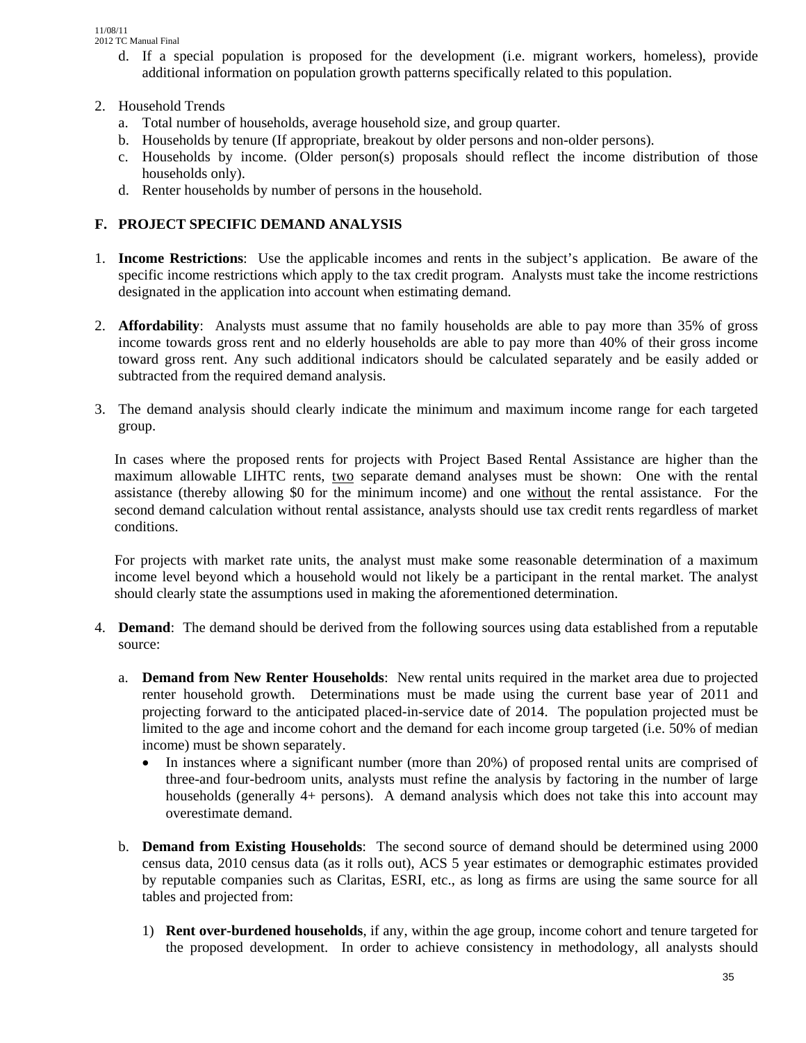d. If a special population is proposed for the development (i.e. migrant workers, homeless), provide additional information on population growth patterns specifically related to this population.

2. Household Trends
   a. Total number of households, average household size, and group quarter.
   b. Households by tenure (If appropriate, breakout by older persons and non-older persons).
   c. Households by income. (Older person(s) proposals should reflect the income distribution of those households only).
   d. Renter households by number of persons in the household.

## F. PROJECT SPECIFIC DEMAND ANALYSIS

1. **Income Restrictions**: Use the applicable incomes and rents in the subject's application. Be aware of the specific income restrictions which apply to the tax credit program. Analysts must take the income restrictions designated in the application into account when estimating demand.

2. **Affordability**: Analysts must assume that no family households are able to pay more than 35% of gross income towards gross rent and no elderly households are able to pay more than 40% of their gross income toward gross rent. Any such additional indicators should be calculated separately and be easily added or subtracted from the required demand analysis.

3. The demand analysis should clearly indicate the minimum and maximum income range for each targeted group.

   In cases where the proposed rents for projects with Project Based Rental Assistance are higher than the maximum allowable LIHTC rents, <u>two</u> separate demand analyses must be shown: One with the rental assistance (thereby allowing $0 for the minimum income) and one <u>without</u> the rental assistance. For the second demand calculation without rental assistance, analysts should use tax credit rents regardless of market conditions.

   For projects with market rate units, the analyst must make some reasonable determination of a maximum income level beyond which a household would not likely be a participant in the rental market. The analyst should clearly state the assumptions used in making the aforementioned determination.

4. **Demand**: The demand should be derived from the following sources using data established from a reputable source:

   a. **Demand from New Renter Households**: New rental units required in the market area due to projected renter household growth. Determinations must be made using the current base year of 2011 and projecting forward to the anticipated placed-in-service date of 2014. The population projected must be limited to the age and income cohort and the demand for each income group targeted (i.e. 50% of median income) must be shown separately.
      - In instances where a significant number (more than 20%) of proposed rental units are comprised of three-and four-bedroom units, analysts must refine the analysis by factoring in the number of large households (generally 4+ persons). A demand analysis which does not take this into account may overestimate demand.

   b. **Demand from Existing Households**: The second source of demand should be determined using 2000 census data, 2010 census data (as it rolls out), ACS 5 year estimates or demographic estimates provided by reputable companies such as Claritas, ESRI, etc., as long as firms are using the same source for all tables and projected from:

      1) **Rent over-burdened households**, if any, within the age group, income cohort and tenure targeted for the proposed development. In order to achieve consistency in methodology, all analysts should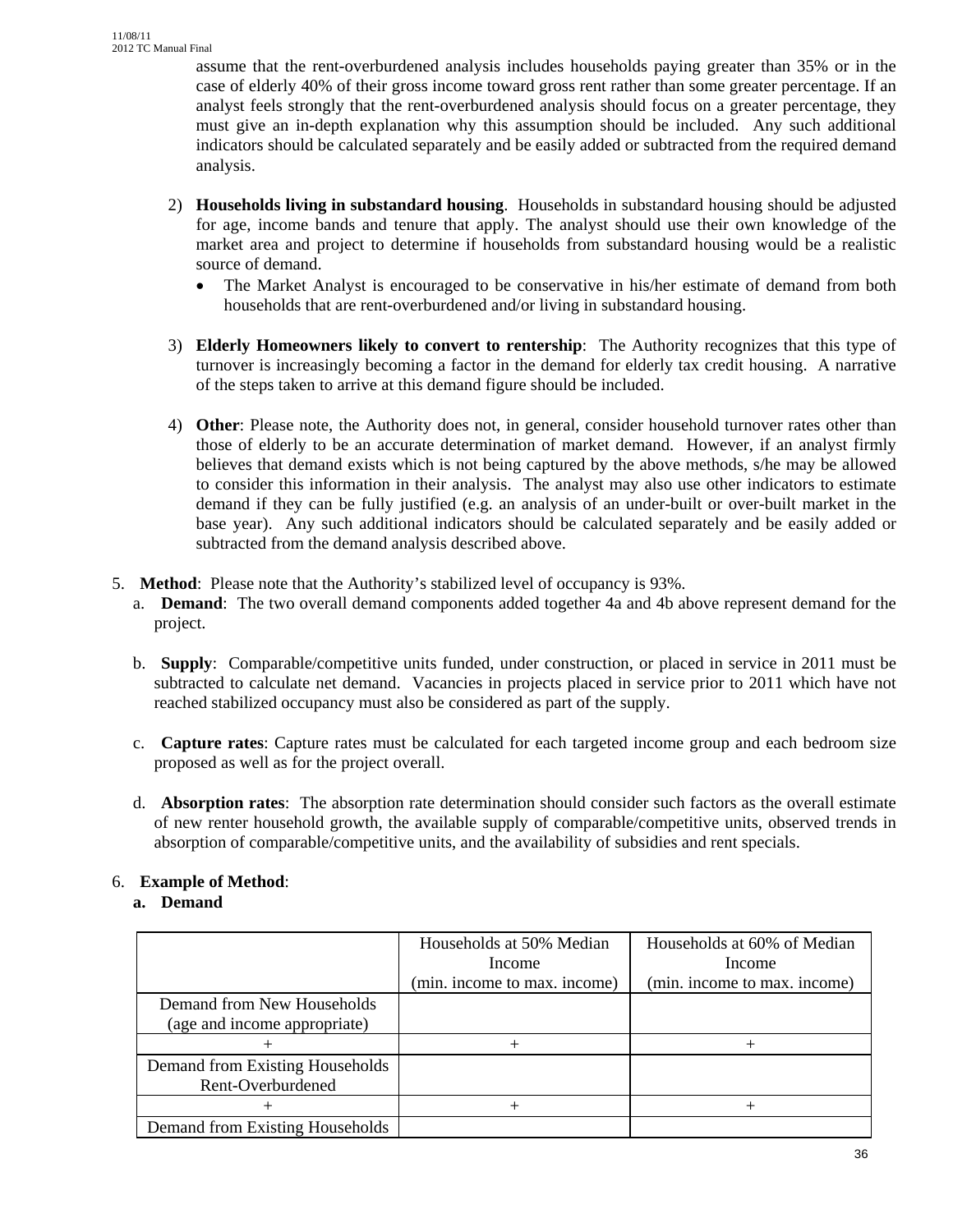assume that the rent-overburdened analysis includes households paying greater than 35% or in the case of elderly 40% of their gross income toward gross rent rather than some greater percentage. If an analyst feels strongly that the rent-overburdened analysis should focus on a greater percentage, they must give an in-depth explanation why this assumption should be included. Any such additional indicators should be calculated separately and be easily added or subtracted from the required demand analysis.

2) **Households living in substandard housing**. Households in substandard housing should be adjusted for age, income bands and tenure that apply. The analyst should use their own knowledge of the market area and project to determine if households from substandard housing would be a realistic source of demand.
   - The Market Analyst is encouraged to be conservative in his/her estimate of demand from both households that are rent-overburdened and/or living in substandard housing.

3) **Elderly Homeowners likely to convert to rentership**: The Authority recognizes that this type of turnover is increasingly becoming a factor in the demand for elderly tax credit housing. A narrative of the steps taken to arrive at this demand figure should be included.

4) **Other**: Please note, the Authority does not, in general, consider household turnover rates other than those of elderly to be an accurate determination of market demand. However, if an analyst firmly believes that demand exists which is not being captured by the above methods, s/he may be allowed to consider this information in their analysis. The analyst may also use other indicators to estimate demand if they can be fully justified (e.g. an analysis of an under-built or over-built market in the base year). Any such additional indicators should be calculated separately and be easily added or subtracted from the demand analysis described above.

5. **Method**: Please note that the Authority's stabilized level of occupancy is 93%.
   a. **Demand**: The two overall demand components added together 4a and 4b above represent demand for the project.

   b. **Supply**: Comparable/competitive units funded, under construction, or placed in service in 2011 must be subtracted to calculate net demand. Vacancies in projects placed in service prior to 2011 which have not reached stabilized occupancy must also be considered as part of the supply.

   c. **Capture rates**: Capture rates must be calculated for each targeted income group and each bedroom size proposed as well as for the project overall.

   d. **Absorption rates**: The absorption rate determination should consider such factors as the overall estimate of new renter household growth, the available supply of comparable/competitive units, observed trends in absorption of comparable/competitive units, and the availability of subsidies and rent specials.

6. **Example of Method**:
   **a. Demand**

| | Households at 50% Median Income (min. income to max. income) | Households at 60% of Median Income (min. income to max. income) |
|---|---|---|
| Demand from New Households (age and income appropriate) | | |
| + | + | + |
| Demand from Existing Households Rent-Overburdened | | |
| + | + | + |
| Demand from Existing Households | | |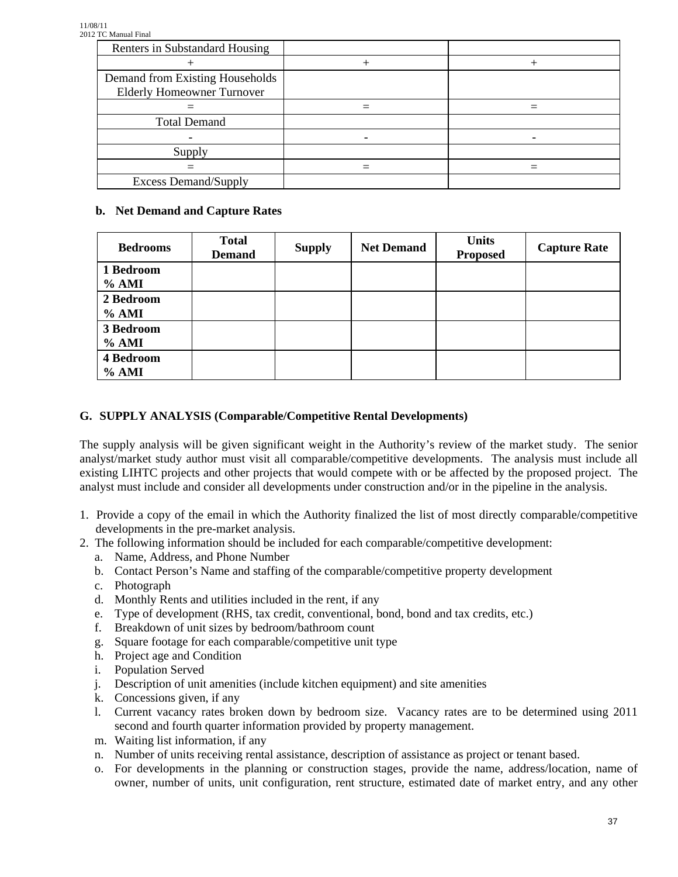| Renters in Substandard Housing | | |
|---|---|---|
| + | + | + |
| Demand from Existing Households Elderly Homeowner Turnover | | |
| = | = | = |
| Total Demand | | |
| - | - | - |
| Supply | | |
| = | = | = |
| Excess Demand/Supply | | |

**b. Net Demand and Capture Rates**

| Bedrooms | Total Demand | Supply | Net Demand | Units Proposed | Capture Rate |
|---|---|---|---|---|---|
| **1 Bedroom % AMI** | | | | | |
| **2 Bedroom % AMI** | | | | | |
| **3 Bedroom % AMI** | | | | | |
| **4 Bedroom % AMI** | | | | | |

## G. SUPPLY ANALYSIS (Comparable/Competitive Rental Developments)

The supply analysis will be given significant weight in the Authority's review of the market study. The senior analyst/market study author must visit all comparable/competitive developments. The analysis must include all existing LIHTC projects and other projects that would compete with or be affected by the proposed project. The analyst must include and consider all developments under construction and/or in the pipeline in the analysis.

1. Provide a copy of the email in which the Authority finalized the list of most directly comparable/competitive developments in the pre-market analysis.
2. The following information should be included for each comparable/competitive development:
   a. Name, Address, and Phone Number
   b. Contact Person's Name and staffing of the comparable/competitive property development
   c. Photograph
   d. Monthly Rents and utilities included in the rent, if any
   e. Type of development (RHS, tax credit, conventional, bond, bond and tax credits, etc.)
   f. Breakdown of unit sizes by bedroom/bathroom count
   g. Square footage for each comparable/competitive unit type
   h. Project age and Condition
   i. Population Served
   j. Description of unit amenities (include kitchen equipment) and site amenities
   k. Concessions given, if any
   l. Current vacancy rates broken down by bedroom size. Vacancy rates are to be determined using 2011 second and fourth quarter information provided by property management.
   m. Waiting list information, if any
   n. Number of units receiving rental assistance, description of assistance as project or tenant based.
   o. For developments in the planning or construction stages, provide the name, address/location, name of owner, number of units, unit configuration, rent structure, estimated date of market entry, and any other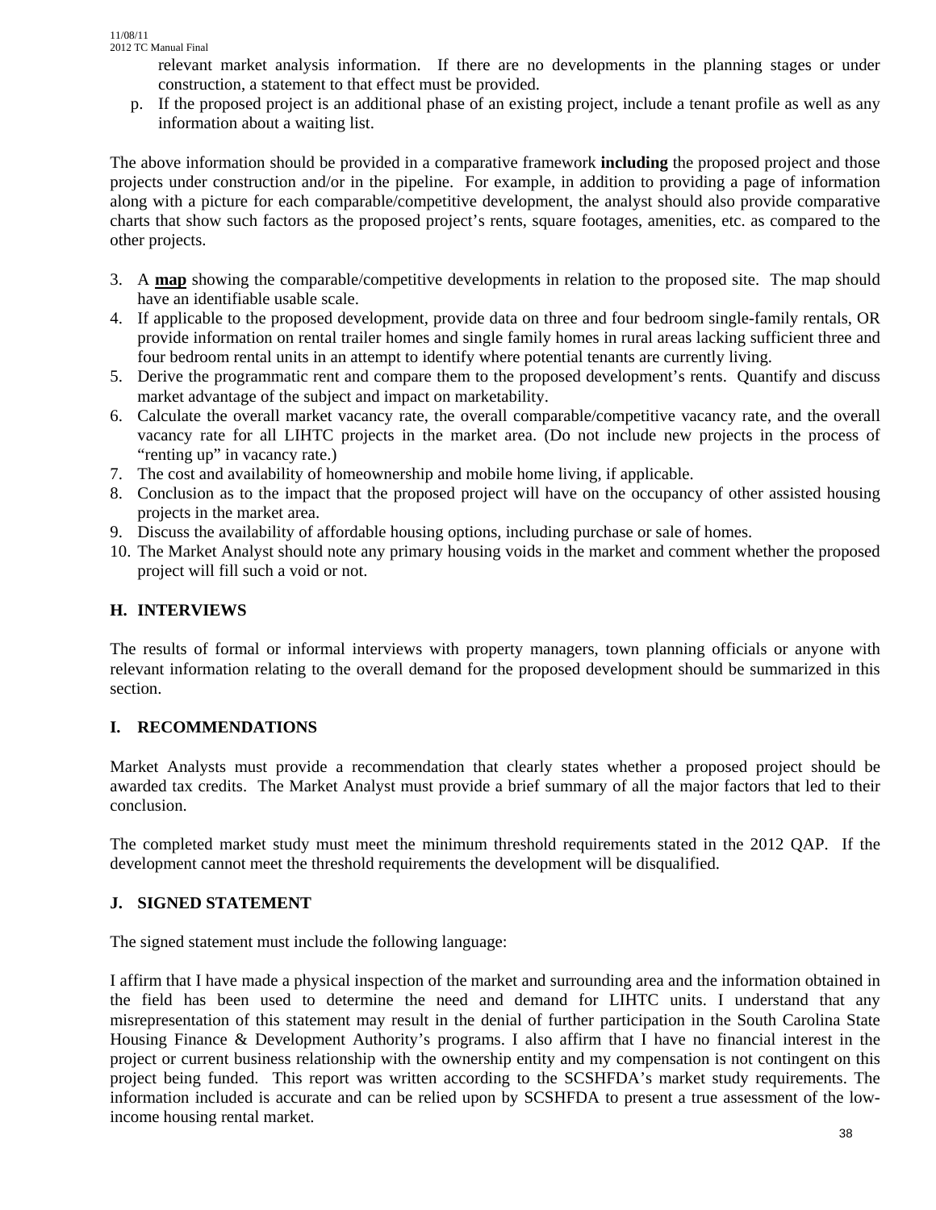relevant market analysis information. If there are no developments in the planning stages or under construction, a statement to that effect must be provided.

p. If the proposed project is an additional phase of an existing project, include a tenant profile as well as any information about a waiting list.

The above information should be provided in a comparative framework **including** the proposed project and those projects under construction and/or in the pipeline. For example, in addition to providing a page of information along with a picture for each comparable/competitive development, the analyst should also provide comparative charts that show such factors as the proposed project's rents, square footages, amenities, etc. as compared to the other projects.

3. A **map** showing the comparable/competitive developments in relation to the proposed site. The map should have an identifiable usable scale.
4. If applicable to the proposed development, provide data on three and four bedroom single-family rentals, OR provide information on rental trailer homes and single family homes in rural areas lacking sufficient three and four bedroom rental units in an attempt to identify where potential tenants are currently living.
5. Derive the programmatic rent and compare them to the proposed development's rents. Quantify and discuss market advantage of the subject and impact on marketability.
6. Calculate the overall market vacancy rate, the overall comparable/competitive vacancy rate, and the overall vacancy rate for all LIHTC projects in the market area. (Do not include new projects in the process of "renting up" in vacancy rate.)
7. The cost and availability of homeownership and mobile home living, if applicable.
8. Conclusion as to the impact that the proposed project will have on the occupancy of other assisted housing projects in the market area.
9. Discuss the availability of affordable housing options, including purchase or sale of homes.
10. The Market Analyst should note any primary housing voids in the market and comment whether the proposed project will fill such a void or not.

## H. INTERVIEWS

The results of formal or informal interviews with property managers, town planning officials or anyone with relevant information relating to the overall demand for the proposed development should be summarized in this section.

## I. RECOMMENDATIONS

Market Analysts must provide a recommendation that clearly states whether a proposed project should be awarded tax credits. The Market Analyst must provide a brief summary of all the major factors that led to their conclusion.

The completed market study must meet the minimum threshold requirements stated in the 2012 QAP. If the development cannot meet the threshold requirements the development will be disqualified.

## J. SIGNED STATEMENT

The signed statement must include the following language:

I affirm that I have made a physical inspection of the market and surrounding area and the information obtained in the field has been used to determine the need and demand for LIHTC units. I understand that any misrepresentation of this statement may result in the denial of further participation in the South Carolina State Housing Finance & Development Authority's programs. I also affirm that I have no financial interest in the project or current business relationship with the ownership entity and my compensation is not contingent on this project being funded. This report was written according to the SCSHFDA's market study requirements. The information included is accurate and can be relied upon by SCSHFDA to present a true assessment of the low-income housing rental market.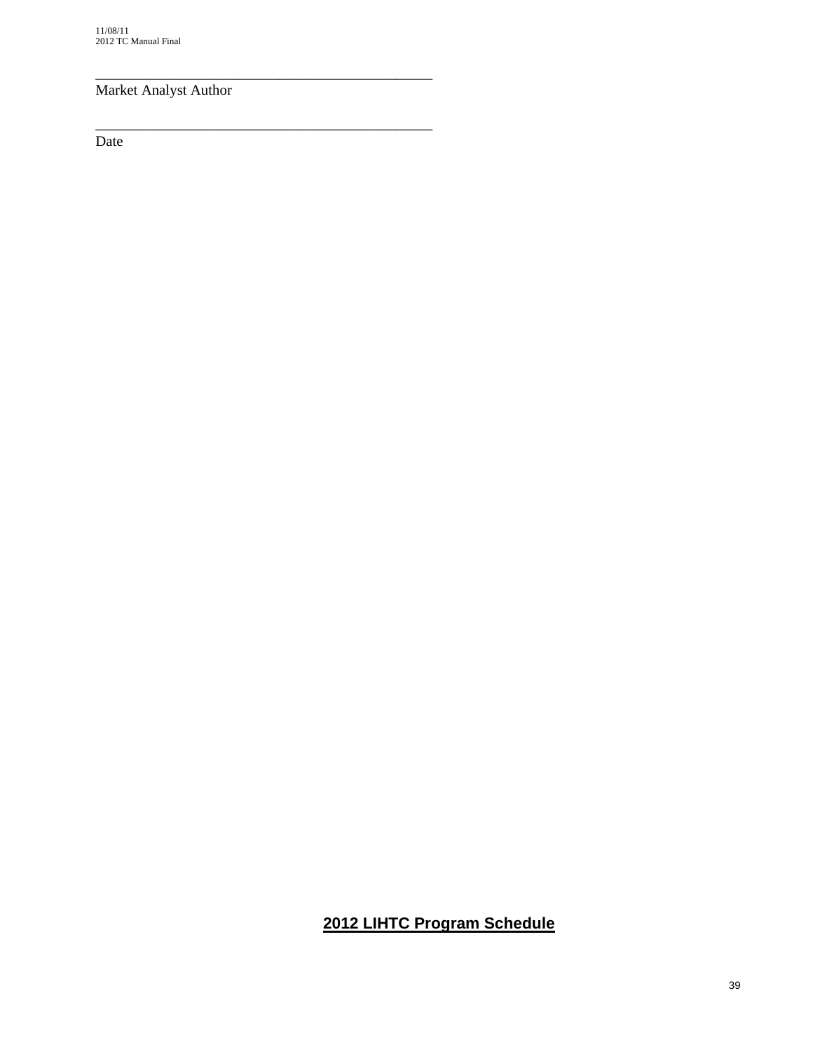_______________________________________________
Market Analyst Author

_______________________________________________
Date

**2012 LIHTC Program Schedule**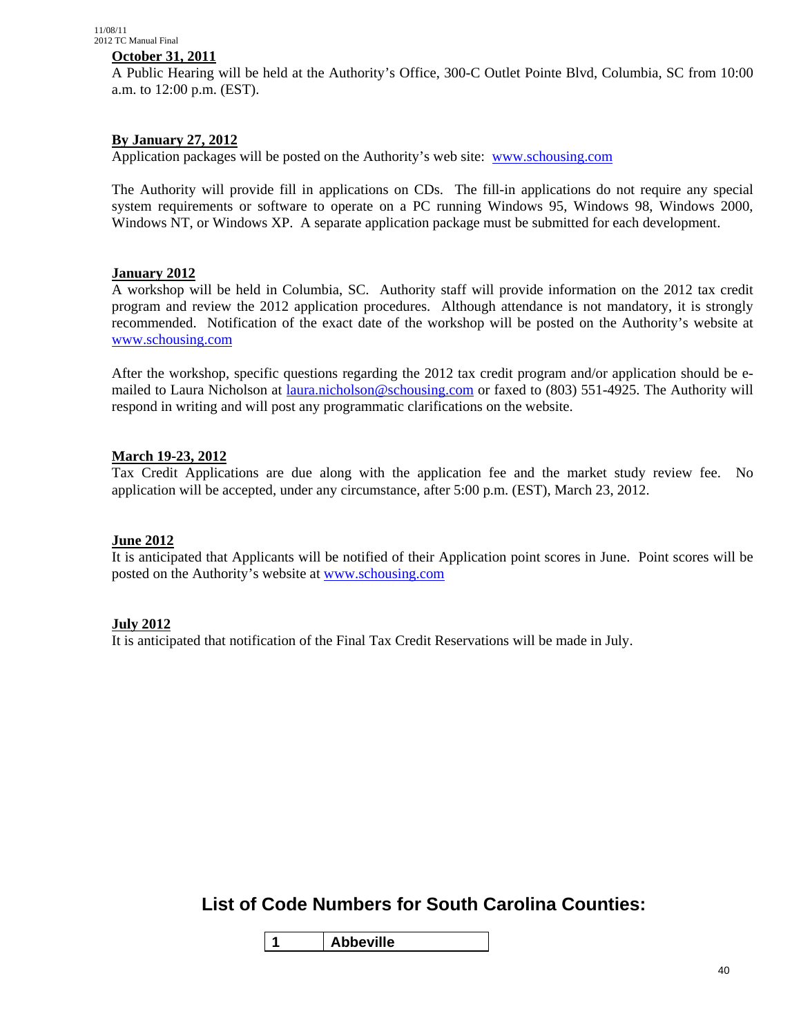**October 31, 2011**
A Public Hearing will be held at the Authority's Office, 300-C Outlet Pointe Blvd, Columbia, SC from 10:00 a.m. to 12:00 p.m. (EST).

**By January 27, 2012**
Application packages will be posted on the Authority's web site: www.schousing.com

The Authority will provide fill in applications on CDs. The fill-in applications do not require any special system requirements or software to operate on a PC running Windows 95, Windows 98, Windows 2000, Windows NT, or Windows XP. A separate application package must be submitted for each development.

**January 2012**
A workshop will be held in Columbia, SC. Authority staff will provide information on the 2012 tax credit program and review the 2012 application procedures. Although attendance is not mandatory, it is strongly recommended. Notification of the exact date of the workshop will be posted on the Authority's website at www.schousing.com

After the workshop, specific questions regarding the 2012 tax credit program and/or application should be e-mailed to Laura Nicholson at laura.nicholson@schousing.com or faxed to (803) 551-4925. The Authority will respond in writing and will post any programmatic clarifications on the website.

**March 19-23, 2012**
Tax Credit Applications are due along with the application fee and the market study review fee. No application will be accepted, under any circumstance, after 5:00 p.m. (EST), March 23, 2012.

**June 2012**
It is anticipated that Applicants will be notified of their Application point scores in June. Point scores will be posted on the Authority's website at www.schousing.com

**July 2012**
It is anticipated that notification of the Final Tax Credit Reservations will be made in July.

## List of Code Numbers for South Carolina Counties:

| 1 | Abbeville |
|---|---|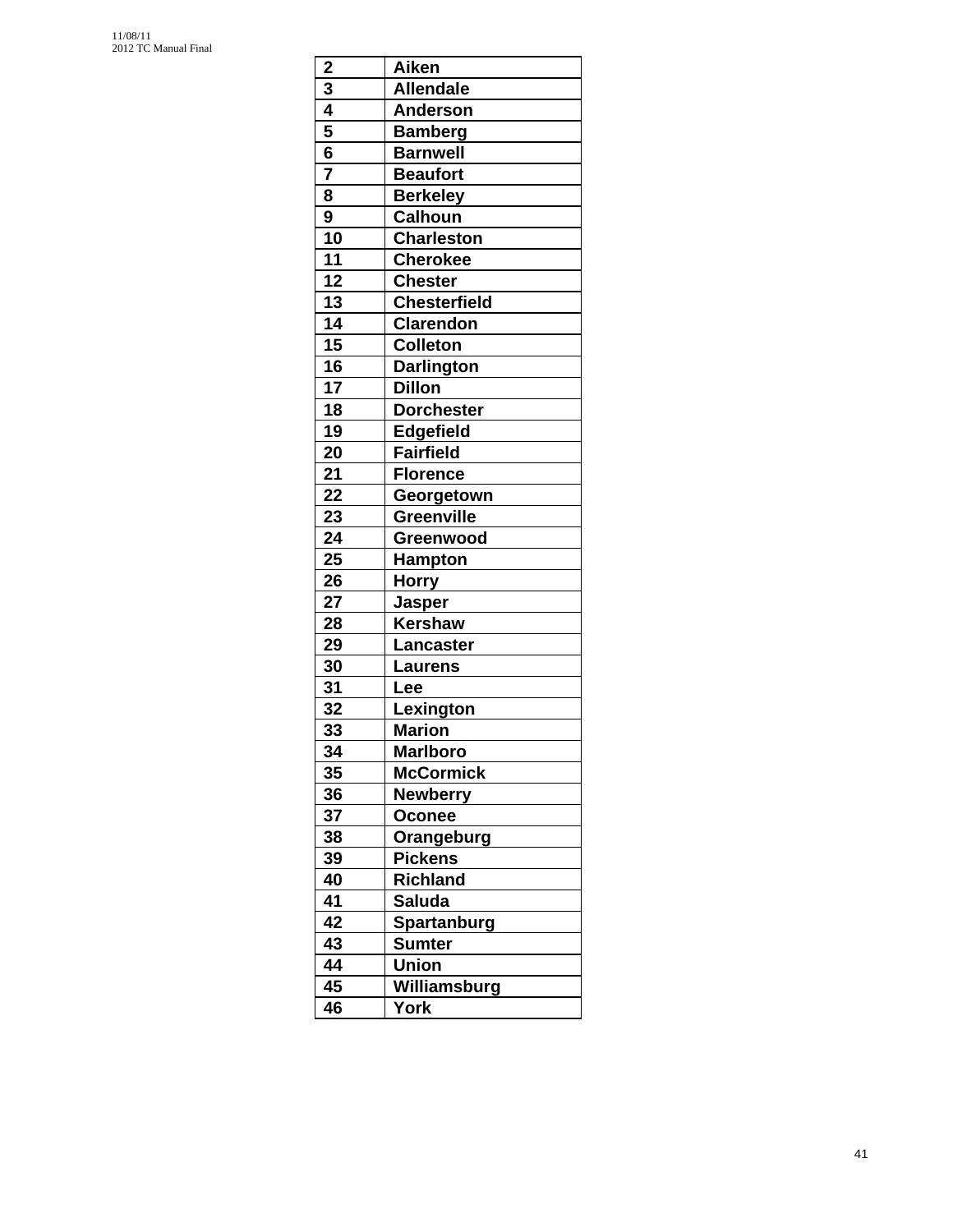| | |
|---|---|
| 2 | Aiken |
| 3 | Allendale |
| 4 | Anderson |
| 5 | Bamberg |
| 6 | Barnwell |
| 7 | Beaufort |
| 8 | Berkeley |
| 9 | Calhoun |
| 10 | Charleston |
| 11 | Cherokee |
| 12 | Chester |
| 13 | Chesterfield |
| 14 | Clarendon |
| 15 | Colleton |
| 16 | Darlington |
| 17 | Dillon |
| 18 | Dorchester |
| 19 | Edgefield |
| 20 | Fairfield |
| 21 | Florence |
| 22 | Georgetown |
| 23 | Greenville |
| 24 | Greenwood |
| 25 | Hampton |
| 26 | Horry |
| 27 | Jasper |
| 28 | Kershaw |
| 29 | Lancaster |
| 30 | Laurens |
| 31 | Lee |
| 32 | Lexington |
| 33 | Marion |
| 34 | Marlboro |
| 35 | McCormick |
| 36 | Newberry |
| 37 | Oconee |
| 38 | Orangeburg |
| 39 | Pickens |
| 40 | Richland |
| 41 | Saluda |
| 42 | Spartanburg |
| 43 | Sumter |
| 44 | Union |
| 45 | Williamsburg |
| 46 | York |